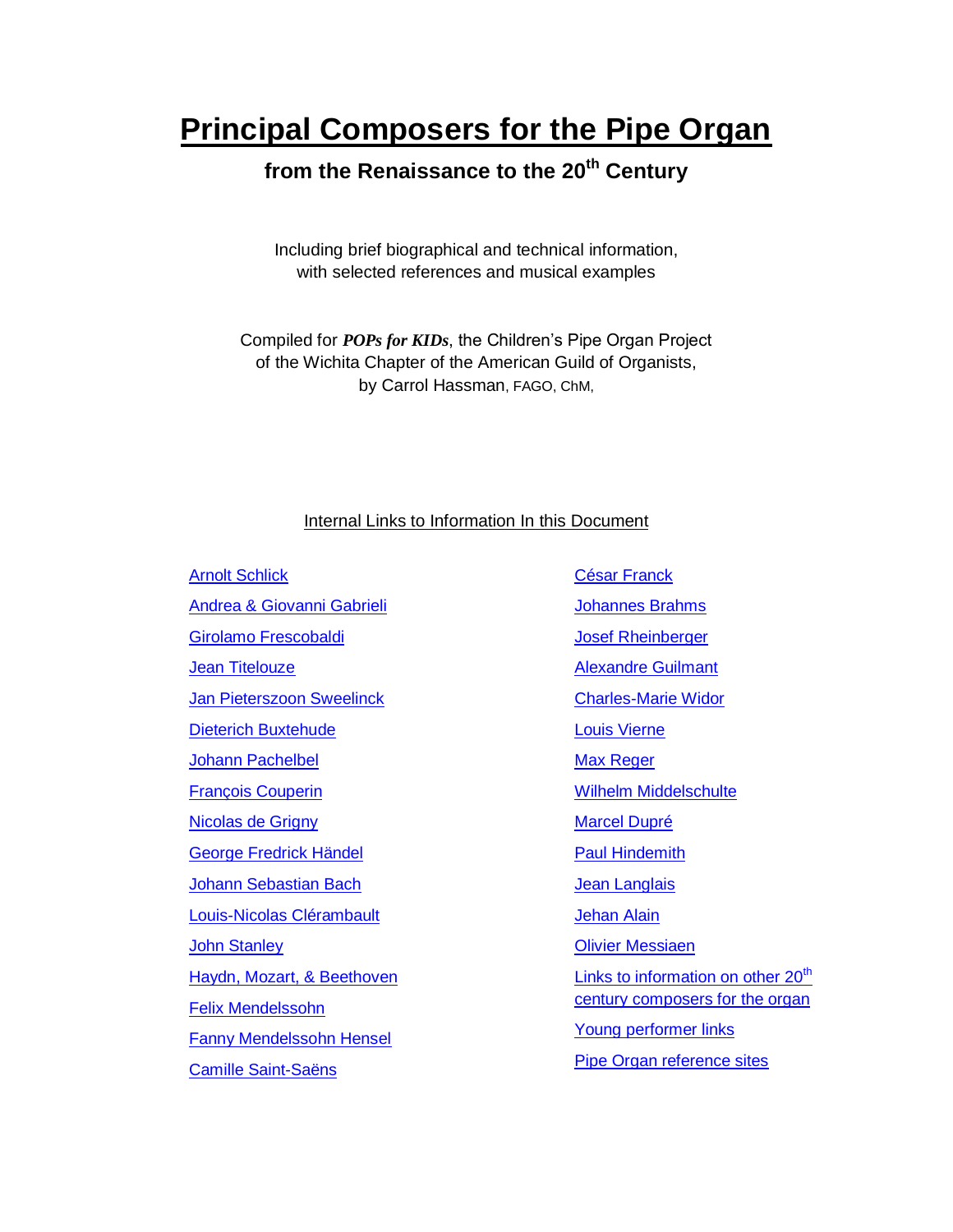# Principal Composers for the Pipe Organ

## from the Renaissance to the 20th Century

Including brief biographical and technical information,
with selected references and musical examples

Compiled for ***POPs for KIDs***, the Children's Pipe Organ Project
of the Wichita Chapter of the American Guild of Organists,
by Carrol Hassman, FAGO, ChM,

Internal Links to Information In this Document

- Arnolt Schlick
- Andrea & Giovanni Gabrieli
- Girolamo Frescobaldi
- Jean Titelouze
- Jan Pieterszoon Sweelinck
- Dieterich Buxtehude
- Johann Pachelbel
- François Couperin
- Nicolas de Grigny
- George Fredrick Händel
- Johann Sebastian Bach
- Louis-Nicolas Clérambault
- John Stanley
- Haydn, Mozart, & Beethoven
- Felix Mendelssohn
- Fanny Mendelssohn Hensel
- Camille Saint-Saëns
- César Franck
- Johannes Brahms
- Josef Rheinberger
- Alexandre Guilmant
- Charles-Marie Widor
- Louis Vierne
- Max Reger
- Wilhelm Middelschulte
- Marcel Dupré
- Paul Hindemith
- Jean Langlais
- Jehan Alain
- Olivier Messiaen
- Links to information on other 20th century composers for the organ
- Young performer links
- Pipe Organ reference sites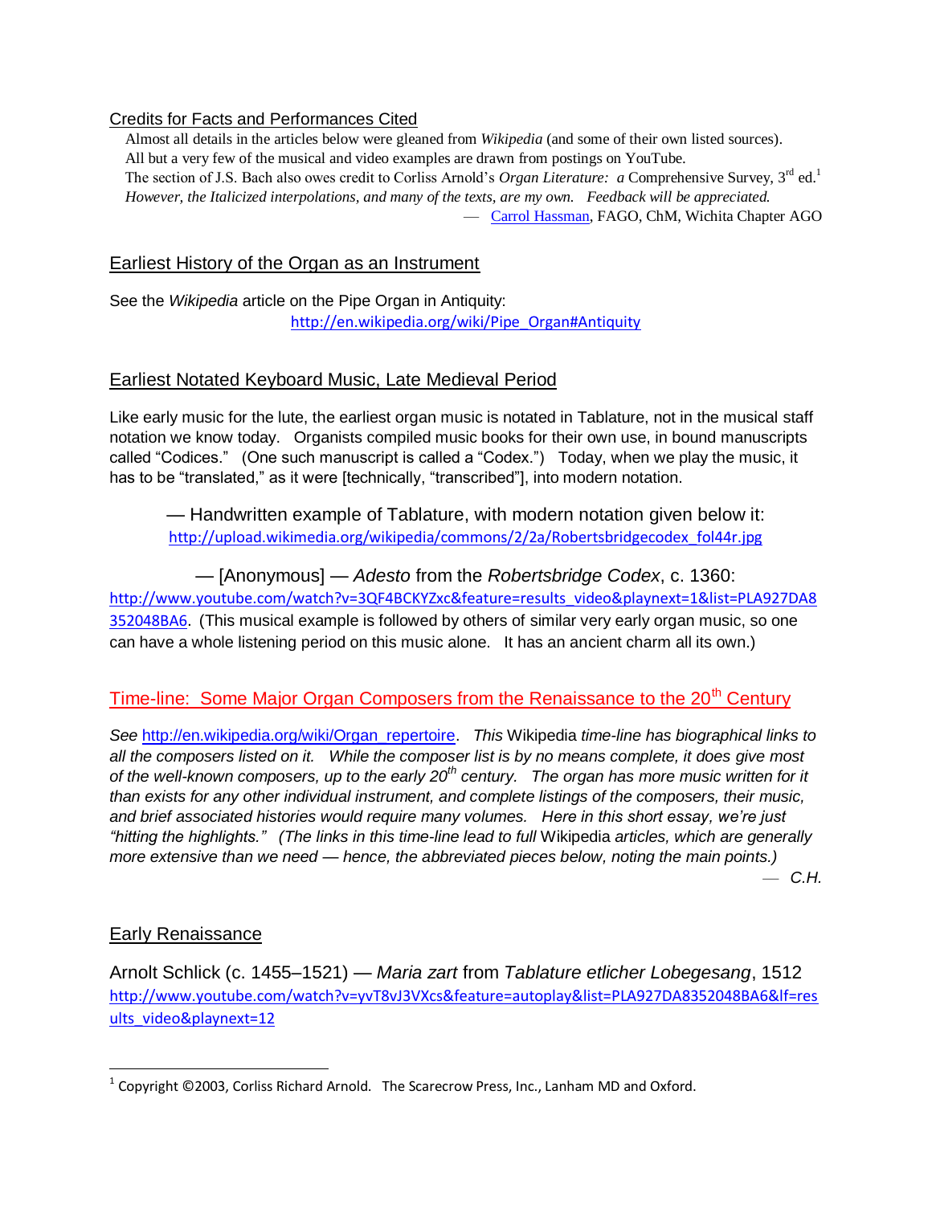## Credits for Facts and Performances Cited

Almost all details in the articles below were gleaned from *Wikipedia* (and some of their own listed sources).
All but a very few of the musical and video examples are drawn from postings on YouTube.
The section of J.S. Bach also owes credit to Corliss Arnold's *Organ Literature: a* Comprehensive Survey, 3rd ed.[1]
*However, the Italicized interpolations, and many of the texts, are my own. Feedback will be appreciated.*

— Carrol Hassman, FAGO, ChM, Wichita Chapter AGO

## Earliest History of the Organ as an Instrument

See the *Wikipedia* article on the Pipe Organ in Antiquity:
http://en.wikipedia.org/wiki/Pipe_Organ#Antiquity

## Earliest Notated Keyboard Music, Late Medieval Period

Like early music for the lute, the earliest organ music is notated in Tablature, not in the musical staff notation we know today. Organists compiled music books for their own use, in bound manuscripts called "Codices." (One such manuscript is called a "Codex.") Today, when we play the music, it has to be "translated," as it were [technically, "transcribed"], into modern notation.

— Handwritten example of Tablature, with modern notation given below it:
http://upload.wikimedia.org/wikipedia/commons/2/2a/Robertsbridgecodex_fol44r.jpg

— [Anonymous] — *Adesto* from the *Robertsbridge Codex*, c. 1360:
http://www.youtube.com/watch?v=3QF4BCKYZxc&feature=results_video&playnext=1&list=PLA927DA8352048BA6. (This musical example is followed by others of similar very early organ music, so one can have a whole listening period on this music alone. It has an ancient charm all its own.)

## Time-line: Some Major Organ Composers from the Renaissance to the 20th Century

*See* http://en.wikipedia.org/wiki/Organ_repertoire. *This* Wikipedia *time-line has biographical links to all the composers listed on it. While the composer list is by no means complete, it does give most of the well-known composers, up to the early 20th century. The organ has more music written for it than exists for any other individual instrument, and complete listings of the composers, their music, and brief associated histories would require many volumes. Here in this short essay, we're just "hitting the highlights." (The links in this time-line lead to full* Wikipedia *articles, which are generally more extensive than we need — hence, the abbreviated pieces below, noting the main points.)*

— *C.H.*

## Early Renaissance

Arnolt Schlick (c. 1455–1521) — *Maria zart* from *Tablature etlicher Lobegesang*, 1512
http://www.youtube.com/watch?v=yvT8vJ3VXcs&feature=autoplay&list=PLA927DA8352048BA6&lf=results_video&playnext=12

---

[1] Copyright ©2003, Corliss Richard Arnold. The Scarecrow Press, Inc., Lanham MD and Oxford.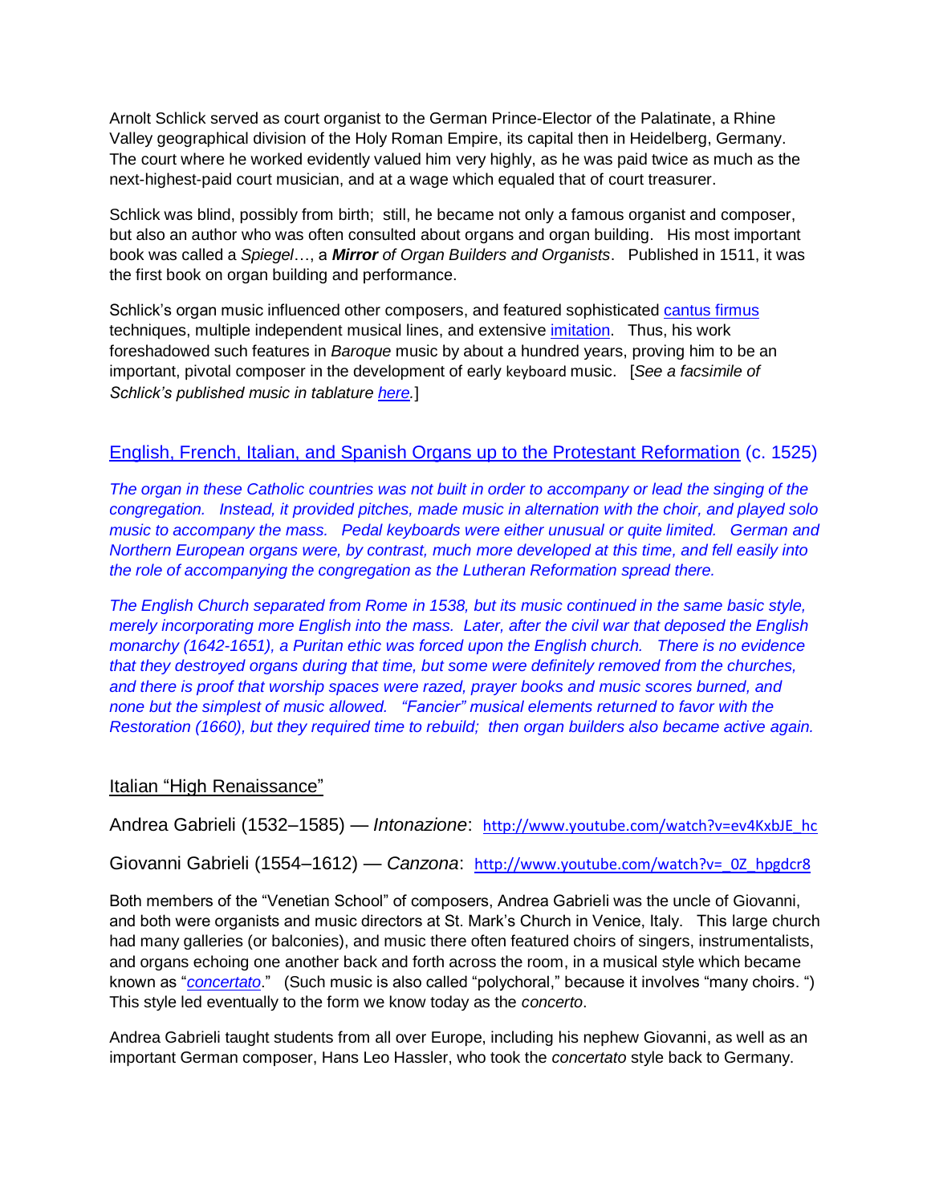Arnolt Schlick served as court organist to the German Prince-Elector of the Palatinate, a Rhine Valley geographical division of the Holy Roman Empire, its capital then in Heidelberg, Germany. The court where he worked evidently valued him very highly, as he was paid twice as much as the next-highest-paid court musician, and at a wage which equaled that of court treasurer.

Schlick was blind, possibly from birth; still, he became not only a famous organist and composer, but also an author who was often consulted about organs and organ building. His most important book was called a *Spiegel*…, a ***Mirror** of Organ Builders and Organists*. Published in 1511, it was the first book on organ building and performance.

Schlick's organ music influenced other composers, and featured sophisticated cantus firmus techniques, multiple independent musical lines, and extensive imitation. Thus, his work foreshadowed such features in *Baroque* music by about a hundred years, proving him to be an important, pivotal composer in the development of early keyboard music. [*See a facsimile of Schlick's published music in tablature here.*]

## English, French, Italian, and Spanish Organs up to the Protestant Reformation (c. 1525)

*The organ in these Catholic countries was not built in order to accompany or lead the singing of the congregation. Instead, it provided pitches, made music in alternation with the choir, and played solo music to accompany the mass. Pedal keyboards were either unusual or quite limited. German and Northern European organs were, by contrast, much more developed at this time, and fell easily into the role of accompanying the congregation as the Lutheran Reformation spread there.*

*The English Church separated from Rome in 1538, but its music continued in the same basic style, merely incorporating more English into the mass. Later, after the civil war that deposed the English monarchy (1642-1651), a Puritan ethic was forced upon the English church. There is no evidence that they destroyed organs during that time, but some were definitely removed from the churches, and there is proof that worship spaces were razed, prayer books and music scores burned, and none but the simplest of music allowed. "Fancier" musical elements returned to favor with the Restoration (1660), but they required time to rebuild; then organ builders also became active again.*

### Italian "High Renaissance"

Andrea Gabrieli (1532–1585) — *Intonazione*: http://www.youtube.com/watch?v=ev4KxbJE_hc

Giovanni Gabrieli (1554–1612) — *Canzona*: http://www.youtube.com/watch?v=_0Z_hpgdcr8

Both members of the "Venetian School" of composers, Andrea Gabrieli was the uncle of Giovanni, and both were organists and music directors at St. Mark's Church in Venice, Italy. This large church had many galleries (or balconies), and music there often featured choirs of singers, instrumentalists, and organs echoing one another back and forth across the room, in a musical style which became known as "*concertato*." (Such music is also called "polychoral," because it involves "many choirs.") This style led eventually to the form we know today as the *concerto*.

Andrea Gabrieli taught students from all over Europe, including his nephew Giovanni, as well as an important German composer, Hans Leo Hassler, who took the *concertato* style back to Germany.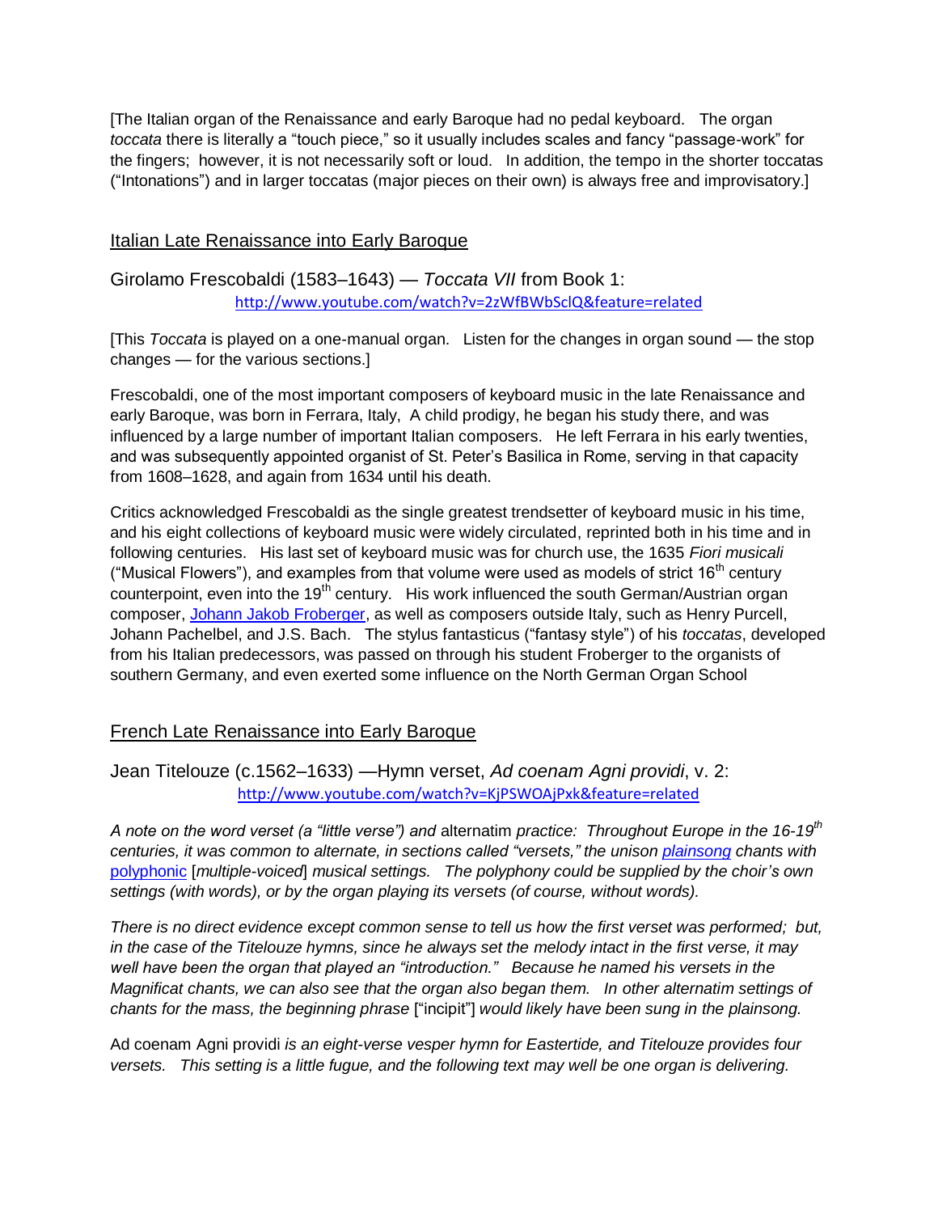[The Italian organ of the Renaissance and early Baroque had no pedal keyboard. The organ *toccata* there is literally a "touch piece," so it usually includes scales and fancy "passage-work" for the fingers; however, it is not necessarily soft or loud. In addition, the tempo in the shorter toccatas ("Intonations") and in larger toccatas (major pieces on their own) is always free and improvisatory.]

## Italian Late Renaissance into Early Baroque

### Girolamo Frescobaldi (1583–1643) — *Toccata VII* from Book 1:

http://www.youtube.com/watch?v=2zWfBWbSclQ&feature=related

[This *Toccata* is played on a one-manual organ. Listen for the changes in organ sound — the stop changes — for the various sections.]

Frescobaldi, one of the most important composers of keyboard music in the late Renaissance and early Baroque, was born in Ferrara, Italy, A child prodigy, he began his study there, and was influenced by a large number of important Italian composers. He left Ferrara in his early twenties, and was subsequently appointed organist of St. Peter's Basilica in Rome, serving in that capacity from 1608–1628, and again from 1634 until his death.

Critics acknowledged Frescobaldi as the single greatest trendsetter of keyboard music in his time, and his eight collections of keyboard music were widely circulated, reprinted both in his time and in following centuries. His last set of keyboard music was for church use, the 1635 *Fiori musicali* ("Musical Flowers"), and examples from that volume were used as models of strict 16th century counterpoint, even into the 19th century. His work influenced the south German/Austrian organ composer, Johann Jakob Froberger, as well as composers outside Italy, such as Henry Purcell, Johann Pachelbel, and J.S. Bach. The stylus fantasticus ("fantasy style") of his *toccatas*, developed from his Italian predecessors, was passed on through his student Froberger to the organists of southern Germany, and even exerted some influence on the North German Organ School

## French Late Renaissance into Early Baroque

### Jean Titelouze (c.1562–1633) —Hymn verset, *Ad coenam Agni providi*, v. 2:

http://www.youtube.com/watch?v=KjPSWOAjPxk&feature=related

*A note on the word verset (a "little verse") and* alternatim *practice: Throughout Europe in the 16-19th centuries, it was common to alternate, in sections called "versets," the unison plainsong chants with polyphonic* [*multiple-voiced*] *musical settings. The polyphony could be supplied by the choir's own settings (with words), or by the organ playing its versets (of course, without words).*

*There is no direct evidence except common sense to tell us how the first verset was performed; but, in the case of the Titelouze hymns, since he always set the melody intact in the first verse, it may well have been the organ that played an "introduction." Because he named his versets in the Magnificat chants, we can also see that the organ also began them. In other alternatim settings of chants for the mass, the beginning phrase* ["incipit"] *would likely have been sung in the plainsong.*

Ad coenam Agni providi *is an eight-verse vesper hymn for Eastertide, and Titelouze provides four versets. This setting is a little fugue, and the following text may well be one organ is delivering.*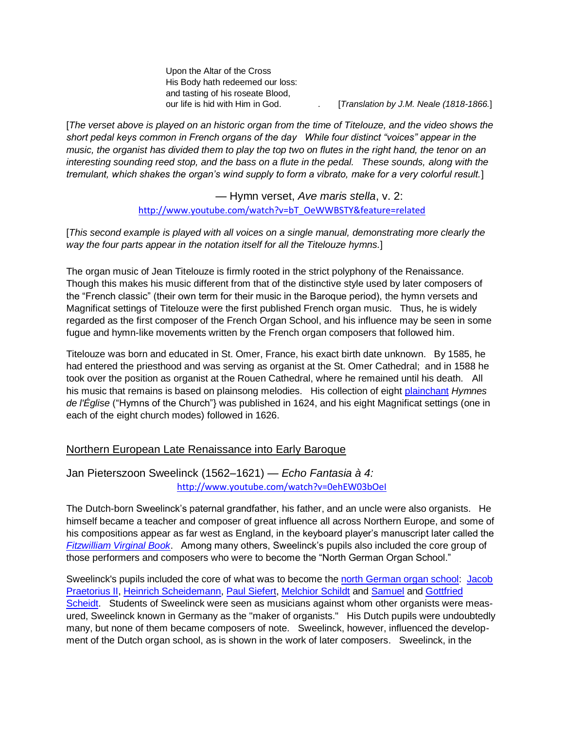Upon the Altar of the Cross
His Body hath redeemed our loss:
and tasting of his roseate Blood,
our life is hid with Him in God. . [*Translation by J.M. Neale (1818-1866.*]

[*The verset above is played on an historic organ from the time of Titelouze, and the video shows the short pedal keys common in French organs of the day While four distinct "voices" appear in the music, the organist has divided them to play the top two on flutes in the right hand, the tenor on an interesting sounding reed stop, and the bass on a flute in the pedal. These sounds, along with the tremulant, which shakes the organ's wind supply to form a vibrato, make for a very colorful result.*]

— Hymn verset, *Ave maris stella*, v. 2:
http://www.youtube.com/watch?v=bT_OeWWBSTY&feature=related

[*This second example is played with all voices on a single manual, demonstrating more clearly the way the four parts appear in the notation itself for all the Titelouze hymns.*]

The organ music of Jean Titelouze is firmly rooted in the strict polyphony of the Renaissance. Though this makes his music different from that of the distinctive style used by later composers of the "French classic" (their own term for their music in the Baroque period), the hymn versets and Magnificat settings of Titelouze were the first published French organ music. Thus, he is widely regarded as the first composer of the French Organ School, and his influence may be seen in some fugue and hymn-like movements written by the French organ composers that followed him.

Titelouze was born and educated in St. Omer, France, his exact birth date unknown. By 1585, he had entered the priesthood and was serving as organist at the St. Omer Cathedral; and in 1588 he took over the position as organist at the Rouen Cathedral, where he remained until his death. All his music that remains is based on plainsong melodies. His collection of eight plainchant *Hymnes de l'Église* ("Hymns of the Church"} was published in 1624, and his eight Magnificat settings (one in each of the eight church modes) followed in 1626.

## Northern European Late Renaissance into Early Baroque

### Jan Pieterszoon Sweelinck (1562–1621) — *Echo Fantasia à 4:*

http://www.youtube.com/watch?v=0ehEW03bOeI

The Dutch-born Sweelinck's paternal grandfather, his father, and an uncle were also organists. He himself became a teacher and composer of great influence all across Northern Europe, and some of his compositions appear as far west as England, in the keyboard player's manuscript later called the *Fitzwilliam Virginal Book*. Among many others, Sweelinck's pupils also included the core group of those performers and composers who were to become the "North German Organ School."

Sweelinck's pupils included the core of what was to become the north German organ school: Jacob Praetorius II, Heinrich Scheidemann, Paul Siefert, Melchior Schildt and Samuel and Gottfried Scheidt. Students of Sweelinck were seen as musicians against whom other organists were measured, Sweelinck known in Germany as the "maker of organists." His Dutch pupils were undoubtedly many, but none of them became composers of note. Sweelinck, however, influenced the development of the Dutch organ school, as is shown in the work of later composers. Sweelinck, in the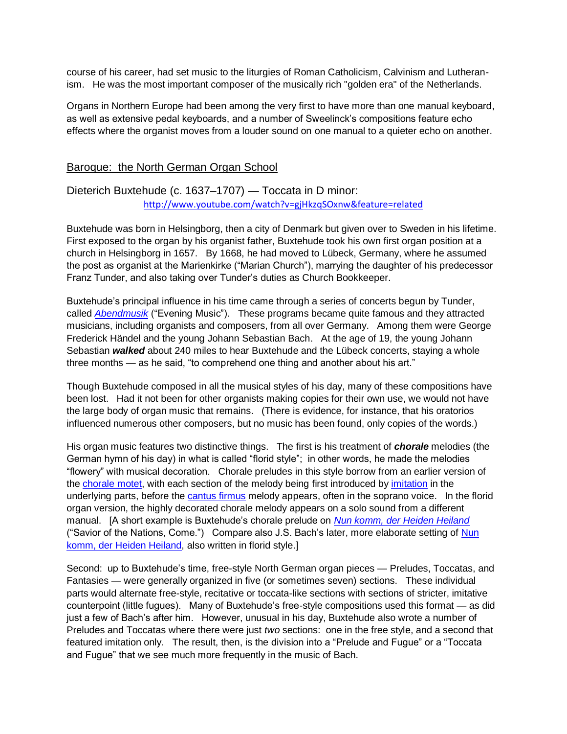course of his career, had set music to the liturgies of Roman Catholicism, Calvinism and Lutheranism. He was the most important composer of the musically rich "golden era" of the Netherlands.

Organs in Northern Europe had been among the very first to have more than one manual keyboard, as well as extensive pedal keyboards, and a number of Sweelinck's compositions feature echo effects where the organist moves from a louder sound on one manual to a quieter echo on another.

## Baroque: the North German Organ School

### Dieterich Buxtehude (c. 1637–1707) — Toccata in D minor:

http://www.youtube.com/watch?v=gjHkzqSOxnw&feature=related

Buxtehude was born in Helsingborg, then a city of Denmark but given over to Sweden in his lifetime. First exposed to the organ by his organist father, Buxtehude took his own first organ position at a church in Helsingborg in 1657. By 1668, he had moved to Lübeck, Germany, where he assumed the post as organist at the Marienkirke ("Marian Church"), marrying the daughter of his predecessor Franz Tunder, and also taking over Tunder's duties as Church Bookkeeper.

Buxtehude's principal influence in his time came through a series of concerts begun by Tunder, called *Abendmusik* ("Evening Music"). These programs became quite famous and they attracted musicians, including organists and composers, from all over Germany. Among them were George Frederick Händel and the young Johann Sebastian Bach. At the age of 19, the young Johann Sebastian ***walked*** about 240 miles to hear Buxtehude and the Lübeck concerts, staying a whole three months — as he said, "to comprehend one thing and another about his art."

Though Buxtehude composed in all the musical styles of his day, many of these compositions have been lost. Had it not been for other organists making copies for their own use, we would not have the large body of organ music that remains. (There is evidence, for instance, that his oratorios influenced numerous other composers, but no music has been found, only copies of the words.)

His organ music features two distinctive things. The first is his treatment of ***chorale*** melodies (the German hymn of his day) in what is called "florid style"; in other words, he made the melodies "flowery" with musical decoration. Chorale preludes in this style borrow from an earlier version of the chorale motet, with each section of the melody being first introduced by imitation in the underlying parts, before the cantus firmus melody appears, often in the soprano voice. In the florid organ version, the highly decorated chorale melody appears on a solo sound from a different manual. [A short example is Buxtehude's chorale prelude on *Nun komm, der Heiden Heiland* ("Savior of the Nations, Come.") Compare also J.S. Bach's later, more elaborate setting of Nun komm, der Heiden Heiland, also written in florid style.]

Second: up to Buxtehude's time, free-style North German organ pieces — Preludes, Toccatas, and Fantasies — were generally organized in five (or sometimes seven) sections. These individual parts would alternate free-style, recitative or toccata-like sections with sections of stricter, imitative counterpoint (little fugues). Many of Buxtehude's free-style compositions used this format — as did just a few of Bach's after him. However, unusual in his day, Buxtehude also wrote a number of Preludes and Toccatas where there were just *two* sections: one in the free style, and a second that featured imitation only. The result, then, is the division into a "Prelude and Fugue" or a "Toccata and Fugue" that we see much more frequently in the music of Bach.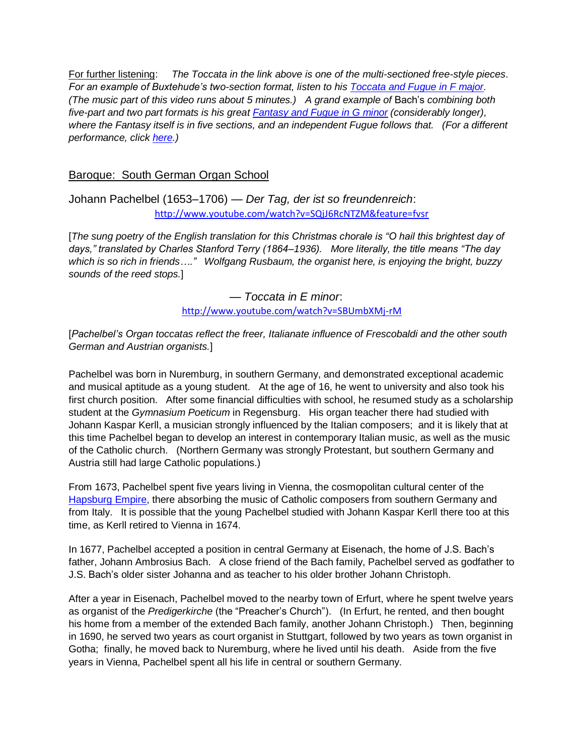<u>For further listening</u>: *The Toccata in the link above is one of the multi-sectioned free-style pieces. For an example of Buxtehude's two-section format, listen to his [Toccata and Fugue in F major](). (The music part of this video runs about 5 minutes.) A grand example of* Bach's *combining both five-part and two part formats is his great [Fantasy and Fugue in G minor]() (considerably longer), where the Fantasy itself is in five sections, and an independent Fugue follows that. (For a different performance, click [here]().)*

## <u>Baroque: South German Organ School</u>

### Johann Pachelbel (1653–1706) — *Der Tag, der ist so freundenreich*:

http://www.youtube.com/watch?v=SQjJ6RcNTZM&feature=fvsr

[*The sung poetry of the English translation for this Christmas chorale is "O hail this brightest day of days," translated by Charles Stanford Terry (1864–1936). More literally, the title means "The day which is so rich in friends…." Wolfgang Rusbaum, the organist here, is enjoying the bright, buzzy sounds of the reed stops.*]

### — *Toccata in E minor*:

http://www.youtube.com/watch?v=SBUmbXMj-rM

[*Pachelbel's Organ toccatas reflect the freer, Italianate influence of Frescobaldi and the other south German and Austrian organists.*]

Pachelbel was born in Nuremburg, in southern Germany, and demonstrated exceptional academic and musical aptitude as a young student. At the age of 16, he went to university and also took his first church position. After some financial difficulties with school, he resumed study as a scholarship student at the *Gymnasium Poeticum* in Regensburg. His organ teacher there had studied with Johann Kaspar Kerll, a musician strongly influenced by the Italian composers; and it is likely that at this time Pachelbel began to develop an interest in contemporary Italian music, as well as the music of the Catholic church. (Northern Germany was strongly Protestant, but southern Germany and Austria still had large Catholic populations.)

From 1673, Pachelbel spent five years living in Vienna, the cosmopolitan cultural center of the [Hapsburg Empire](), there absorbing the music of Catholic composers from southern Germany and from Italy. It is possible that the young Pachelbel studied with Johann Kaspar Kerll there too at this time, as Kerll retired to Vienna in 1674.

In 1677, Pachelbel accepted a position in central Germany at Eisenach, the home of J.S. Bach's father, Johann Ambrosius Bach. A close friend of the Bach family, Pachelbel served as godfather to J.S. Bach's older sister Johanna and as teacher to his older brother Johann Christoph.

After a year in Eisenach, Pachelbel moved to the nearby town of Erfurt, where he spent twelve years as organist of the *Predigerkirche* (the "Preacher's Church"). (In Erfurt, he rented, and then bought his home from a member of the extended Bach family, another Johann Christoph.) Then, beginning in 1690, he served two years as court organist in Stuttgart, followed by two years as town organist in Gotha; finally, he moved back to Nuremburg, where he lived until his death. Aside from the five years in Vienna, Pachelbel spent all his life in central or southern Germany.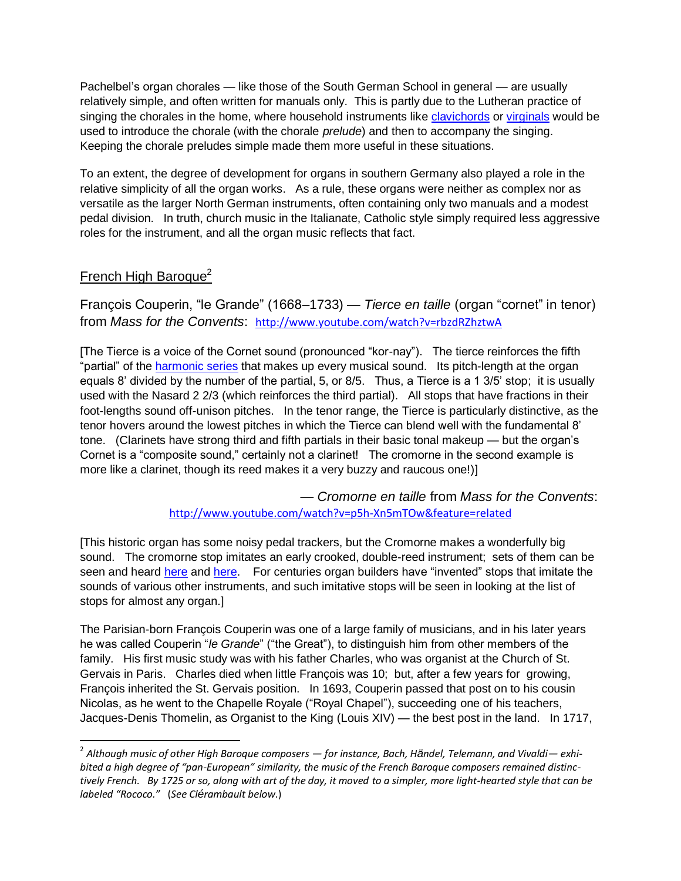Pachelbel's organ chorales — like those of the South German School in general — are usually relatively simple, and often written for manuals only. This is partly due to the Lutheran practice of singing the chorales in the home, where household instruments like clavichords or virginals would be used to introduce the chorale (with the chorale *prelude*) and then to accompany the singing. Keeping the chorale preludes simple made them more useful in these situations.

To an extent, the degree of development for organs in southern Germany also played a role in the relative simplicity of all the organ works. As a rule, these organs were neither as complex nor as versatile as the larger North German instruments, often containing only two manuals and a modest pedal division. In truth, church music in the Italianate, Catholic style simply required less aggressive roles for the instrument, and all the organ music reflects that fact.

## French High Baroque[2]

### François Couperin, "le Grande" (1668–1733) — *Tierce en taille* (organ "cornet" in tenor) from *Mass for the Convents*: http://www.youtube.com/watch?v=rbzdRZhztwA

[The Tierce is a voice of the Cornet sound (pronounced "kor-nay"). The tierce reinforces the fifth "partial" of the harmonic series that makes up every musical sound. Its pitch-length at the organ equals 8' divided by the number of the partial, 5, or 8/5. Thus, a Tierce is a 1 3/5' stop; it is usually used with the Nasard 2 2/3 (which reinforces the third partial). All stops that have fractions in their foot-lengths sound off-unison pitches. In the tenor range, the Tierce is particularly distinctive, as the tenor hovers around the lowest pitches in which the Tierce can blend well with the fundamental 8' tone. (Clarinets have strong third and fifth partials in their basic tonal makeup — but the organ's Cornet is a "composite sound," certainly not a clarinet! The cromorne in the second example is more like a clarinet, though its reed makes it a very buzzy and raucous one!)]

— *Cromorne en taille* from *Mass for the Convents*:
http://www.youtube.com/watch?v=p5h-Xn5mTOw&feature=related

[This historic organ has some noisy pedal trackers, but the Cromorne makes a wonderfully big sound. The cromorne stop imitates an early crooked, double-reed instrument; sets of them can be seen and heard here and here. For centuries organ builders have "invented" stops that imitate the sounds of various other instruments, and such imitative stops will be seen in looking at the list of stops for almost any organ.]

The Parisian-born François Couperin was one of a large family of musicians, and in his later years he was called Couperin "*le Grande*" ("the Great"), to distinguish him from other members of the family. His first music study was with his father Charles, who was organist at the Church of St. Gervais in Paris. Charles died when little François was 10; but, after a few years for growing, François inherited the St. Gervais position. In 1693, Couperin passed that post on to his cousin Nicolas, as he went to the Chapelle Royale ("Royal Chapel"), succeeding one of his teachers, Jacques-Denis Thomelin, as Organist to the King (Louis XIV) — the best post in the land. In 1717,

---

[2] *Although music of other High Baroque composers — for instance, Bach, Händel, Telemann, and Vivaldi — exhibited a high degree of "pan-European" similarity, the music of the French Baroque composers remained distinctively French. By 1725 or so, along with art of the day, it moved to a simpler, more light-hearted style that can be labeled "Rococo."* (*See Clérambault below*.)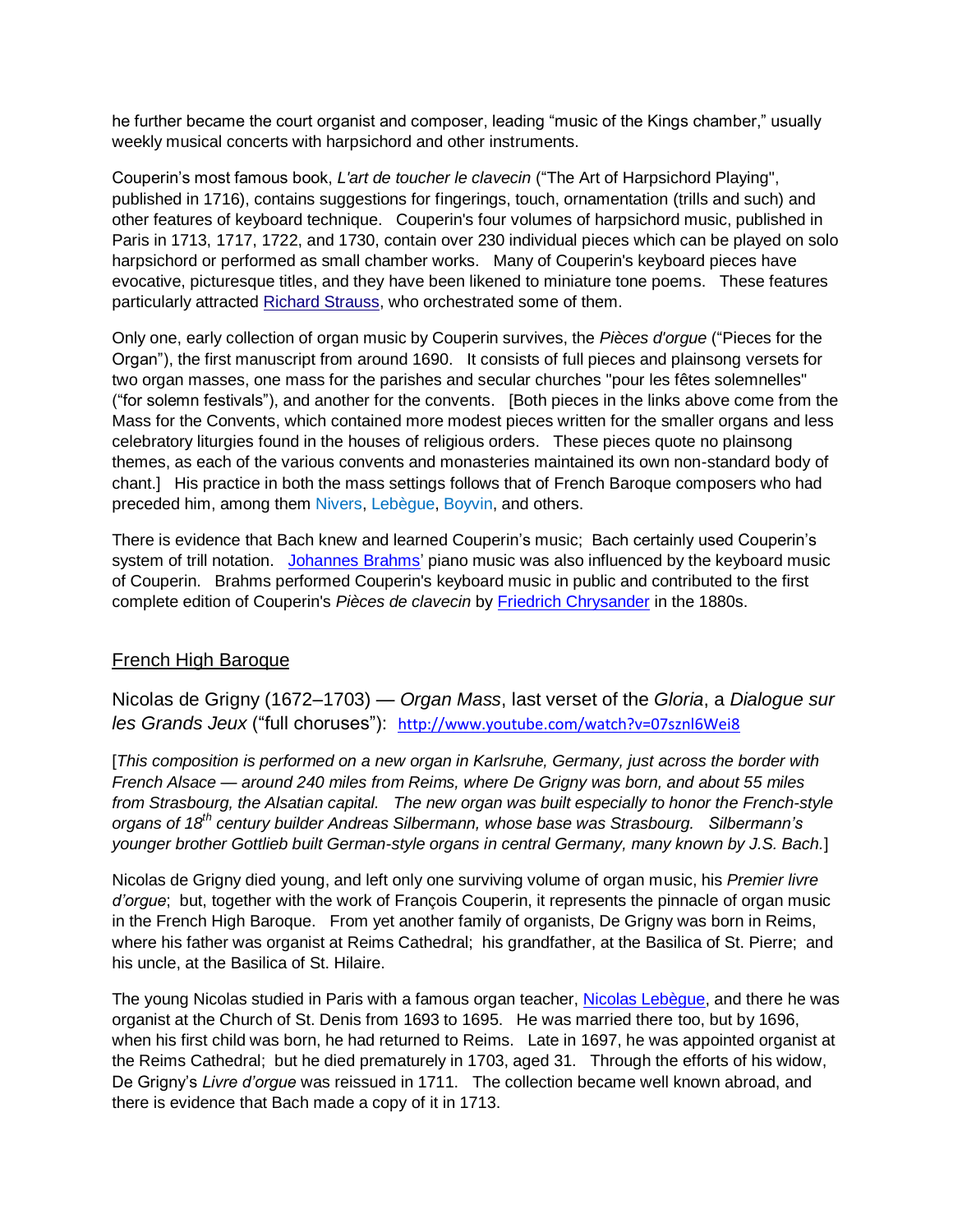he further became the court organist and composer, leading “music of the Kings chamber,” usually weekly musical concerts with harpsichord and other instruments.

Couperin’s most famous book, *L'art de toucher le clavecin* (“The Art of Harpsichord Playing", published in 1716), contains suggestions for fingerings, touch, ornamentation (trills and such) and other features of keyboard technique. Couperin's four volumes of harpsichord music, published in Paris in 1713, 1717, 1722, and 1730, contain over 230 individual pieces which can be played on solo harpsichord or performed as small chamber works. Many of Couperin's keyboard pieces have evocative, picturesque titles, and they have been likened to miniature tone poems. These features particularly attracted Richard Strauss, who orchestrated some of them.

Only one, early collection of organ music by Couperin survives, the *Pièces d'orgue* (“Pieces for the Organ”), the first manuscript from around 1690. It consists of full pieces and plainsong versets for two organ masses, one mass for the parishes and secular churches "pour les fêtes solemnelles" (“for solemn festivals”), and another for the convents. [Both pieces in the links above come from the Mass for the Convents, which contained more modest pieces written for the smaller organs and less celebratory liturgies found in the houses of religious orders. These pieces quote no plainsong themes, as each of the various convents and monasteries maintained its own non-standard body of chant.] His practice in both the mass settings follows that of French Baroque composers who had preceded him, among them Nivers, Lebègue, Boyvin, and others.

There is evidence that Bach knew and learned Couperin’s music; Bach certainly used Couperin’s system of trill notation. Johannes Brahms’ piano music was also influenced by the keyboard music of Couperin. Brahms performed Couperin's keyboard music in public and contributed to the first complete edition of Couperin's *Pièces de clavecin* by Friedrich Chrysander in the 1880s.

## French High Baroque

### Nicolas de Grigny (1672–1703) — *Organ Mass*, last verset of the *Gloria*, a *Dialogue sur les Grands Jeux* (“full choruses”): http://www.youtube.com/watch?v=07sznl6Wei8

[*This composition is performed on a new organ in Karlsruhe, Germany, just across the border with French Alsace — around 240 miles from Reims, where De Grigny was born, and about 55 miles from Strasbourg, the Alsatian capital. The new organ was built especially to honor the French-style organs of 18th century builder Andreas Silbermann, whose base was Strasbourg. Silbermann’s younger brother Gottlieb built German-style organs in central Germany, many known by J.S. Bach.*]

Nicolas de Grigny died young, and left only one surviving volume of organ music, his *Premier livre d’orgue*; but, together with the work of François Couperin, it represents the pinnacle of organ music in the French High Baroque. From yet another family of organists, De Grigny was born in Reims, where his father was organist at Reims Cathedral; his grandfather, at the Basilica of St. Pierre; and his uncle, at the Basilica of St. Hilaire.

The young Nicolas studied in Paris with a famous organ teacher, Nicolas Lebègue, and there he was organist at the Church of St. Denis from 1693 to 1695. He was married there too, but by 1696, when his first child was born, he had returned to Reims. Late in 1697, he was appointed organist at the Reims Cathedral; but he died prematurely in 1703, aged 31. Through the efforts of his widow, De Grigny’s *Livre d’orgue* was reissued in 1711. The collection became well known abroad, and there is evidence that Bach made a copy of it in 1713.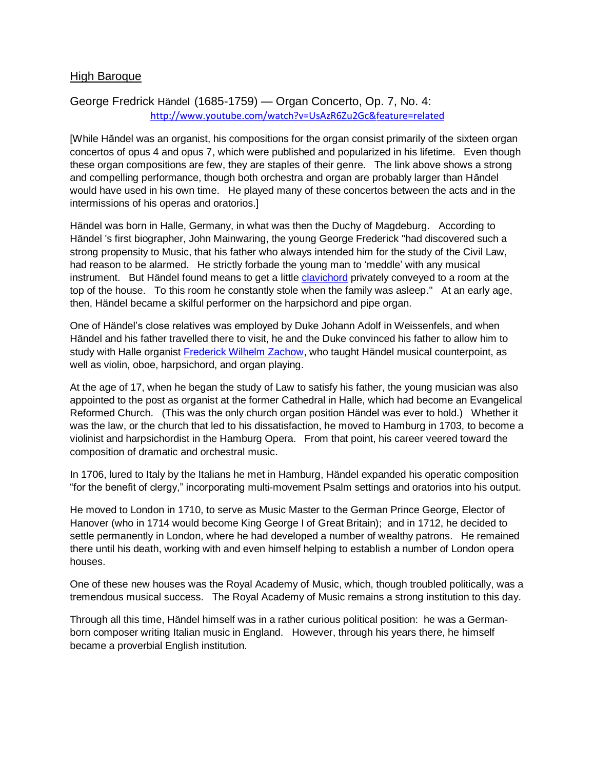## High Baroque

### George Fredrick Händel (1685-1759) — Organ Concerto, Op. 7, No. 4:

http://www.youtube.com/watch?v=UsAzR6Zu2Gc&feature=related

[While Hǎndel was an organist, his compositions for the organ consist primarily of the sixteen organ concertos of opus 4 and opus 7, which were published and popularized in his lifetime. Even though these organ compositions are few, they are staples of their genre. The link above shows a strong and compelling performance, though both orchestra and organ are probably larger than Hǎndel would have used in his own time. He played many of these concertos between the acts and in the intermissions of his operas and oratorios.]

Händel was born in Halle, Germany, in what was then the Duchy of Magdeburg. According to Händel 's first biographer, John Mainwaring, the young George Frederick "had discovered such a strong propensity to Music, that his father who always intended him for the study of the Civil Law, had reason to be alarmed. He strictly forbade the young man to 'meddle' with any musical instrument. But Händel found means to get a little clavichord privately conveyed to a room at the top of the house. To this room he constantly stole when the family was asleep." At an early age, then, Händel became a skilful performer on the harpsichord and pipe organ.

One of Händel's close relatives was employed by Duke Johann Adolf in Weissenfels, and when Händel and his father travelled there to visit, he and the Duke convinced his father to allow him to study with Halle organist Frederick Wilhelm Zachow, who taught Händel musical counterpoint, as well as violin, oboe, harpsichord, and organ playing.

At the age of 17, when he began the study of Law to satisfy his father, the young musician was also appointed to the post as organist at the former Cathedral in Halle, which had become an Evangelical Reformed Church. (This was the only church organ position Händel was ever to hold.) Whether it was the law, or the church that led to his dissatisfaction, he moved to Hamburg in 1703, to become a violinist and harpsichordist in the Hamburg Opera. From that point, his career veered toward the composition of dramatic and orchestral music.

In 1706, lured to Italy by the Italians he met in Hamburg, Händel expanded his operatic composition "for the benefit of clergy," incorporating multi-movement Psalm settings and oratorios into his output.

He moved to London in 1710, to serve as Music Master to the German Prince George, Elector of Hanover (who in 1714 would become King George I of Great Britain); and in 1712, he decided to settle permanently in London, where he had developed a number of wealthy patrons. He remained there until his death, working with and even himself helping to establish a number of London opera houses.

One of these new houses was the Royal Academy of Music, which, though troubled politically, was a tremendous musical success. The Royal Academy of Music remains a strong institution to this day.

Through all this time, Händel himself was in a rather curious political position: he was a German-born composer writing Italian music in England. However, through his years there, he himself became a proverbial English institution.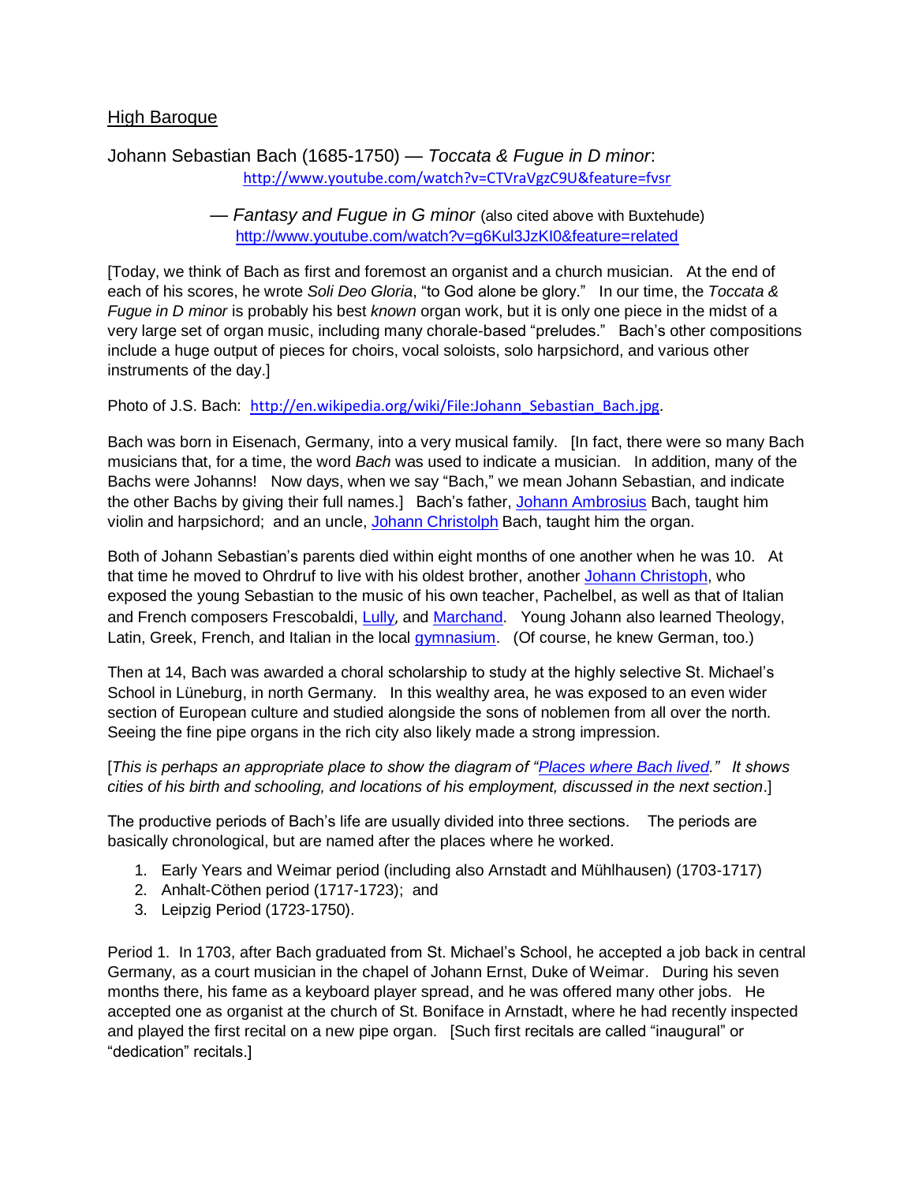High Baroque

Johann Sebastian Bach (1685-1750) — *Toccata & Fugue in D minor*:
http://www.youtube.com/watch?v=CTVraVgzC9U&feature=fvsr

— *Fantasy and Fugue in G minor* (also cited above with Buxtehude)
http://www.youtube.com/watch?v=g6Kul3JzKI0&feature=related

[Today, we think of Bach as first and foremost an organist and a church musician. At the end of each of his scores, he wrote *Soli Deo Gloria*, "to God alone be glory." In our time, the *Toccata & Fugue in D minor* is probably his best *known* organ work, but it is only one piece in the midst of a very large set of organ music, including many chorale-based "preludes." Bach's other compositions include a huge output of pieces for choirs, vocal soloists, solo harpsichord, and various other instruments of the day.]

Photo of J.S. Bach: http://en.wikipedia.org/wiki/File:Johann_Sebastian_Bach.jpg.

Bach was born in Eisenach, Germany, into a very musical family. [In fact, there were so many Bach musicians that, for a time, the word *Bach* was used to indicate a musician. In addition, many of the Bachs were Johanns! Now days, when we say "Bach," we mean Johann Sebastian, and indicate the other Bachs by giving their full names.] Bach's father, Johann Ambrosius Bach, taught him violin and harpsichord; and an uncle, Johann Christolph Bach, taught him the organ.

Both of Johann Sebastian's parents died within eight months of one another when he was 10. At that time he moved to Ohrdruf to live with his oldest brother, another Johann Christoph, who exposed the young Sebastian to the music of his own teacher, Pachelbel, as well as that of Italian and French composers Frescobaldi, Lully, and Marchand. Young Johann also learned Theology, Latin, Greek, French, and Italian in the local gymnasium. (Of course, he knew German, too.)

Then at 14, Bach was awarded a choral scholarship to study at the highly selective St. Michael's School in Lüneburg, in north Germany. In this wealthy area, he was exposed to an even wider section of European culture and studied alongside the sons of noblemen from all over the north. Seeing the fine pipe organs in the rich city also likely made a strong impression.

[*This is perhaps an appropriate place to show the diagram of "Places where Bach lived." It shows cities of his birth and schooling, and locations of his employment, discussed in the next section*.]

The productive periods of Bach's life are usually divided into three sections. The periods are basically chronological, but are named after the places where he worked.

1. Early Years and Weimar period (including also Arnstadt and Mühlhausen) (1703-1717)
2. Anhalt-Cöthen period (1717-1723); and
3. Leipzig Period (1723-1750).

Period 1. In 1703, after Bach graduated from St. Michael's School, he accepted a job back in central Germany, as a court musician in the chapel of Johann Ernst, Duke of Weimar. During his seven months there, his fame as a keyboard player spread, and he was offered many other jobs. He accepted one as organist at the church of St. Boniface in Arnstadt, where he had recently inspected and played the first recital on a new pipe organ. [Such first recitals are called "inaugural" or "dedication" recitals.]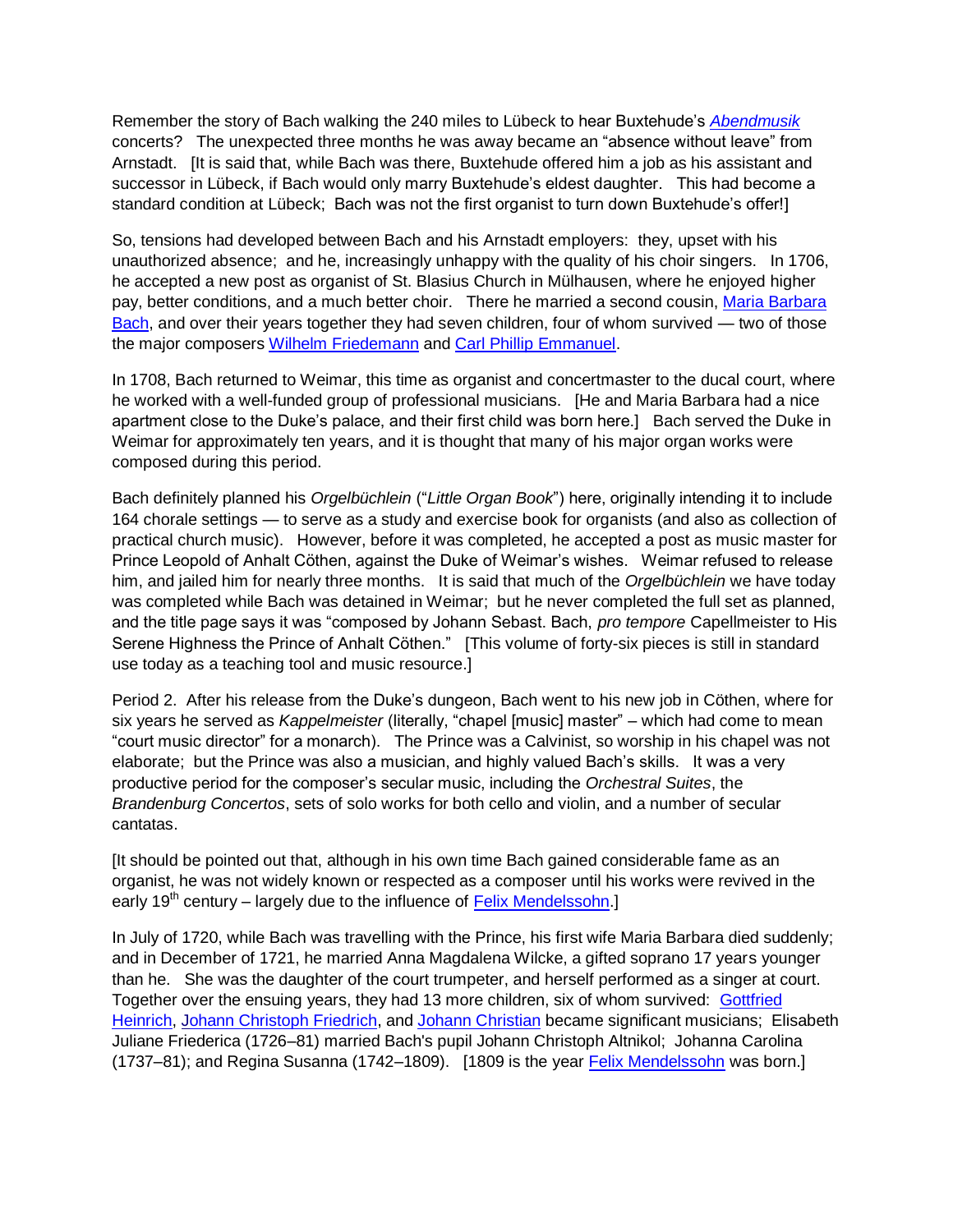Remember the story of Bach walking the 240 miles to Lübeck to hear Buxtehude's [*Abendmusik*] concerts? The unexpected three months he was away became an "absence without leave" from Arnstadt. [It is said that, while Bach was there, Buxtehude offered him a job as his assistant and successor in Lübeck, if Bach would only marry Buxtehude's eldest daughter. This had become a standard condition at Lübeck; Bach was not the first organist to turn down Buxtehude's offer!]

So, tensions had developed between Bach and his Arnstadt employers: they, upset with his unauthorized absence; and he, increasingly unhappy with the quality of his choir singers. In 1706, he accepted a new post as organist of St. Blasius Church in Mülhausen, where he enjoyed higher pay, better conditions, and a much better choir. There he married a second cousin, Maria Barbara Bach, and over their years together they had seven children, four of whom survived — two of those the major composers Wilhelm Friedemann and Carl Phillip Emmanuel.

In 1708, Bach returned to Weimar, this time as organist and concertmaster to the ducal court, where he worked with a well-funded group of professional musicians. [He and Maria Barbara had a nice apartment close to the Duke's palace, and their first child was born here.] Bach served the Duke in Weimar for approximately ten years, and it is thought that many of his major organ works were composed during this period.

Bach definitely planned his *Orgelbüchlein* ("*Little Organ Book*") here, originally intending it to include 164 chorale settings — to serve as a study and exercise book for organists (and also as collection of practical church music). However, before it was completed, he accepted a post as music master for Prince Leopold of Anhalt Cöthen, against the Duke of Weimar's wishes. Weimar refused to release him, and jailed him for nearly three months. It is said that much of the *Orgelbüchlein* we have today was completed while Bach was detained in Weimar; but he never completed the full set as planned, and the title page says it was "composed by Johann Sebast. Bach, *pro tempore* Capellmeister to His Serene Highness the Prince of Anhalt Cöthen." [This volume of forty-six pieces is still in standard use today as a teaching tool and music resource.]

Period 2. After his release from the Duke's dungeon, Bach went to his new job in Cöthen, where for six years he served as *Kappelmeister* (literally, "chapel [music] master" – which had come to mean "court music director" for a monarch). The Prince was a Calvinist, so worship in his chapel was not elaborate; but the Prince was also a musician, and highly valued Bach's skills. It was a very productive period for the composer's secular music, including the *Orchestral Suites*, the *Brandenburg Concertos*, sets of solo works for both cello and violin, and a number of secular cantatas.

[It should be pointed out that, although in his own time Bach gained considerable fame as an organist, he was not widely known or respected as a composer until his works were revived in the early 19th century – largely due to the influence of Felix Mendelssohn.]

In July of 1720, while Bach was travelling with the Prince, his first wife Maria Barbara died suddenly; and in December of 1721, he married Anna Magdalena Wilcke, a gifted soprano 17 years younger than he. She was the daughter of the court trumpeter, and herself performed as a singer at court. Together over the ensuing years, they had 13 more children, six of whom survived: Gottfried Heinrich, Johann Christoph Friedrich, and Johann Christian became significant musicians; Elisabeth Juliane Friederica (1726–81) married Bach's pupil Johann Christoph Altnikol; Johanna Carolina (1737–81); and Regina Susanna (1742–1809). [1809 is the year Felix Mendelssohn was born.]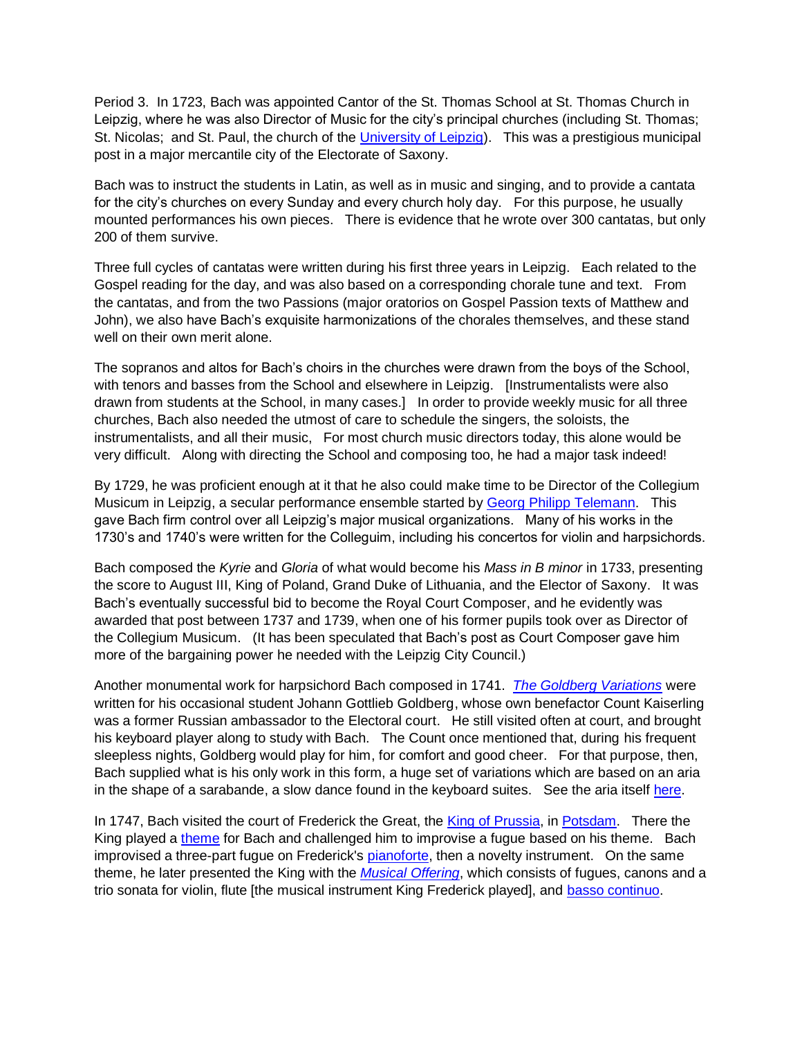Period 3. In 1723, Bach was appointed Cantor of the St. Thomas School at St. Thomas Church in Leipzig, where he was also Director of Music for the city's principal churches (including St. Thomas; St. Nicolas; and St. Paul, the church of the University of Leipzig). This was a prestigious municipal post in a major mercantile city of the Electorate of Saxony.

Bach was to instruct the students in Latin, as well as in music and singing, and to provide a cantata for the city's churches on every Sunday and every church holy day. For this purpose, he usually mounted performances his own pieces. There is evidence that he wrote over 300 cantatas, but only 200 of them survive.

Three full cycles of cantatas were written during his first three years in Leipzig. Each related to the Gospel reading for the day, and was also based on a corresponding chorale tune and text. From the cantatas, and from the two Passions (major oratorios on Gospel Passion texts of Matthew and John), we also have Bach's exquisite harmonizations of the chorales themselves, and these stand well on their own merit alone.

The sopranos and altos for Bach's choirs in the churches were drawn from the boys of the School, with tenors and basses from the School and elsewhere in Leipzig. [Instrumentalists were also drawn from students at the School, in many cases.] In order to provide weekly music for all three churches, Bach also needed the utmost of care to schedule the singers, the soloists, the instrumentalists, and all their music, For most church music directors today, this alone would be very difficult. Along with directing the School and composing too, he had a major task indeed!

By 1729, he was proficient enough at it that he also could make time to be Director of the Collegium Musicum in Leipzig, a secular performance ensemble started by Georg Philipp Telemann. This gave Bach firm control over all Leipzig's major musical organizations. Many of his works in the 1730's and 1740's were written for the Colleguim, including his concertos for violin and harpsichords.

Bach composed the *Kyrie* and *Gloria* of what would become his *Mass in B minor* in 1733, presenting the score to August III, King of Poland, Grand Duke of Lithuania, and the Elector of Saxony. It was Bach's eventually successful bid to become the Royal Court Composer, and he evidently was awarded that post between 1737 and 1739, when one of his former pupils took over as Director of the Collegium Musicum. (It has been speculated that Bach's post as Court Composer gave him more of the bargaining power he needed with the Leipzig City Council.)

Another monumental work for harpsichord Bach composed in 1741. *The Goldberg Variations* were written for his occasional student Johann Gottlieb Goldberg, whose own benefactor Count Kaiserling was a former Russian ambassador to the Electoral court. He still visited often at court, and brought his keyboard player along to study with Bach. The Count once mentioned that, during his frequent sleepless nights, Goldberg would play for him, for comfort and good cheer. For that purpose, then, Bach supplied what is his only work in this form, a huge set of variations which are based on an aria in the shape of a sarabande, a slow dance found in the keyboard suites. See the aria itself here.

In 1747, Bach visited the court of Frederick the Great, the King of Prussia, in Potsdam. There the King played a theme for Bach and challenged him to improvise a fugue based on his theme. Bach improvised a three-part fugue on Frederick's pianoforte, then a novelty instrument. On the same theme, he later presented the King with the *Musical Offering*, which consists of fugues, canons and a trio sonata for violin, flute [the musical instrument King Frederick played], and basso continuo.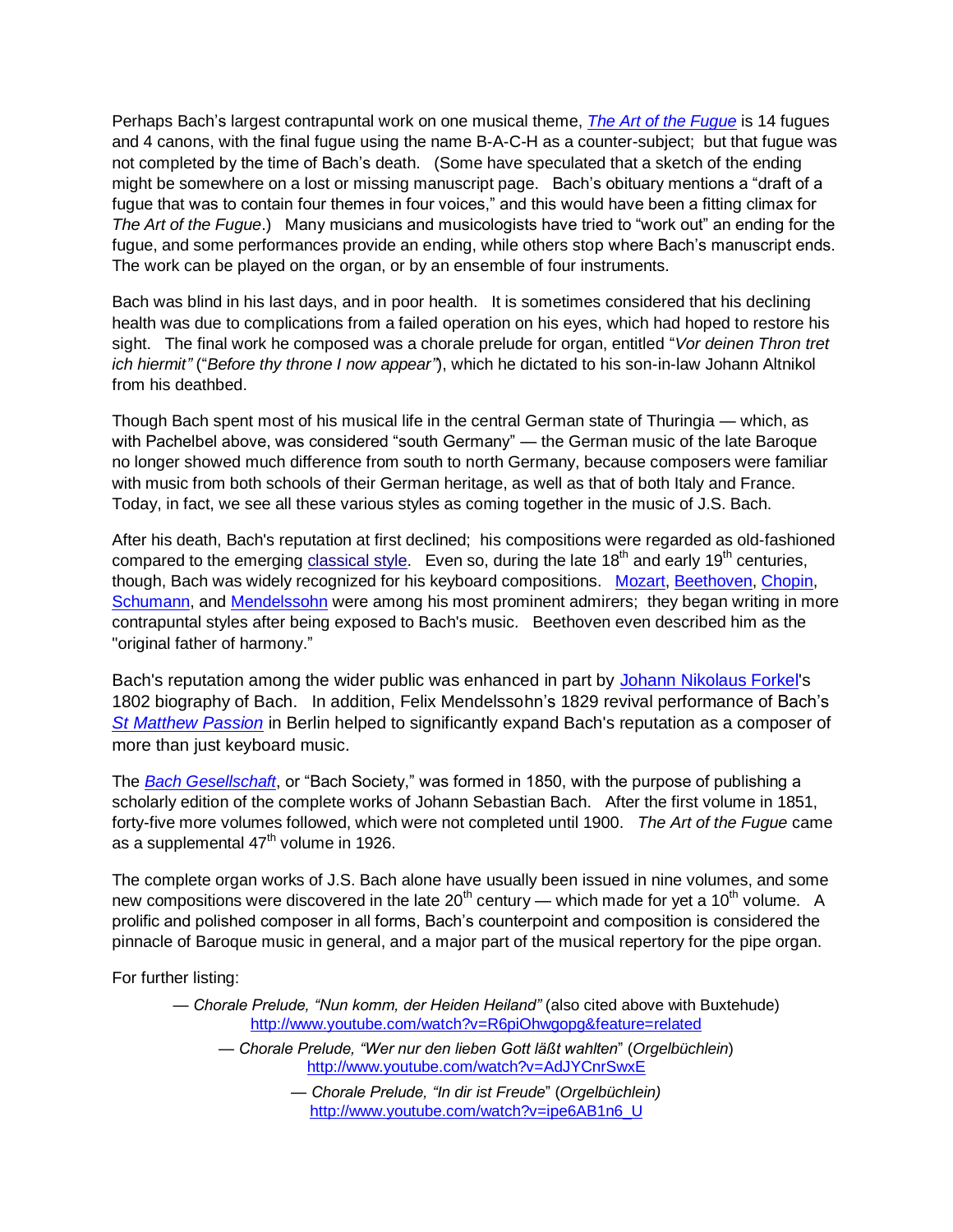Perhaps Bach's largest contrapuntal work on one musical theme, *The Art of the Fugue* is 14 fugues and 4 canons, with the final fugue using the name B-A-C-H as a counter-subject; but that fugue was not completed by the time of Bach's death. (Some have speculated that a sketch of the ending might be somewhere on a lost or missing manuscript page. Bach's obituary mentions a "draft of a fugue that was to contain four themes in four voices," and this would have been a fitting climax for *The Art of the Fugue*.) Many musicians and musicologists have tried to "work out" an ending for the fugue, and some performances provide an ending, while others stop where Bach's manuscript ends. The work can be played on the organ, or by an ensemble of four instruments.

Bach was blind in his last days, and in poor health. It is sometimes considered that his declining health was due to complications from a failed operation on his eyes, which had hoped to restore his sight. The final work he composed was a chorale prelude for organ, entitled "*Vor deinen Thron tret ich hiermit"* ("*Before thy throne I now appear"*), which he dictated to his son-in-law Johann Altnikol from his deathbed.

Though Bach spent most of his musical life in the central German state of Thuringia — which, as with Pachelbel above, was considered "south Germany" — the German music of the late Baroque no longer showed much difference from south to north Germany, because composers were familiar with music from both schools of their German heritage, as well as that of both Italy and France. Today, in fact, we see all these various styles as coming together in the music of J.S. Bach.

After his death, Bach's reputation at first declined; his compositions were regarded as old-fashioned compared to the emerging classical style. Even so, during the late 18th and early 19th centuries, though, Bach was widely recognized for his keyboard compositions. Mozart, Beethoven, Chopin, Schumann, and Mendelssohn were among his most prominent admirers; they began writing in more contrapuntal styles after being exposed to Bach's music. Beethoven even described him as the "original father of harmony."

Bach's reputation among the wider public was enhanced in part by Johann Nikolaus Forkel's 1802 biography of Bach. In addition, Felix Mendelssohn's 1829 revival performance of Bach's *St Matthew Passion* in Berlin helped to significantly expand Bach's reputation as a composer of more than just keyboard music.

The *Bach Gesellschaft*, or "Bach Society," was formed in 1850, with the purpose of publishing a scholarly edition of the complete works of Johann Sebastian Bach. After the first volume in 1851, forty-five more volumes followed, which were not completed until 1900. *The Art of the Fugue* came as a supplemental 47th volume in 1926.

The complete organ works of J.S. Bach alone have usually been issued in nine volumes, and some new compositions were discovered in the late 20th century — which made for yet a 10th volume. A prolific and polished composer in all forms, Bach's counterpoint and composition is considered the pinnacle of Baroque music in general, and a major part of the musical repertory for the pipe organ.

For further listing:

— *Chorale Prelude, "Nun komm, der Heiden Heiland"* (also cited above with Buxtehude)
http://www.youtube.com/watch?v=R6piOhwgopg&feature=related

— *Chorale Prelude, "Wer nur den lieben Gott läßt wahlten*" (*Orgelbüchlein*)
http://www.youtube.com/watch?v=AdJYCnrSwxE

— *Chorale Prelude, "In dir ist Freude*" (*Orgelbüchlein)*
http://www.youtube.com/watch?v=ipe6AB1n6_U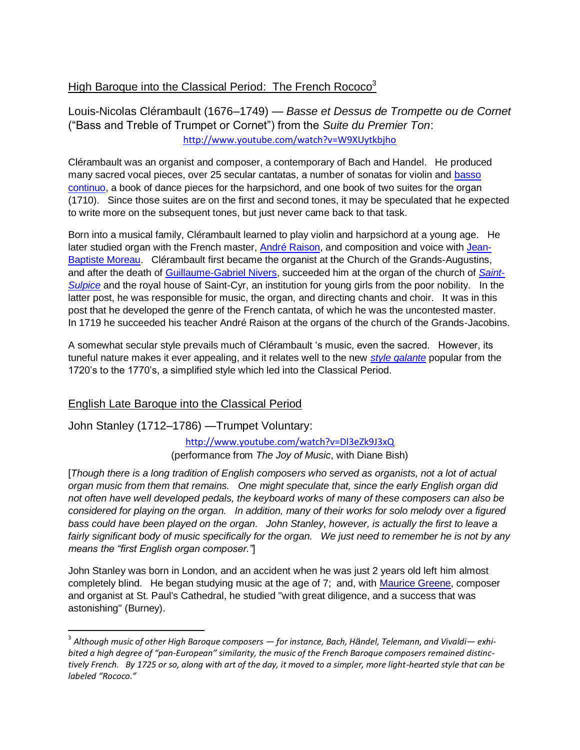## High Baroque into the Classical Period: The French Rococo[3]

### Louis-Nicolas Clérambault (1676–1749) — *Basse et Dessus de Trompette ou de Cornet* ("Bass and Treble of Trumpet or Cornet") from the *Suite du Premier Ton*:

http://www.youtube.com/watch?v=W9XUytkbjho

Clérambault was an organist and composer, a contemporary of Bach and Handel. He produced many sacred vocal pieces, over 25 secular cantatas, a number of sonatas for violin and basso continuo, a book of dance pieces for the harpsichord, and one book of two suites for the organ (1710). Since those suites are on the first and second tones, it may be speculated that he expected to write more on the subsequent tones, but just never came back to that task.

Born into a musical family, Clérambault learned to play violin and harpsichord at a young age. He later studied organ with the French master, André Raison, and composition and voice with Jean-Baptiste Moreau. Clérambault first became the organist at the Church of the Grands-Augustins, and after the death of Guillaume-Gabriel Nivers, succeeded him at the organ of the church of *Saint-Sulpice* and the royal house of Saint-Cyr, an institution for young girls from the poor nobility. In the latter post, he was responsible for music, the organ, and directing chants and choir. It was in this post that he developed the genre of the French cantata, of which he was the uncontested master. In 1719 he succeeded his teacher André Raison at the organs of the church of the Grands-Jacobins.

A somewhat secular style prevails much of Clérambault 's music, even the sacred. However, its tuneful nature makes it ever appealing, and it relates well to the new *style galante* popular from the 1720's to the 1770's, a simplified style which led into the Classical Period.

## English Late Baroque into the Classical Period

### John Stanley (1712–1786) —Trumpet Voluntary:

http://www.youtube.com/watch?v=Dl3eZk9J3xQ

(performance from *The Joy of Music*, with Diane Bish)

[*Though there is a long tradition of English composers who served as organists, not a lot of actual organ music from them that remains. One might speculate that, since the early English organ did not often have well developed pedals, the keyboard works of many of these composers can also be considered for playing on the organ. In addition, many of their works for solo melody over a figured bass could have been played on the organ. John Stanley, however, is actually the first to leave a fairly significant body of music specifically for the organ. We just need to remember he is not by any means the "first English organ composer."*]

John Stanley was born in London, and an accident when he was just 2 years old left him almost completely blind. He began studying music at the age of 7; and, with Maurice Greene, composer and organist at St. Paul's Cathedral, he studied "with great diligence, and a success that was astonishing" (Burney).

---

[3] *Although music of other High Baroque composers — for instance, Bach, Händel, Telemann, and Vivaldi— exhibited a high degree of "pan-European" similarity, the music of the French Baroque composers remained distinctively French. By 1725 or so, along with art of the day, it moved to a simpler, more light-hearted style that can be labeled "Rococo."*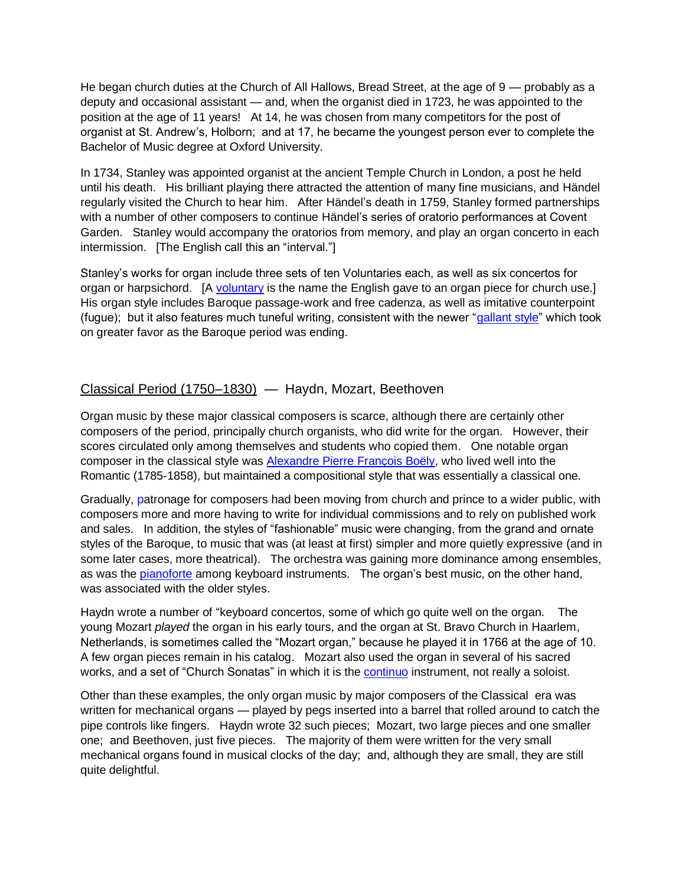He began church duties at the Church of All Hallows, Bread Street, at the age of 9 — probably as a deputy and occasional assistant — and, when the organist died in 1723, he was appointed to the position at the age of 11 years!   At 14, he was chosen from many competitors for the post of organist at St. Andrew's, Holborn;  and at 17, he became the youngest person ever to complete the Bachelor of Music degree at Oxford University.

In 1734, Stanley was appointed organist at the ancient Temple Church in London, a post he held until his death.   His brilliant playing there attracted the attention of many fine musicians, and Händel regularly visited the Church to hear him.   After Händel's death in 1759, Stanley formed partnerships with a number of other composers to continue Händel's series of oratorio performances at Covent Garden.   Stanley would accompany the oratorios from memory, and play an organ concerto in each intermission.   [The English call this an "interval."]

Stanley's works for organ include three sets of ten Voluntaries each, as well as six concertos for organ or harpsichord.   [A voluntary is the name the English gave to an organ piece for church use.]   His organ style includes Baroque passage-work and free cadenza, as well as imitative counterpoint (fugue);  but it also features much tuneful writing, consistent with the newer "gallant style" which took on greater favor as the Baroque period was ending.

## Classical Period (1750–1830) — Haydn, Mozart, Beethoven

Organ music by these major classical composers is scarce, although there are certainly other composers of the period, principally church organists, who did write for the organ.   However, their scores circulated only among themselves and students who copied them.   One notable organ composer in the classical style was Alexandre Pierre François Boëly, who lived well into the Romantic (1785-1858), but maintained a compositional style that was essentially a classical one.

Gradually, patronage for composers had been moving from church and prince to a wider public, with composers more and more having to write for individual commissions and to rely on published work and sales.   In addition, the styles of "fashionable" music were changing, from the grand and ornate styles of the Baroque, to music that was (at least at first) simpler and more quietly expressive (and in some later cases, more theatrical).   The orchestra was gaining more dominance among ensembles, as was the pianoforte among keyboard instruments.   The organ's best music, on the other hand, was associated with the older styles.

Haydn wrote a number of "keyboard concertos, some of which go quite well on the organ.    The young Mozart *played* the organ in his early tours, and the organ at St. Bravo Church in Haarlem, Netherlands, is sometimes called the "Mozart organ," because he played it in 1766 at the age of 10.   A few organ pieces remain in his catalog.   Mozart also used the organ in several of his sacred works, and a set of "Church Sonatas" in which it is the continuo instrument, not really a soloist.

Other than these examples, the only organ music by major composers of the Classical era was written for mechanical organs — played by pegs inserted into a barrel that rolled around to catch the pipe controls like fingers.   Haydn wrote 32 such pieces;  Mozart, two large pieces and one smaller one;  and Beethoven, just five pieces.   The majority of them were written for the very small mechanical organs found in musical clocks of the day;  and, although they are small, they are still quite delightful.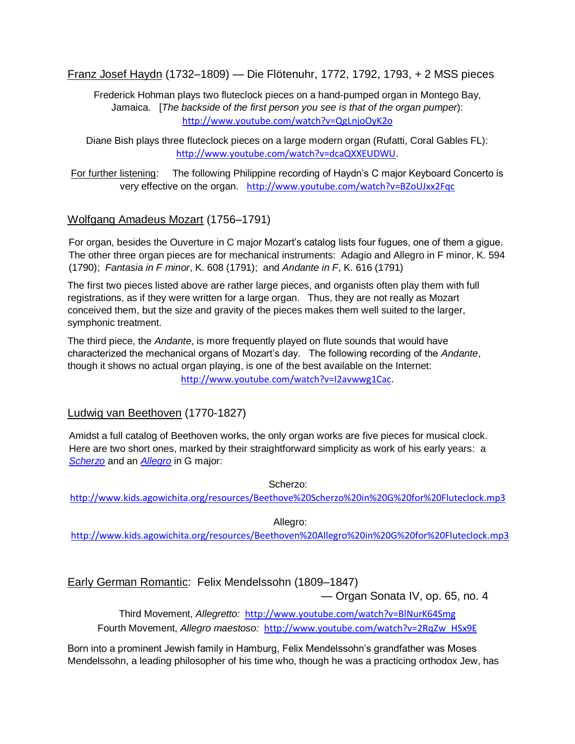Franz Josef Haydn (1732–1809) — Die Flötenuhr, 1772, 1792, 1793, + 2 MSS pieces

Frederick Hohman plays two fluteclock pieces on a hand-pumped organ in Montego Bay, Jamaica. [*The backside of the first person you see is that of the organ pumper*): http://www.youtube.com/watch?v=QgLnjoOyK2o

Diane Bish plays three fluteclock pieces on a large modern organ (Rufatti, Coral Gables FL): http://www.youtube.com/watch?v=dcaQXXEUDWU.

For further listening: The following Philippine recording of Haydn's C major Keyboard Concerto is very effective on the organ. http://www.youtube.com/watch?v=BZoUJxx2Fqc

Wolfgang Amadeus Mozart (1756–1791)

For organ, besides the Ouverture in C major Mozart's catalog lists four fugues, one of them a gigue. The other three organ pieces are for mechanical instruments: Adagio and Allegro in F minor, K. 594 (1790); *Fantasia in F minor*, K. 608 (1791); and *Andante in F*, K. 616 (1791)

The first two pieces listed above are rather large pieces, and organists often play them with full registrations, as if they were written for a large organ. Thus, they are not really as Mozart conceived them, but the size and gravity of the pieces makes them well suited to the larger, symphonic treatment.

The third piece, the *Andante*, is more frequently played on flute sounds that would have characterized the mechanical organs of Mozart's day. The following recording of the *Andante*, though it shows no actual organ playing, is one of the best available on the Internet: http://www.youtube.com/watch?v=I2avwwg1Cac.

Ludwig van Beethoven (1770-1827)

Amidst a full catalog of Beethoven works, the only organ works are five pieces for musical clock. Here are two short ones, marked by their straightforward simplicity as work of his early years: a *Scherzo* and an *Allegro* in G major:

Scherzo:
http://www.kids.agowichita.org/resources/Beethove%20Scherzo%20in%20G%20for%20Fluteclock.mp3

Allegro:
http://www.kids.agowichita.org/resources/Beethoven%20Allegro%20in%20G%20for%20Fluteclock.mp3

Early German Romantic: Felix Mendelssohn (1809–1847)
— Organ Sonata IV, op. 65, no. 4

Third Movement, *Allegretto:* http://www.youtube.com/watch?v=BlNurK64Smg
Fourth Movement, *Allegro maestoso:* http://www.youtube.com/watch?v=2RqZw_HSx9E

Born into a prominent Jewish family in Hamburg, Felix Mendelssohn's grandfather was Moses Mendelssohn, a leading philosopher of his time who, though he was a practicing orthodox Jew, has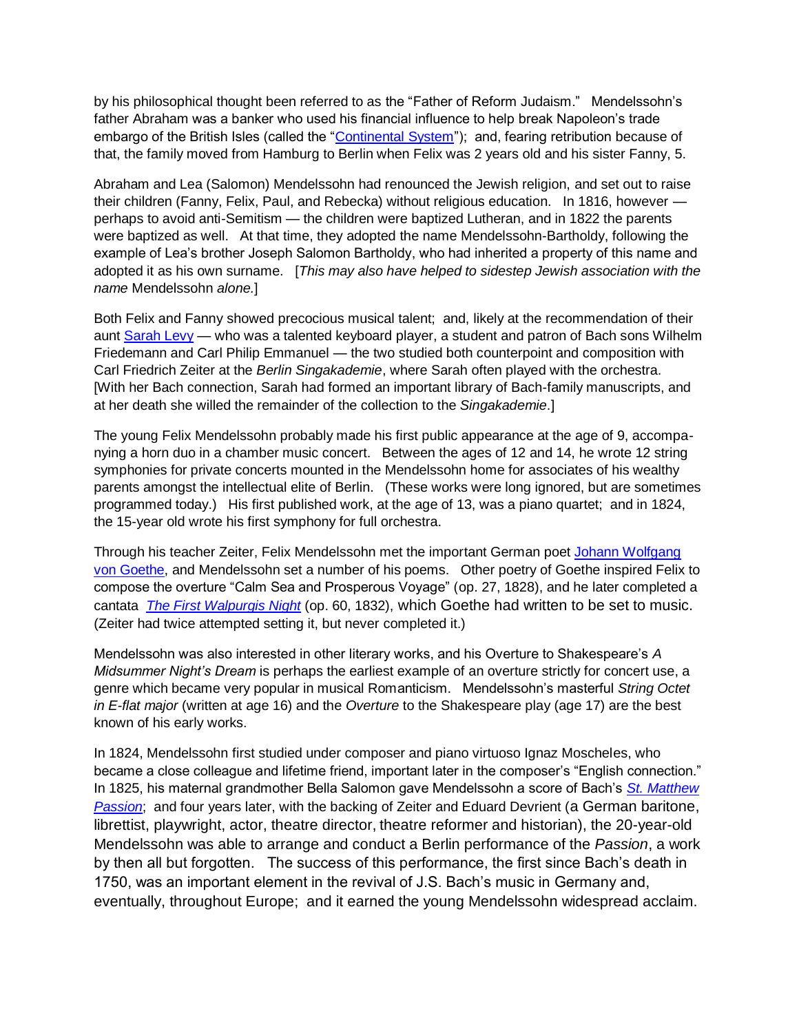by his philosophical thought been referred to as the "Father of Reform Judaism." Mendelssohn's father Abraham was a banker who used his financial influence to help break Napoleon's trade embargo of the British Isles (called the "Continental System"); and, fearing retribution because of that, the family moved from Hamburg to Berlin when Felix was 2 years old and his sister Fanny, 5.

Abraham and Lea (Salomon) Mendelssohn had renounced the Jewish religion, and set out to raise their children (Fanny, Felix, Paul, and Rebecka) without religious education. In 1816, however — perhaps to avoid anti-Semitism — the children were baptized Lutheran, and in 1822 the parents were baptized as well. At that time, they adopted the name Mendelssohn-Bartholdy, following the example of Lea's brother Joseph Salomon Bartholdy, who had inherited a property of this name and adopted it as his own surname. [*This may also have helped to sidestep Jewish association with the name* Mendelssohn *alone.*]

Both Felix and Fanny showed precocious musical talent; and, likely at the recommendation of their aunt Sarah Levy — who was a talented keyboard player, a student and patron of Bach sons Wilhelm Friedemann and Carl Philip Emmanuel — the two studied both counterpoint and composition with Carl Friedrich Zeiter at the *Berlin Singakademie*, where Sarah often played with the orchestra. [With her Bach connection, Sarah had formed an important library of Bach-family manuscripts, and at her death she willed the remainder of the collection to the *Singakademie*.]

The young Felix Mendelssohn probably made his first public appearance at the age of 9, accompanying a horn duo in a chamber music concert. Between the ages of 12 and 14, he wrote 12 string symphonies for private concerts mounted in the Mendelssohn home for associates of his wealthy parents amongst the intellectual elite of Berlin. (These works were long ignored, but are sometimes programmed today.) His first published work, at the age of 13, was a piano quartet; and in 1824, the 15-year old wrote his first symphony for full orchestra.

Through his teacher Zeiter, Felix Mendelssohn met the important German poet Johann Wolfgang von Goethe, and Mendelssohn set a number of his poems. Other poetry of Goethe inspired Felix to compose the overture "Calm Sea and Prosperous Voyage" (op. 27, 1828), and he later completed a cantata *The First Walpurgis Night* (op. 60, 1832), which Goethe had written to be set to music. (Zeiter had twice attempted setting it, but never completed it.)

Mendelssohn was also interested in other literary works, and his Overture to Shakespeare's *A Midsummer Night's Dream* is perhaps the earliest example of an overture strictly for concert use, a genre which became very popular in musical Romanticism. Mendelssohn's masterful *String Octet in E-flat major* (written at age 16) and the *Overture* to the Shakespeare play (age 17) are the best known of his early works.

In 1824, Mendelssohn first studied under composer and piano virtuoso Ignaz Moscheles, who became a close colleague and lifetime friend, important later in the composer's "English connection." In 1825, his maternal grandmother Bella Salomon gave Mendelssohn a score of Bach's *St. Matthew Passion*; and four years later, with the backing of Zeiter and Eduard Devrient (a German baritone, librettist, playwright, actor, theatre director, theatre reformer and historian), the 20-year-old Mendelssohn was able to arrange and conduct a Berlin performance of the *Passion*, a work by then all but forgotten. The success of this performance, the first since Bach's death in 1750, was an important element in the revival of J.S. Bach's music in Germany and, eventually, throughout Europe; and it earned the young Mendelssohn widespread acclaim.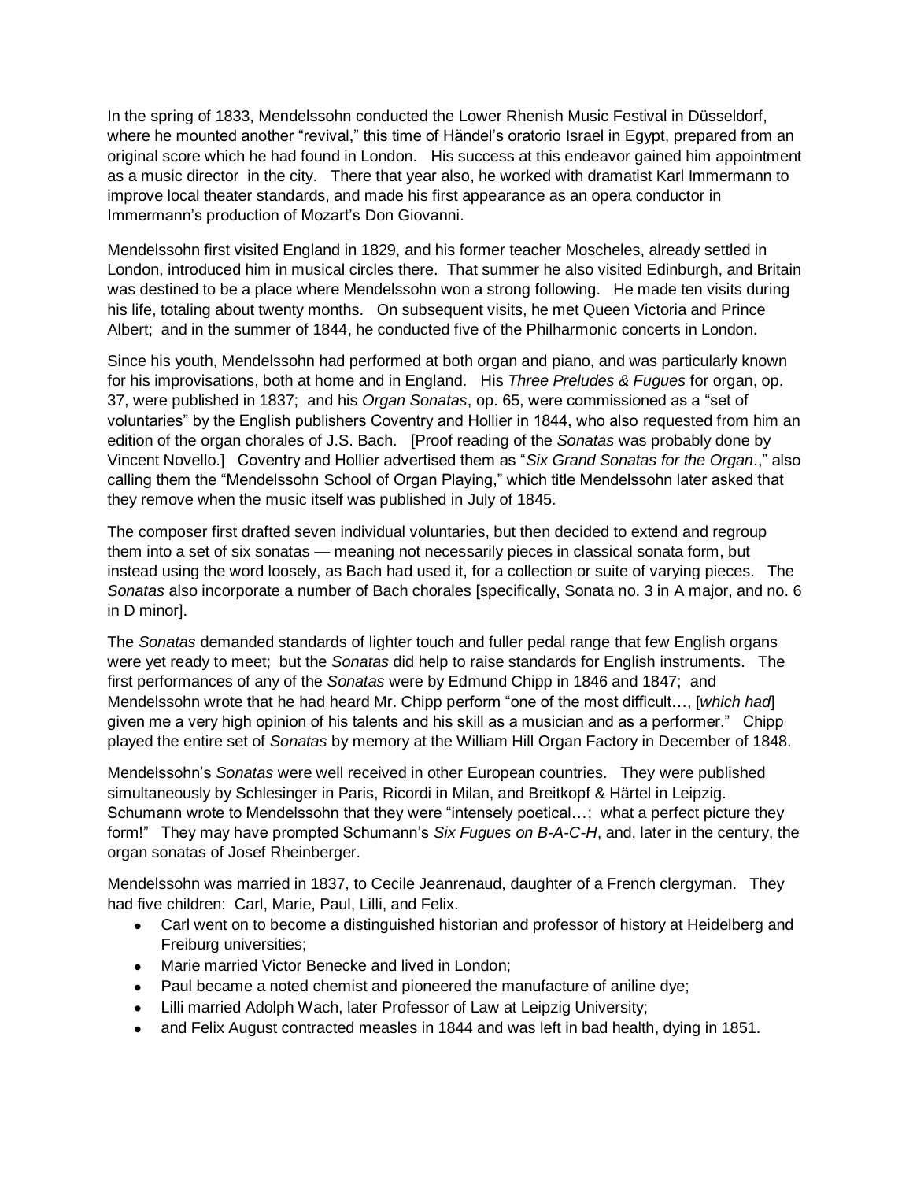In the spring of 1833, Mendelssohn conducted the Lower Rhenish Music Festival in Düsseldorf, where he mounted another "revival," this time of Händel's oratorio Israel in Egypt, prepared from an original score which he had found in London. His success at this endeavor gained him appointment as a music director in the city. There that year also, he worked with dramatist Karl Immermann to improve local theater standards, and made his first appearance as an opera conductor in Immermann's production of Mozart's Don Giovanni.

Mendelssohn first visited England in 1829, and his former teacher Moscheles, already settled in London, introduced him in musical circles there. That summer he also visited Edinburgh, and Britain was destined to be a place where Mendelssohn won a strong following. He made ten visits during his life, totaling about twenty months. On subsequent visits, he met Queen Victoria and Prince Albert; and in the summer of 1844, he conducted five of the Philharmonic concerts in London.

Since his youth, Mendelssohn had performed at both organ and piano, and was particularly known for his improvisations, both at home and in England. His *Three Preludes & Fugues* for organ, op. 37, were published in 1837; and his *Organ Sonatas*, op. 65, were commissioned as a "set of voluntaries" by the English publishers Coventry and Hollier in 1844, who also requested from him an edition of the organ chorales of J.S. Bach. [Proof reading of the *Sonatas* was probably done by Vincent Novello.] Coventry and Hollier advertised them as "*Six Grand Sonatas for the Organ*.," also calling them the "Mendelssohn School of Organ Playing," which title Mendelssohn later asked that they remove when the music itself was published in July of 1845.

The composer first drafted seven individual voluntaries, but then decided to extend and regroup them into a set of six sonatas — meaning not necessarily pieces in classical sonata form, but instead using the word loosely, as Bach had used it, for a collection or suite of varying pieces. The *Sonatas* also incorporate a number of Bach chorales [specifically, Sonata no. 3 in A major, and no. 6 in D minor].

The *Sonatas* demanded standards of lighter touch and fuller pedal range that few English organs were yet ready to meet; but the *Sonatas* did help to raise standards for English instruments. The first performances of any of the *Sonatas* were by Edmund Chipp in 1846 and 1847; and Mendelssohn wrote that he had heard Mr. Chipp perform "one of the most difficult…, [*which had*] given me a very high opinion of his talents and his skill as a musician and as a performer." Chipp played the entire set of *Sonatas* by memory at the William Hill Organ Factory in December of 1848.

Mendelssohn's *Sonatas* were well received in other European countries. They were published simultaneously by Schlesinger in Paris, Ricordi in Milan, and Breitkopf & Härtel in Leipzig. Schumann wrote to Mendelssohn that they were "intensely poetical…; what a perfect picture they form!" They may have prompted Schumann's *Six Fugues on B-A-C-H*, and, later in the century, the organ sonatas of Josef Rheinberger.

Mendelssohn was married in 1837, to Cecile Jeanrenaud, daughter of a French clergyman. They had five children: Carl, Marie, Paul, Lilli, and Felix.

- Carl went on to become a distinguished historian and professor of history at Heidelberg and Freiburg universities;
- Marie married Victor Benecke and lived in London;
- Paul became a noted chemist and pioneered the manufacture of aniline dye;
- Lilli married Adolph Wach, later Professor of Law at Leipzig University;
- and Felix August contracted measles in 1844 and was left in bad health, dying in 1851.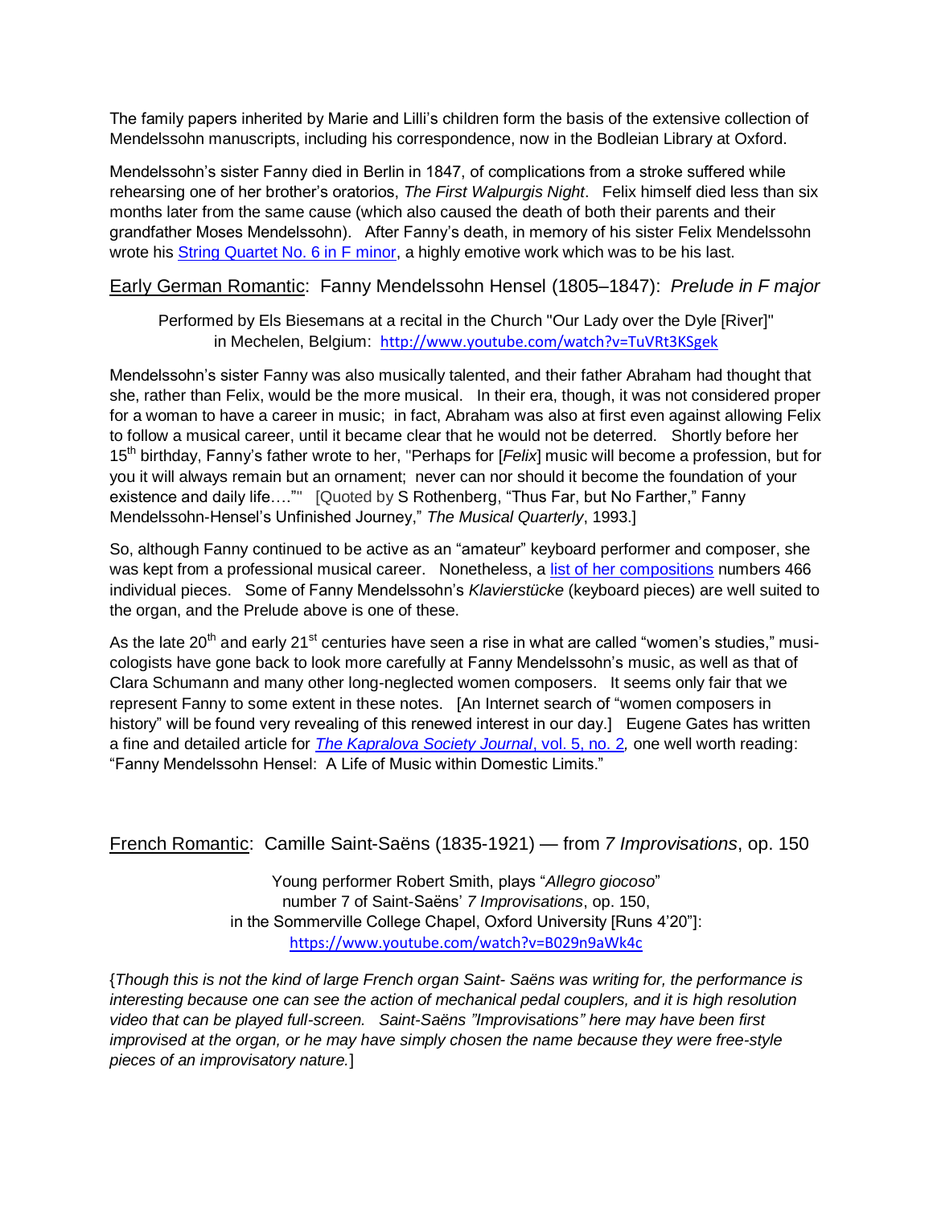The family papers inherited by Marie and Lilli's children form the basis of the extensive collection of Mendelssohn manuscripts, including his correspondence, now in the Bodleian Library at Oxford.

Mendelssohn's sister Fanny died in Berlin in 1847, of complications from a stroke suffered while rehearsing one of her brother's oratorios, *The First Walpurgis Night*. Felix himself died less than six months later from the same cause (which also caused the death of both their parents and their grandfather Moses Mendelssohn). After Fanny's death, in memory of his sister Felix Mendelssohn wrote his String Quartet No. 6 in F minor, a highly emotive work which was to be his last.

## Early German Romantic: Fanny Mendelssohn Hensel (1805–1847): *Prelude in F major*

Performed by Els Biesemans at a recital in the Church "Our Lady over the Dyle [River]" in Mechelen, Belgium: http://www.youtube.com/watch?v=TuVRt3KSgek

Mendelssohn's sister Fanny was also musically talented, and their father Abraham had thought that she, rather than Felix, would be the more musical. In their era, though, it was not considered proper for a woman to have a career in music; in fact, Abraham was also at first even against allowing Felix to follow a musical career, until it became clear that he would not be deterred. Shortly before her 15th birthday, Fanny's father wrote to her, "Perhaps for [*Felix*] music will become a profession, but for you it will always remain but an ornament; never can nor should it become the foundation of your existence and daily life…."" [Quoted by S Rothenberg, "Thus Far, but No Farther," Fanny Mendelssohn-Hensel's Unfinished Journey," *The Musical Quarterly*, 1993.]

So, although Fanny continued to be active as an "amateur" keyboard performer and composer, she was kept from a professional musical career. Nonetheless, a list of her compositions numbers 466 individual pieces. Some of Fanny Mendelssohn's *Klavierstücke* (keyboard pieces) are well suited to the organ, and the Prelude above is one of these.

As the late 20th and early 21st centuries have seen a rise in what are called "women's studies," musicologists have gone back to look more carefully at Fanny Mendelssohn's music, as well as that of Clara Schumann and many other long-neglected women composers. It seems only fair that we represent Fanny to some extent in these notes. [An Internet search of "women composers in history" will be found very revealing of this renewed interest in our day.] Eugene Gates has written a fine and detailed article for *The Kapralova Society Journal*, vol. 5, no. 2, one well worth reading: "Fanny Mendelssohn Hensel: A Life of Music within Domestic Limits."

## French Romantic: Camille Saint-Saëns (1835-1921) — from *7 Improvisations*, op. 150

Young performer Robert Smith, plays "*Allegro giocoso*" number 7 of Saint-Saëns' *7 Improvisations*, op. 150, in the Sommerville College Chapel, Oxford University [Runs 4'20"]: https://www.youtube.com/watch?v=B029n9aWk4c

{*Though this is not the kind of large French organ Saint- Saëns was writing for, the performance is interesting because one can see the action of mechanical pedal couplers, and it is high resolution video that can be played full-screen. Saint-Saëns "Improvisations" here may have been first improvised at the organ, or he may have simply chosen the name because they were free-style pieces of an improvisatory nature.*]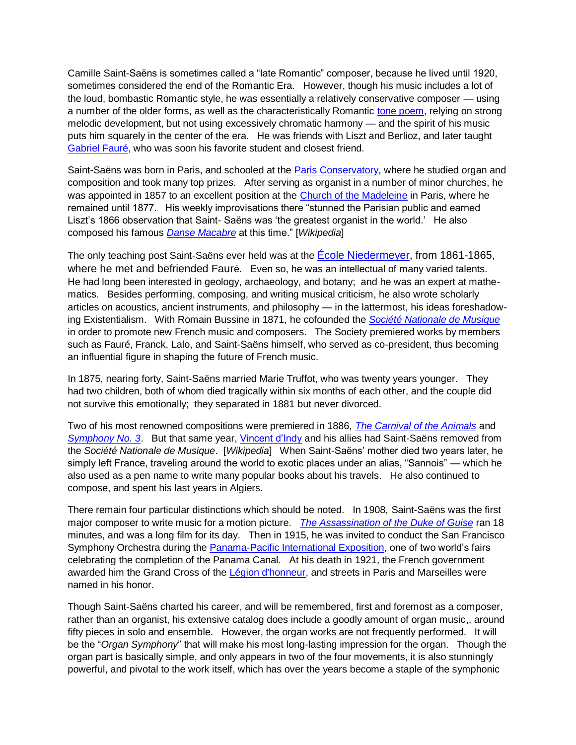Camille Saint-Saëns is sometimes called a "late Romantic" composer, because he lived until 1920, sometimes considered the end of the Romantic Era. However, though his music includes a lot of the loud, bombastic Romantic style, he was essentially a relatively conservative composer — using a number of the older forms, as well as the characteristically Romantic tone poem, relying on strong melodic development, but not using excessively chromatic harmony — and the spirit of his music puts him squarely in the center of the era. He was friends with Liszt and Berlioz, and later taught Gabriel Fauré, who was soon his favorite student and closest friend.

Saint-Saëns was born in Paris, and schooled at the Paris Conservatory, where he studied organ and composition and took many top prizes. After serving as organist in a number of minor churches, he was appointed in 1857 to an excellent position at the Church of the Madeleine in Paris, where he remained until 1877. His weekly improvisations there "stunned the Parisian public and earned Liszt's 1866 observation that Saint- Saëns was 'the greatest organist in the world.' He also composed his famous *Danse Macabre* at this time." [*Wikipedia*]

The only teaching post Saint-Saëns ever held was at the École Niedermeyer, from 1861-1865, where he met and befriended Fauré. Even so, he was an intellectual of many varied talents. He had long been interested in geology, archaeology, and botany; and he was an expert at mathematics. Besides performing, composing, and writing musical criticism, he also wrote scholarly articles on acoustics, ancient instruments, and philosophy — in the lattermost, his ideas foreshadowing Existentialism. With Romain Bussine in 1871, he cofounded the *Société Nationale de Musique* in order to promote new French music and composers. The Society premiered works by members such as Fauré, Franck, Lalo, and Saint-Saëns himself, who served as co-president, thus becoming an influential figure in shaping the future of French music.

In 1875, nearing forty, Saint-Saëns married Marie Truffot, who was twenty years younger. They had two children, both of whom died tragically within six months of each other, and the couple did not survive this emotionally; they separated in 1881 but never divorced.

Two of his most renowned compositions were premiered in 1886, *The Carnival of the Animals* and *Symphony No. 3*. But that same year, Vincent d'Indy and his allies had Saint-Saëns removed from the *Société Nationale de Musique*. [*Wikipedia*] When Saint-Saëns' mother died two years later, he simply left France, traveling around the world to exotic places under an alias, "Sannois" — which he also used as a pen name to write many popular books about his travels. He also continued to compose, and spent his last years in Algiers.

There remain four particular distinctions which should be noted. In 1908, Saint-Saëns was the first major composer to write music for a motion picture. *The Assassination of the Duke of Guise* ran 18 minutes, and was a long film for its day. Then in 1915, he was invited to conduct the San Francisco Symphony Orchestra during the Panama-Pacific International Exposition, one of two world's fairs celebrating the completion of the Panama Canal. At his death in 1921, the French government awarded him the Grand Cross of the Légion d'honneur, and streets in Paris and Marseilles were named in his honor.

Though Saint-Saëns charted his career, and will be remembered, first and foremost as a composer, rather than an organist, his extensive catalog does include a goodly amount of organ music,, around fifty pieces in solo and ensemble. However, the organ works are not frequently performed. It will be the "*Organ Symphony*" that will make his most long-lasting impression for the organ. Though the organ part is basically simple, and only appears in two of the four movements, it is also stunningly powerful, and pivotal to the work itself, which has over the years become a staple of the symphonic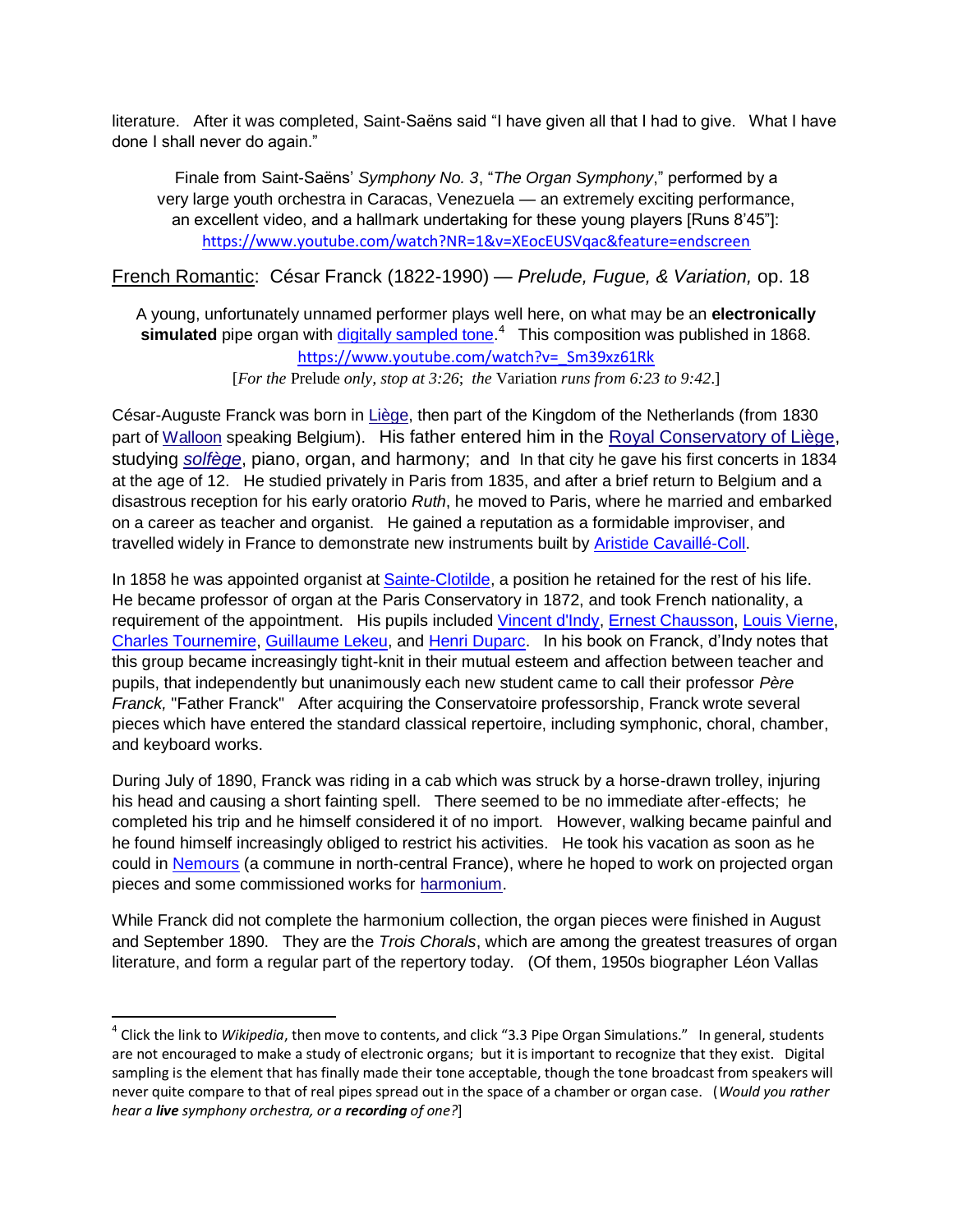literature. After it was completed, Saint-Saëns said "I have given all that I had to give. What I have done I shall never do again."

Finale from Saint-Saëns' *Symphony No. 3*, "*The Organ Symphony*," performed by a very large youth orchestra in Caracas, Venezuela — an extremely exciting performance, an excellent video, and a hallmark undertaking for these young players [Runs 8'45"]: https://www.youtube.com/watch?NR=1&v=XEocEUSVqac&feature=endscreen

## French Romantic: César Franck (1822-1990) — *Prelude, Fugue, & Variation,* op. 18

A young, unfortunately unnamed performer plays well here, on what may be an **electronically simulated** pipe organ with digitally sampled tone.[4] This composition was published in 1868. https://www.youtube.com/watch?v=_Sm39xz61Rk
[*For the* Prelude *only, stop at 3:26*; *the* Variation *runs from 6:23 to 9:42*.]

César-Auguste Franck was born in Liège, then part of the Kingdom of the Netherlands (from 1830 part of Walloon speaking Belgium). His father entered him in the Royal Conservatory of Liège, studying *solfège*, piano, organ, and harmony; and In that city he gave his first concerts in 1834 at the age of 12. He studied privately in Paris from 1835, and after a brief return to Belgium and a disastrous reception for his early oratorio *Ruth*, he moved to Paris, where he married and embarked on a career as teacher and organist. He gained a reputation as a formidable improviser, and travelled widely in France to demonstrate new instruments built by Aristide Cavaillé-Coll.

In 1858 he was appointed organist at Sainte-Clotilde, a position he retained for the rest of his life. He became professor of organ at the Paris Conservatory in 1872, and took French nationality, a requirement of the appointment. His pupils included Vincent d'Indy, Ernest Chausson, Louis Vierne, Charles Tournemire, Guillaume Lekeu, and Henri Duparc. In his book on Franck, d'Indy notes that this group became increasingly tight-knit in their mutual esteem and affection between teacher and pupils, that independently but unanimously each new student came to call their professor *Père Franck,* "Father Franck" After acquiring the Conservatoire professorship, Franck wrote several pieces which have entered the standard classical repertoire, including symphonic, choral, chamber, and keyboard works.

During July of 1890, Franck was riding in a cab which was struck by a horse-drawn trolley, injuring his head and causing a short fainting spell. There seemed to be no immediate after-effects; he completed his trip and he himself considered it of no import. However, walking became painful and he found himself increasingly obliged to restrict his activities. He took his vacation as soon as he could in Nemours (a commune in north-central France), where he hoped to work on projected organ pieces and some commissioned works for harmonium.

While Franck did not complete the harmonium collection, the organ pieces were finished in August and September 1890. They are the *Trois Chorals*, which are among the greatest treasures of organ literature, and form a regular part of the repertory today. (Of them, 1950s biographer Léon Vallas

---

[4] Click the link to *Wikipedia*, then move to contents, and click "3.3 Pipe Organ Simulations." In general, students are not encouraged to make a study of electronic organs; but it is important to recognize that they exist. Digital sampling is the element that has finally made their tone acceptable, though the tone broadcast from speakers will never quite compare to that of real pipes spread out in the space of a chamber or organ case. (*Would you rather hear a **live** symphony orchestra, or a **recording** of one?*]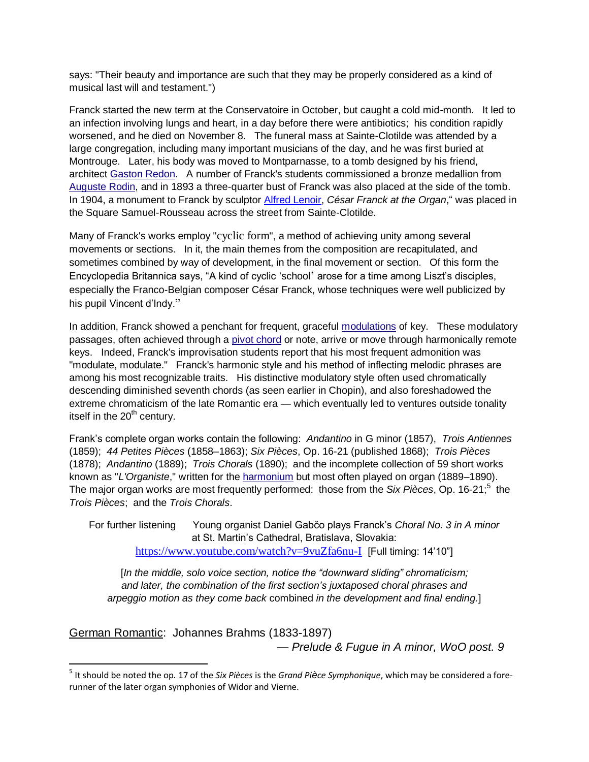says: "Their beauty and importance are such that they may be properly considered as a kind of musical last will and testament.")

Franck started the new term at the Conservatoire in October, but caught a cold mid-month. It led to an infection involving lungs and heart, in a day before there were antibiotics; his condition rapidly worsened, and he died on November 8. The funeral mass at Sainte-Clotilde was attended by a large congregation, including many important musicians of the day, and he was first buried at Montrouge. Later, his body was moved to Montparnasse, to a tomb designed by his friend, architect Gaston Redon. A number of Franck's students commissioned a bronze medallion from Auguste Rodin, and in 1893 a three-quarter bust of Franck was also placed at the side of the tomb. In 1904, a monument to Franck by sculptor Alfred Lenoir, *César Franck at the Organ*," was placed in the Square Samuel-Rousseau across the street from Sainte-Clotilde.

Many of Franck's works employ "cyclic form", a method of achieving unity among several movements or sections. In it, the main themes from the composition are recapitulated, and sometimes combined by way of development, in the final movement or section. Of this form the Encyclopedia Britannica says, "A kind of cyclic 'school' arose for a time among Liszt's disciples, especially the Franco-Belgian composer César Franck, whose techniques were well publicized by his pupil Vincent d'Indy."

In addition, Franck showed a penchant for frequent, graceful modulations of key. These modulatory passages, often achieved through a pivot chord or note, arrive or move through harmonically remote keys. Indeed, Franck's improvisation students report that his most frequent admonition was "modulate, modulate." Franck's harmonic style and his method of inflecting melodic phrases are among his most recognizable traits. His distinctive modulatory style often used chromatically descending diminished seventh chords (as seen earlier in Chopin), and also foreshadowed the extreme chromaticism of the late Romantic era — which eventually led to ventures outside tonality itself in the 20th century.

Frank's complete organ works contain the following: *Andantino* in G minor (1857), *Trois Antiennes* (1859); *44 Petites Pièces* (1858–1863); *Six Pièces*, Op. 16-21 (published 1868); *Trois Pièces* (1878); *Andantino* (1889); *Trois Chorals* (1890); and the incomplete collection of 59 short works known as "*L'Organiste*," written for the harmonium but most often played on organ (1889–1890). The major organ works are most frequently performed: those from the *Six Pièces*, Op. 16-21;[5] the *Trois Pièces*; and the *Trois Chorals*.

For further listening Young organist Daniel Gabčo plays Franck's *Choral No. 3 in A minor* at St. Martin's Cathedral, Bratislava, Slovakia:
https://www.youtube.com/watch?v=9vuZfa6nu-I [Full timing: 14'10"]

[*In the middle, solo voice section, notice the "downward sliding" chromaticism; and later, the combination of the first section's juxtaposed choral phrases and arpeggio motion as they come back* combined *in the development and final ending.*]

## German Romantic: Johannes Brahms (1833-1897)

*— Prelude & Fugue in A minor, WoO post. 9*

---

[5] It should be noted the op. 17 of the *Six Pièces* is the *Grand Pièce Symphonique*, which may be considered a fore-runner of the later organ symphonies of Widor and Vierne.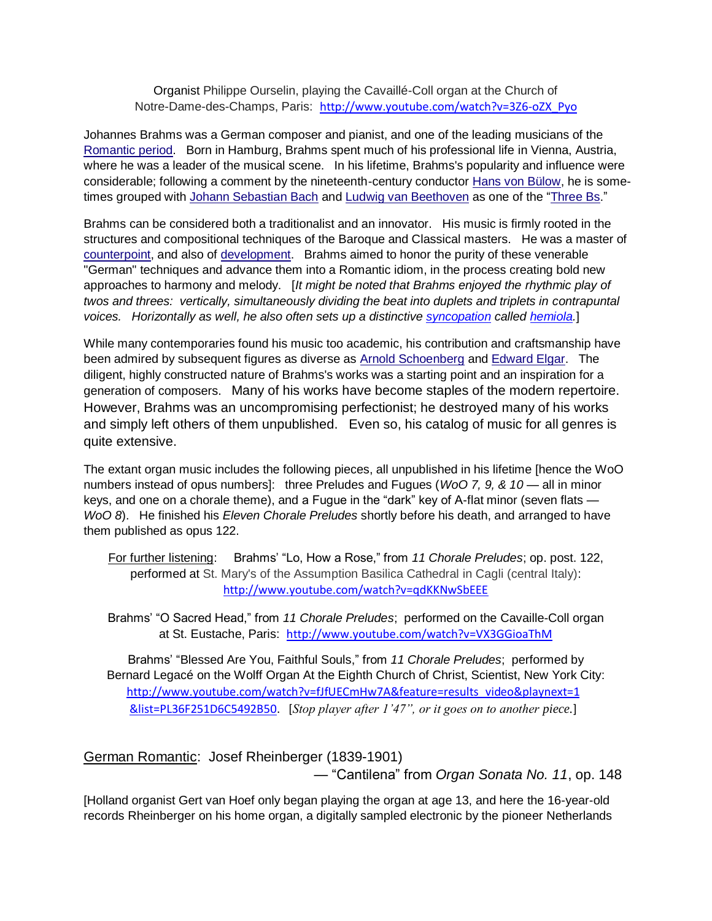Organist Philippe Ourselin, playing the Cavaillé-Coll organ at the Church of Notre-Dame-des-Champs, Paris: http://www.youtube.com/watch?v=3Z6-oZX_Pyo

Johannes Brahms was a German composer and pianist, and one of the leading musicians of the Romantic period. Born in Hamburg, Brahms spent much of his professional life in Vienna, Austria, where he was a leader of the musical scene. In his lifetime, Brahms's popularity and influence were considerable; following a comment by the nineteenth-century conductor Hans von Bülow, he is some-times grouped with Johann Sebastian Bach and Ludwig van Beethoven as one of the "Three Bs."

Brahms can be considered both a traditionalist and an innovator. His music is firmly rooted in the structures and compositional techniques of the Baroque and Classical masters. He was a master of counterpoint, and also of development. Brahms aimed to honor the purity of these venerable "German" techniques and advance them into a Romantic idiom, in the process creating bold new approaches to harmony and melody. [*It might be noted that Brahms enjoyed the rhythmic play of twos and threes: vertically, simultaneously dividing the beat into duplets and triplets in contrapuntal voices. Horizontally as well, he also often sets up a distinctive syncopation called hemiola.*]

While many contemporaries found his music too academic, his contribution and craftsmanship have been admired by subsequent figures as diverse as Arnold Schoenberg and Edward Elgar. The diligent, highly constructed nature of Brahms's works was a starting point and an inspiration for a generation of composers. Many of his works have become staples of the modern repertoire. However, Brahms was an uncompromising perfectionist; he destroyed many of his works and simply left others of them unpublished. Even so, his catalog of music for all genres is quite extensive.

The extant organ music includes the following pieces, all unpublished in his lifetime [hence the WoO numbers instead of opus numbers]: three Preludes and Fugues (*WoO 7, 9, & 10* — all in minor keys, and one on a chorale theme), and a Fugue in the "dark" key of A-flat minor (seven flats — *WoO 8*). He finished his *Eleven Chorale Preludes* shortly before his death, and arranged to have them published as opus 122.

For further listening: Brahms' "Lo, How a Rose," from *11 Chorale Preludes*; op. post. 122, performed at St. Mary's of the Assumption Basilica Cathedral in Cagli (central Italy): http://www.youtube.com/watch?v=qdKKNwSbEEE

Brahms' "O Sacred Head," from *11 Chorale Preludes*; performed on the Cavaille-Coll organ at St. Eustache, Paris: http://www.youtube.com/watch?v=VX3GGioaThM

Brahms' "Blessed Are You, Faithful Souls," from *11 Chorale Preludes*; performed by Bernard Legacé on the Wolff Organ At the Eighth Church of Christ, Scientist, New York City: http://www.youtube.com/watch?v=fJfUECmHw7A&feature=results_video&playnext=1&list=PL36F251D6C5492B50. [*Stop player after 1'47", or it goes on to another piece.*]

## German Romantic: Josef Rheinberger (1839-1901)

— "Cantilena" from *Organ Sonata No. 11*, op. 148

[Holland organist Gert van Hoef only began playing the organ at age 13, and here the 16-year-old records Rheinberger on his home organ, a digitally sampled electronic by the pioneer Netherlands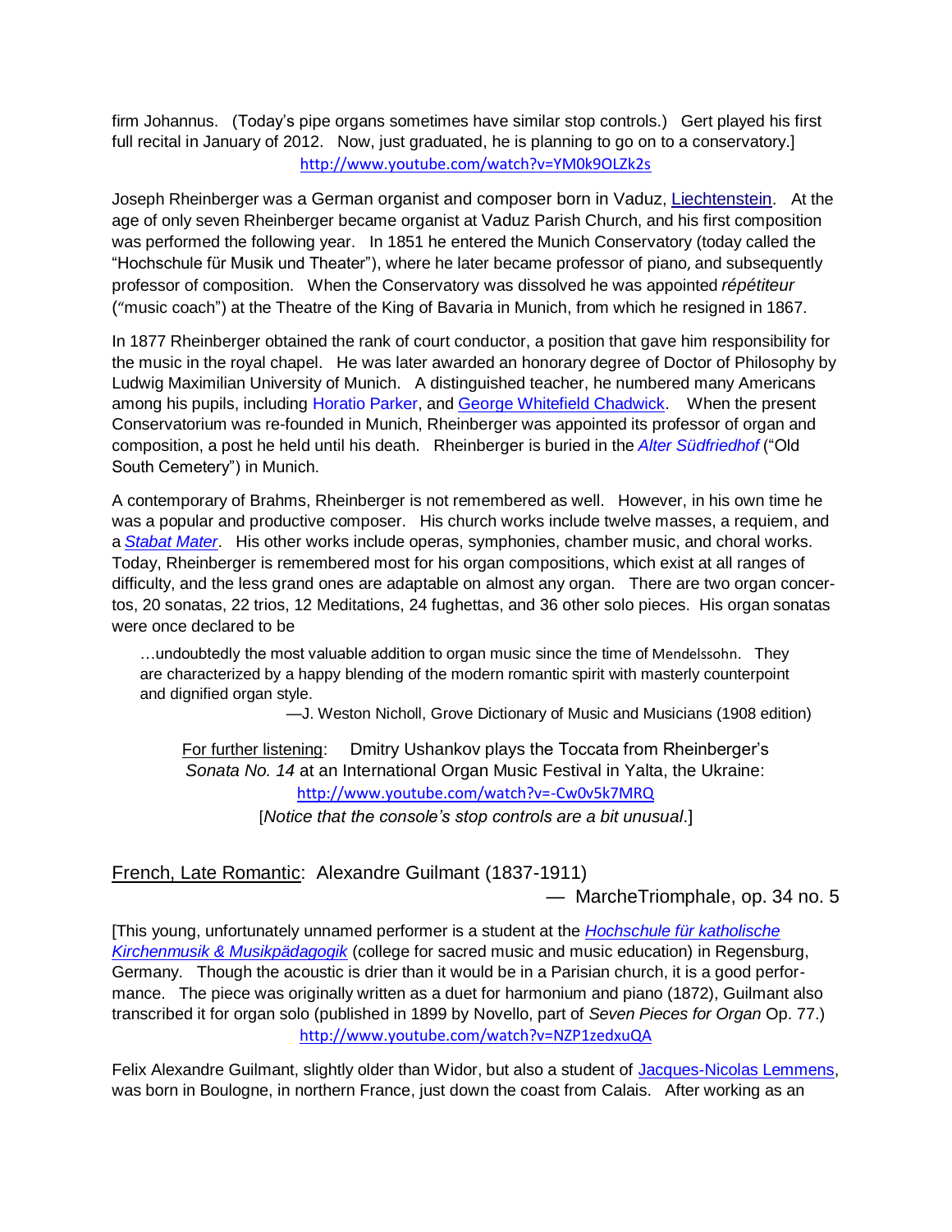firm Johannus. (Today's pipe organs sometimes have similar stop controls.) Gert played his first full recital in January of 2012. Now, just graduated, he is planning to go on to a conservatory.]

http://www.youtube.com/watch?v=YM0k9OLZk2s

Joseph Rheinberger was a German organist and composer born in Vaduz, Liechtenstein. At the age of only seven Rheinberger became organist at Vaduz Parish Church, and his first composition was performed the following year. In 1851 he entered the Munich Conservatory (today called the "Hochschule für Musik und Theater"), where he later became professor of piano, and subsequently professor of composition. When the Conservatory was dissolved he was appointed *répétiteur* ("music coach") at the Theatre of the King of Bavaria in Munich, from which he resigned in 1867.

In 1877 Rheinberger obtained the rank of court conductor, a position that gave him responsibility for the music in the royal chapel. He was later awarded an honorary degree of Doctor of Philosophy by Ludwig Maximilian University of Munich. A distinguished teacher, he numbered many Americans among his pupils, including Horatio Parker, and George Whitefield Chadwick. When the present Conservatorium was re-founded in Munich, Rheinberger was appointed its professor of organ and composition, a post he held until his death. Rheinberger is buried in the *Alter Südfriedhof* ("Old South Cemetery") in Munich.

A contemporary of Brahms, Rheinberger is not remembered as well. However, in his own time he was a popular and productive composer. His church works include twelve masses, a requiem, and a *Stabat Mater*. His other works include operas, symphonies, chamber music, and choral works. Today, Rheinberger is remembered most for his organ compositions, which exist at all ranges of difficulty, and the less grand ones are adaptable on almost any organ. There are two organ concertos, 20 sonatas, 22 trios, 12 Meditations, 24 fughettas, and 36 other solo pieces. His organ sonatas were once declared to be

> …undoubtedly the most valuable addition to organ music since the time of Mendelssohn. They are characterized by a happy blending of the modern romantic spirit with masterly counterpoint and dignified organ style.
>
> —J. Weston Nicholl, Grove Dictionary of Music and Musicians (1908 edition)

For further listening: Dmitry Ushankov plays the Toccata from Rheinberger's *Sonata No. 14* at an International Organ Music Festival in Yalta, the Ukraine:

http://www.youtube.com/watch?v=-Cw0v5k7MRQ

[*Notice that the console's stop controls are a bit unusual*.]

## French, Late Romantic: Alexandre Guilmant (1837-1911)

— MarcheTriomphale, op. 34 no. 5

[This young, unfortunately unnamed performer is a student at the *Hochschule für katholische Kirchenmusik & Musikpädagogik* (college for sacred music and music education) in Regensburg, Germany. Though the acoustic is drier than it would be in a Parisian church, it is a good performance. The piece was originally written as a duet for harmonium and piano (1872), Guilmant also transcribed it for organ solo (published in 1899 by Novello, part of *Seven Pieces for Organ* Op. 77.)

http://www.youtube.com/watch?v=NZP1zedxuQA

Felix Alexandre Guilmant, slightly older than Widor, but also a student of Jacques-Nicolas Lemmens, was born in Boulogne, in northern France, just down the coast from Calais. After working as an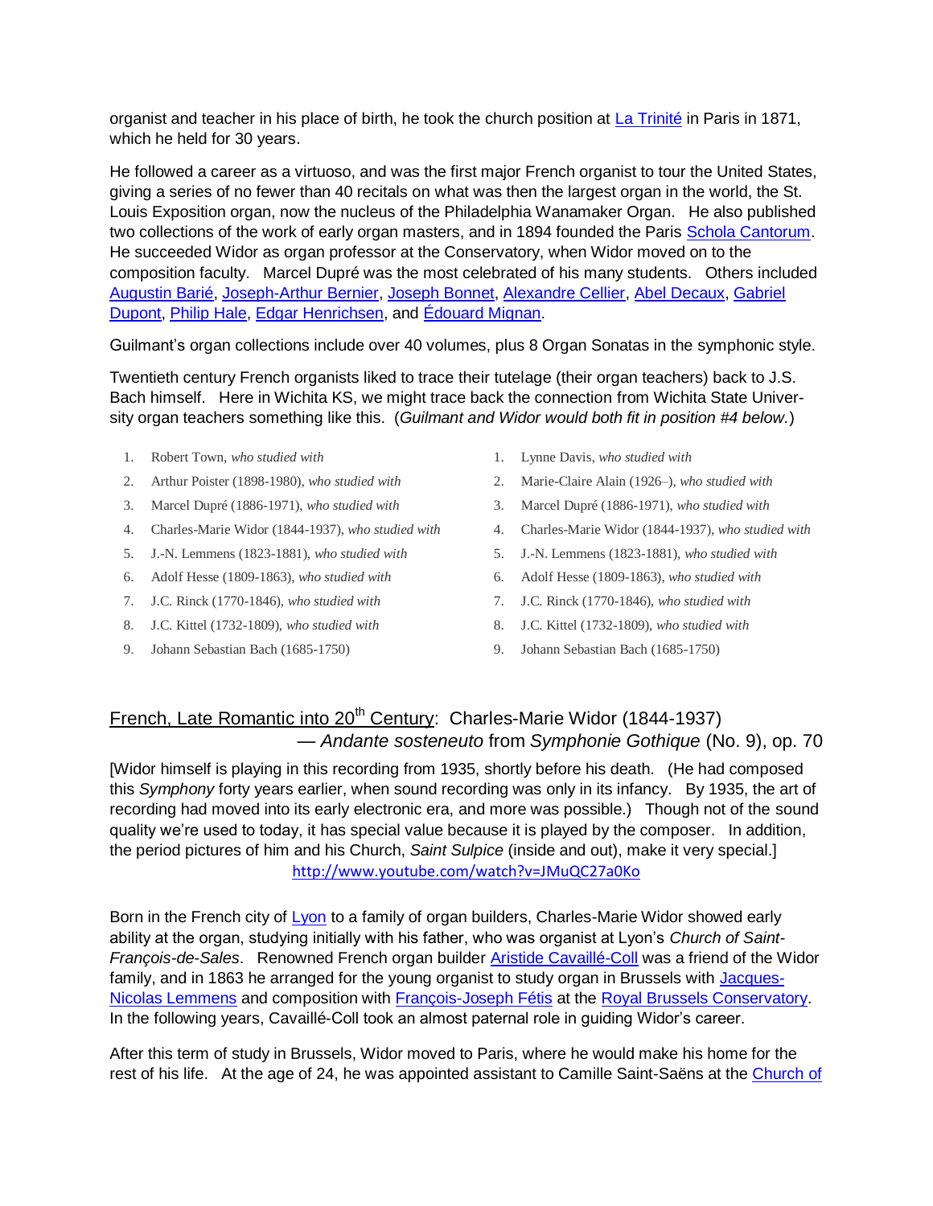organist and teacher in his place of birth, he took the church position at La Trinité in Paris in 1871, which he held for 30 years.

He followed a career as a virtuoso, and was the first major French organist to tour the United States, giving a series of no fewer than 40 recitals on what was then the largest organ in the world, the St. Louis Exposition organ, now the nucleus of the Philadelphia Wanamaker Organ. He also published two collections of the work of early organ masters, and in 1894 founded the Paris Schola Cantorum. He succeeded Widor as organ professor at the Conservatory, when Widor moved on to the composition faculty. Marcel Dupré was the most celebrated of his many students. Others included Augustin Barié, Joseph-Arthur Bernier, Joseph Bonnet, Alexandre Cellier, Abel Decaux, Gabriel Dupont, Philip Hale, Edgar Henrichsen, and Édouard Mignan.

Guilmant's organ collections include over 40 volumes, plus 8 Organ Sonatas in the symphonic style.

Twentieth century French organists liked to trace their tutelage (their organ teachers) back to J.S. Bach himself. Here in Wichita KS, we might trace back the connection from Wichita State University organ teachers something like this. (*Guilmant and Widor would both fit in position #4 below.*)

1. Robert Town, *who studied with*
2. Arthur Poister (1898-1980), *who studied with*
3. Marcel Dupré (1886-1971), *who studied with*
4. Charles-Marie Widor (1844-1937), *who studied with*
5. J.-N. Lemmens (1823-1881), *who studied with*
6. Adolf Hesse (1809-1863), *who studied with*
7. J.C. Rinck (1770-1846), *who studied with*
8. J.C. Kittel (1732-1809), *who studied with*
9. Johann Sebastian Bach (1685-1750)

1. Lynne Davis, *who studied with*
2. Marie-Claire Alain (1926–), *who studied with*
3. Marcel Dupré (1886-1971), *who studied with*
4. Charles-Marie Widor (1844-1937), *who studied with*
5. J.-N. Lemmens (1823-1881), *who studied with*
6. Adolf Hesse (1809-1863), *who studied with*
7. J.C. Rinck (1770-1846), *who studied with*
8. J.C. Kittel (1732-1809), *who studied with*
9. Johann Sebastian Bach (1685-1750)

## French, Late Romantic into 20th Century: Charles-Marie Widor (1844-1937) — *Andante sosteneuto* from *Symphonie Gothique* (No. 9), op. 70

[Widor himself is playing in this recording from 1935, shortly before his death. (He had composed this *Symphony* forty years earlier, when sound recording was only in its infancy. By 1935, the art of recording had moved into its early electronic era, and more was possible.) Though not of the sound quality we're used to today, it has special value because it is played by the composer. In addition, the period pictures of him and his Church, *Saint Sulpice* (inside and out), make it very special.]
http://www.youtube.com/watch?v=JMuQC27a0Ko

Born in the French city of Lyon to a family of organ builders, Charles-Marie Widor showed early ability at the organ, studying initially with his father, who was organist at Lyon's *Church of Saint-François-de-Sales*. Renowned French organ builder Aristide Cavaillé-Coll was a friend of the Widor family, and in 1863 he arranged for the young organist to study organ in Brussels with Jacques-Nicolas Lemmens and composition with François-Joseph Fétis at the Royal Brussels Conservatory. In the following years, Cavaillé-Coll took an almost paternal role in guiding Widor's career.

After this term of study in Brussels, Widor moved to Paris, where he would make his home for the rest of his life. At the age of 24, he was appointed assistant to Camille Saint-Saëns at the Church of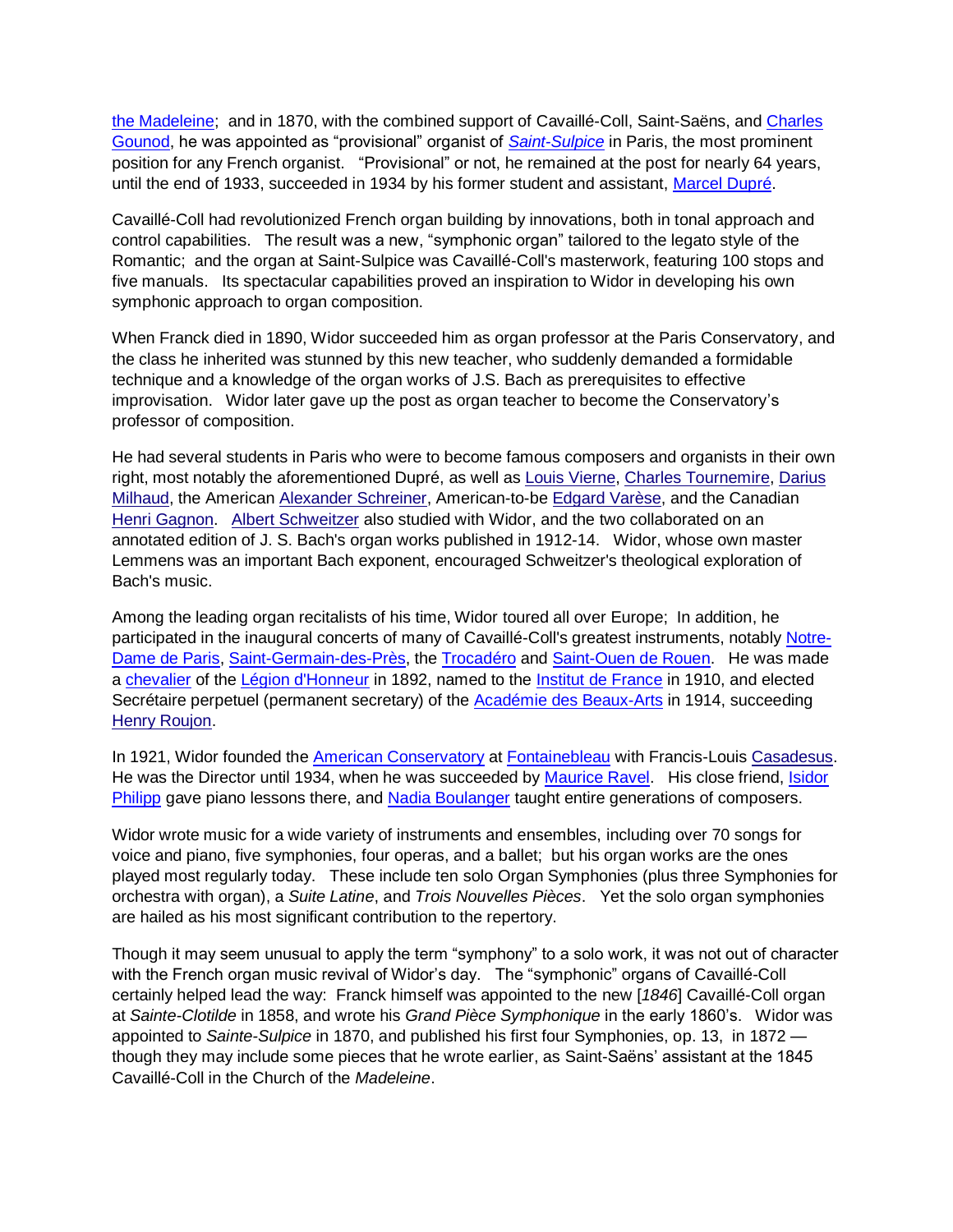the Madeleine; and in 1870, with the combined support of Cavaillé-Coll, Saint-Saëns, and Charles Gounod, he was appointed as "provisional" organist of *Saint-Sulpice* in Paris, the most prominent position for any French organist. "Provisional" or not, he remained at the post for nearly 64 years, until the end of 1933, succeeded in 1934 by his former student and assistant, Marcel Dupré.

Cavaillé-Coll had revolutionized French organ building by innovations, both in tonal approach and control capabilities. The result was a new, "symphonic organ" tailored to the legato style of the Romantic; and the organ at Saint-Sulpice was Cavaillé-Coll's masterwork, featuring 100 stops and five manuals. Its spectacular capabilities proved an inspiration to Widor in developing his own symphonic approach to organ composition.

When Franck died in 1890, Widor succeeded him as organ professor at the Paris Conservatory, and the class he inherited was stunned by this new teacher, who suddenly demanded a formidable technique and a knowledge of the organ works of J.S. Bach as prerequisites to effective improvisation. Widor later gave up the post as organ teacher to become the Conservatory's professor of composition.

He had several students in Paris who were to become famous composers and organists in their own right, most notably the aforementioned Dupré, as well as Louis Vierne, Charles Tournemire, Darius Milhaud, the American Alexander Schreiner, American-to-be Edgard Varèse, and the Canadian Henri Gagnon. Albert Schweitzer also studied with Widor, and the two collaborated on an annotated edition of J. S. Bach's organ works published in 1912-14. Widor, whose own master Lemmens was an important Bach exponent, encouraged Schweitzer's theological exploration of Bach's music.

Among the leading organ recitalists of his time, Widor toured all over Europe; In addition, he participated in the inaugural concerts of many of Cavaillé-Coll's greatest instruments, notably Notre-Dame de Paris, Saint-Germain-des-Près, the Trocadéro and Saint-Ouen de Rouen. He was made a chevalier of the Légion d'Honneur in 1892, named to the Institut de France in 1910, and elected Secrétaire perpetuel (permanent secretary) of the Académie des Beaux-Arts in 1914, succeeding Henry Roujon.

In 1921, Widor founded the American Conservatory at Fontainebleau with Francis-Louis Casadesus. He was the Director until 1934, when he was succeeded by Maurice Ravel. His close friend, Isidor Philipp gave piano lessons there, and Nadia Boulanger taught entire generations of composers.

Widor wrote music for a wide variety of instruments and ensembles, including over 70 songs for voice and piano, five symphonies, four operas, and a ballet; but his organ works are the ones played most regularly today. These include ten solo Organ Symphonies (plus three Symphonies for orchestra with organ), a *Suite Latine*, and *Trois Nouvelles Pièces*. Yet the solo organ symphonies are hailed as his most significant contribution to the repertory.

Though it may seem unusual to apply the term "symphony" to a solo work, it was not out of character with the French organ music revival of Widor's day. The "symphonic" organs of Cavaillé-Coll certainly helped lead the way: Franck himself was appointed to the new [*1846*] Cavaillé-Coll organ at *Sainte-Clotilde* in 1858, and wrote his *Grand Pièce Symphonique* in the early 1860's. Widor was appointed to *Sainte-Sulpice* in 1870, and published his first four Symphonies, op. 13, in 1872 — though they may include some pieces that he wrote earlier, as Saint-Saëns' assistant at the 1845 Cavaillé-Coll in the Church of the *Madeleine*.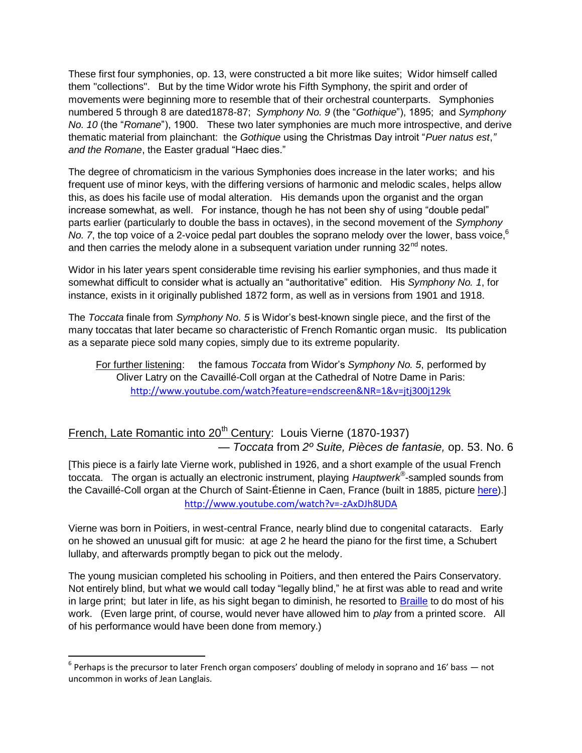These first four symphonies, op. 13, were constructed a bit more like suites; Widor himself called them "collections". But by the time Widor wrote his Fifth Symphony, the spirit and order of movements were beginning more to resemble that of their orchestral counterparts. Symphonies numbered 5 through 8 are dated1878-87; *Symphony No. 9* (the "*Gothique*"), 1895; and *Symphony No. 10* (the "*Romane*"), 1900. These two later symphonies are much more introspective, and derive thematic material from plainchant: the *Gothique* using the Christmas Day introit "*Puer natus est*,*" and the Romane*, the Easter gradual "Haec dies."

The degree of chromaticism in the various Symphonies does increase in the later works; and his frequent use of minor keys, with the differing versions of harmonic and melodic scales, helps allow this, as does his facile use of modal alteration. His demands upon the organist and the organ increase somewhat, as well. For instance, though he has not been shy of using "double pedal" parts earlier (particularly to double the bass in octaves), in the second movement of the *Symphony No. 7*, the top voice of a 2-voice pedal part doubles the soprano melody over the lower, bass voice,[6] and then carries the melody alone in a subsequent variation under running 32nd notes.

Widor in his later years spent considerable time revising his earlier symphonies, and thus made it somewhat difficult to consider what is actually an "authoritative" edition. His *Symphony No. 1*, for instance, exists in it originally published 1872 form, as well as in versions from 1901 and 1918.

The *Toccata* finale from *Symphony No. 5* is Widor's best-known single piece, and the first of the many toccatas that later became so characteristic of French Romantic organ music. Its publication as a separate piece sold many copies, simply due to its extreme popularity.

> For further listening: the famous *Toccata* from Widor's *Symphony No. 5*, performed by Oliver Latry on the Cavaillé-Coll organ at the Cathedral of Notre Dame in Paris:
> http://www.youtube.com/watch?feature=endscreen&NR=1&v=jtj300j129k

## French, Late Romantic into 20th Century: Louis Vierne (1870-1937)
### — *Toccata* from *2º Suite, Pièces de fantasie,* op. 53. No. 6

[This piece is a fairly late Vierne work, published in 1926, and a short example of the usual French toccata. The organ is actually an electronic instrument, playing *Hauptwerk*®-sampled sounds from the Cavaillé-Coll organ at the Church of Saint-Étienne in Caen, France (built in 1885, picture here).]
http://www.youtube.com/watch?v=-zAxDJh8UDA

Vierne was born in Poitiers, in west-central France, nearly blind due to congenital cataracts. Early on he showed an unusual gift for music: at age 2 he heard the piano for the first time, a Schubert lullaby, and afterwards promptly began to pick out the melody.

The young musician completed his schooling in Poitiers, and then entered the Pairs Conservatory. Not entirely blind, but what we would call today "legally blind," he at first was able to read and write in large print; but later in life, as his sight began to diminish, he resorted to Braille to do most of his work. (Even large print, of course, would never have allowed him to *play* from a printed score. All of his performance would have been done from memory.)

---

[6] Perhaps is the precursor to later French organ composers' doubling of melody in soprano and 16′ bass — not uncommon in works of Jean Langlais.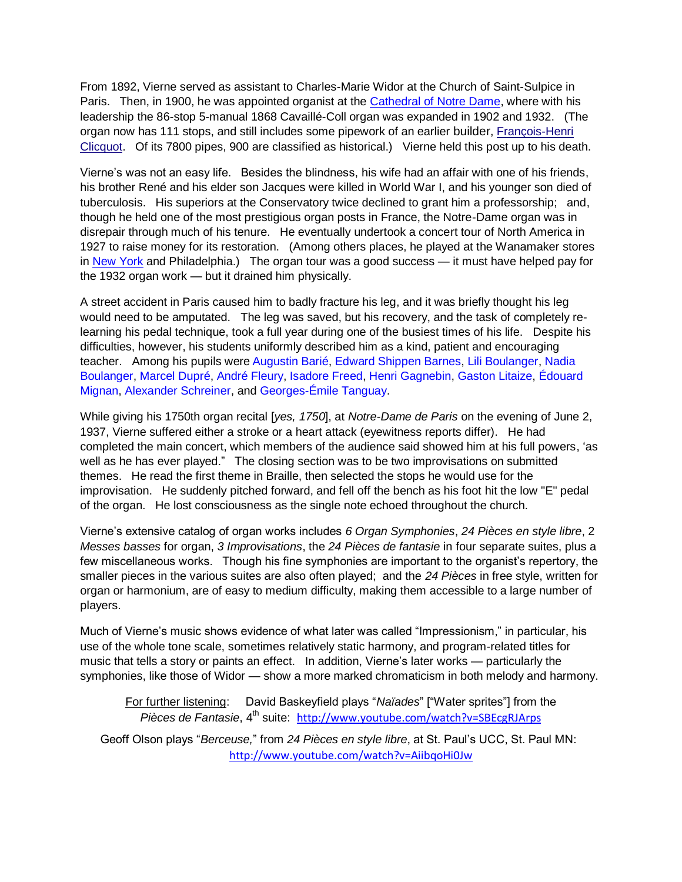From 1892, Vierne served as assistant to Charles-Marie Widor at the Church of Saint-Sulpice in Paris. Then, in 1900, he was appointed organist at the Cathedral of Notre Dame, where with his leadership the 86-stop 5-manual 1868 Cavaillé-Coll organ was expanded in 1902 and 1932. (The organ now has 111 stops, and still includes some pipework of an earlier builder, François-Henri Clicquot. Of its 7800 pipes, 900 are classified as historical.) Vierne held this post up to his death.

Vierne's was not an easy life. Besides the blindness, his wife had an affair with one of his friends, his brother René and his elder son Jacques were killed in World War I, and his younger son died of tuberculosis. His superiors at the Conservatory twice declined to grant him a professorship; and, though he held one of the most prestigious organ posts in France, the Notre-Dame organ was in disrepair through much of his tenure. He eventually undertook a concert tour of North America in 1927 to raise money for its restoration. (Among others places, he played at the Wanamaker stores in New York and Philadelphia.) The organ tour was a good success — it must have helped pay for the 1932 organ work — but it drained him physically.

A street accident in Paris caused him to badly fracture his leg, and it was briefly thought his leg would need to be amputated. The leg was saved, but his recovery, and the task of completely re-learning his pedal technique, took a full year during one of the busiest times of his life. Despite his difficulties, however, his students uniformly described him as a kind, patient and encouraging teacher. Among his pupils were Augustin Barié, Edward Shippen Barnes, Lili Boulanger, Nadia Boulanger, Marcel Dupré, André Fleury, Isadore Freed, Henri Gagnebin, Gaston Litaize, Édouard Mignan, Alexander Schreiner, and Georges-Émile Tanguay.

While giving his 1750th organ recital [*yes, 1750*], at *Notre-Dame de Paris* on the evening of June 2, 1937, Vierne suffered either a stroke or a heart attack (eyewitness reports differ). He had completed the main concert, which members of the audience said showed him at his full powers, 'as well as he has ever played." The closing section was to be two improvisations on submitted themes. He read the first theme in Braille, then selected the stops he would use for the improvisation. He suddenly pitched forward, and fell off the bench as his foot hit the low "E" pedal of the organ. He lost consciousness as the single note echoed throughout the church.

Vierne's extensive catalog of organ works includes *6 Organ Symphonies*, *24 Pièces en style libre*, 2 *Messes basses* for organ, *3 Improvisations*, the *24 Pièces de fantasie* in four separate suites, plus a few miscellaneous works. Though his fine symphonies are important to the organist's repertory, the smaller pieces in the various suites are also often played; and the *24 Pièces* in free style, written for organ or harmonium, are of easy to medium difficulty, making them accessible to a large number of players.

Much of Vierne's music shows evidence of what later was called "Impressionism," in particular, his use of the whole tone scale, sometimes relatively static harmony, and program-related titles for music that tells a story or paints an effect. In addition, Vierne's later works — particularly the symphonies, like those of Widor — show a more marked chromaticism in both melody and harmony.

For further listening: David Baskeyfield plays "*Naïades*" ["Water sprites"] from the *Pièces de Fantasie*, 4th suite: http://www.youtube.com/watch?v=SBEcgRJArps

Geoff Olson plays "*Berceuse,*" from *24 Pièces en style libre*, at St. Paul's UCC, St. Paul MN: http://www.youtube.com/watch?v=AiibqoHi0Jw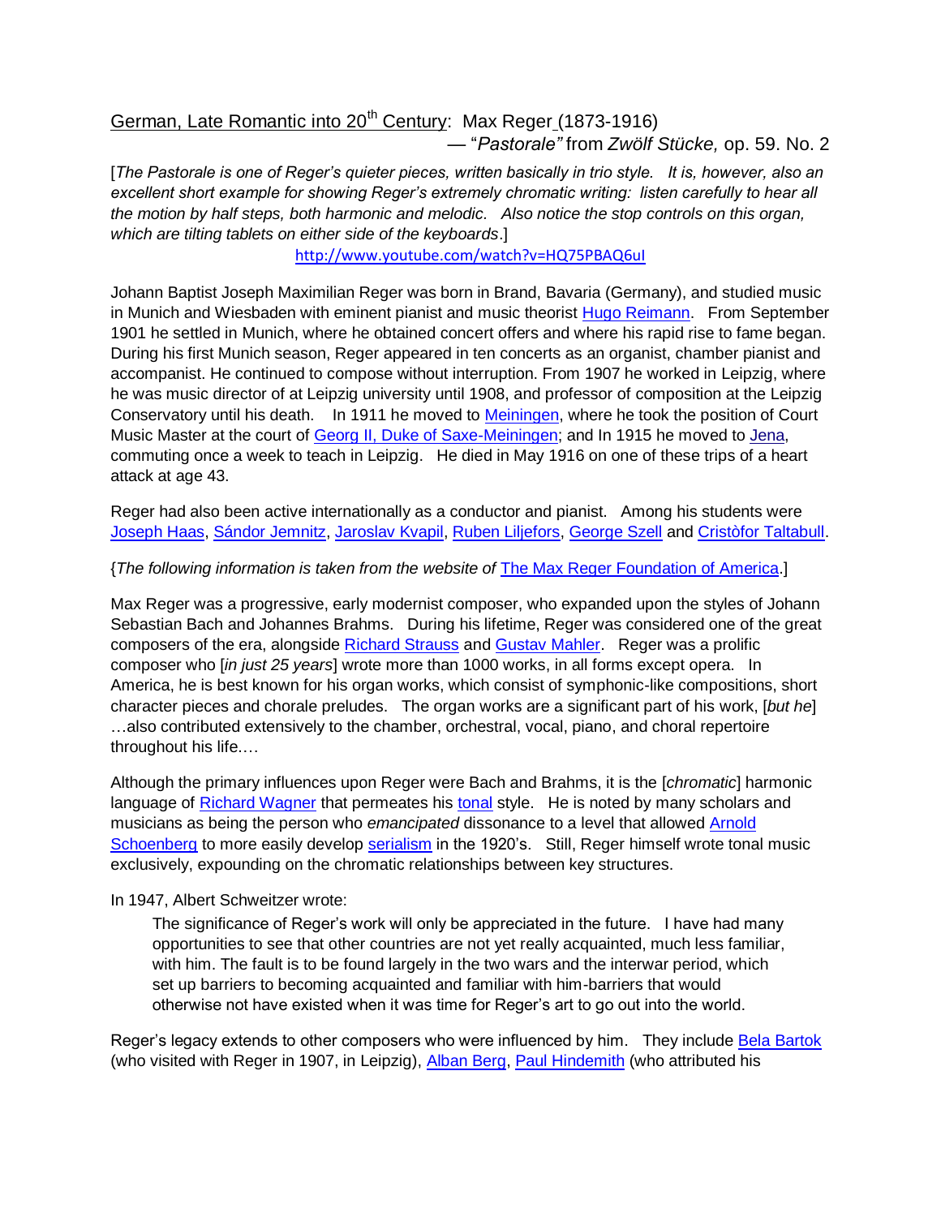German, Late Romantic into 20th Century: Max Reger (1873-1916)
— "*Pastorale"* from *Zwölf Stücke,* op. 59. No. 2

[*The Pastorale is one of Reger's quieter pieces, written basically in trio style. It is, however, also an excellent short example for showing Reger's extremely chromatic writing: listen carefully to hear all the motion by half steps, both harmonic and melodic. Also notice the stop controls on this organ, which are tilting tablets on either side of the keyboards*.]

http://www.youtube.com/watch?v=HQ75PBAQ6uI

Johann Baptist Joseph Maximilian Reger was born in Brand, Bavaria (Germany), and studied music in Munich and Wiesbaden with eminent pianist and music theorist Hugo Reimann. From September 1901 he settled in Munich, where he obtained concert offers and where his rapid rise to fame began. During his first Munich season, Reger appeared in ten concerts as an organist, chamber pianist and accompanist. He continued to compose without interruption. From 1907 he worked in Leipzig, where he was music director of at Leipzig university until 1908, and professor of composition at the Leipzig Conservatory until his death. In 1911 he moved to Meiningen, where he took the position of Court Music Master at the court of Georg II, Duke of Saxe-Meiningen; and In 1915 he moved to Jena, commuting once a week to teach in Leipzig. He died in May 1916 on one of these trips of a heart attack at age 43.

Reger had also been active internationally as a conductor and pianist. Among his students were Joseph Haas, Sándor Jemnitz, Jaroslav Kvapil, Ruben Liljefors, George Szell and Cristòfor Taltabull.

{*The following information is taken from the website of* The Max Reger Foundation of America.]

Max Reger was a progressive, early modernist composer, who expanded upon the styles of Johann Sebastian Bach and Johannes Brahms. During his lifetime, Reger was considered one of the great composers of the era, alongside Richard Strauss and Gustav Mahler. Reger was a prolific composer who [*in just 25 years*] wrote more than 1000 works, in all forms except opera. In America, he is best known for his organ works, which consist of symphonic-like compositions, short character pieces and chorale preludes. The organ works are a significant part of his work, [*but he*] …also contributed extensively to the chamber, orchestral, vocal, piano, and choral repertoire throughout his life.…

Although the primary influences upon Reger were Bach and Brahms, it is the [*chromatic*] harmonic language of Richard Wagner that permeates his tonal style. He is noted by many scholars and musicians as being the person who *emancipated* dissonance to a level that allowed Arnold Schoenberg to more easily develop serialism in the 1920's. Still, Reger himself wrote tonal music exclusively, expounding on the chromatic relationships between key structures.

In 1947, Albert Schweitzer wrote:

> The significance of Reger's work will only be appreciated in the future. I have had many opportunities to see that other countries are not yet really acquainted, much less familiar, with him. The fault is to be found largely in the two wars and the interwar period, which set up barriers to becoming acquainted and familiar with him-barriers that would otherwise not have existed when it was time for Reger's art to go out into the world.

Reger's legacy extends to other composers who were influenced by him. They include Bela Bartok (who visited with Reger in 1907, in Leipzig), Alban Berg, Paul Hindemith (who attributed his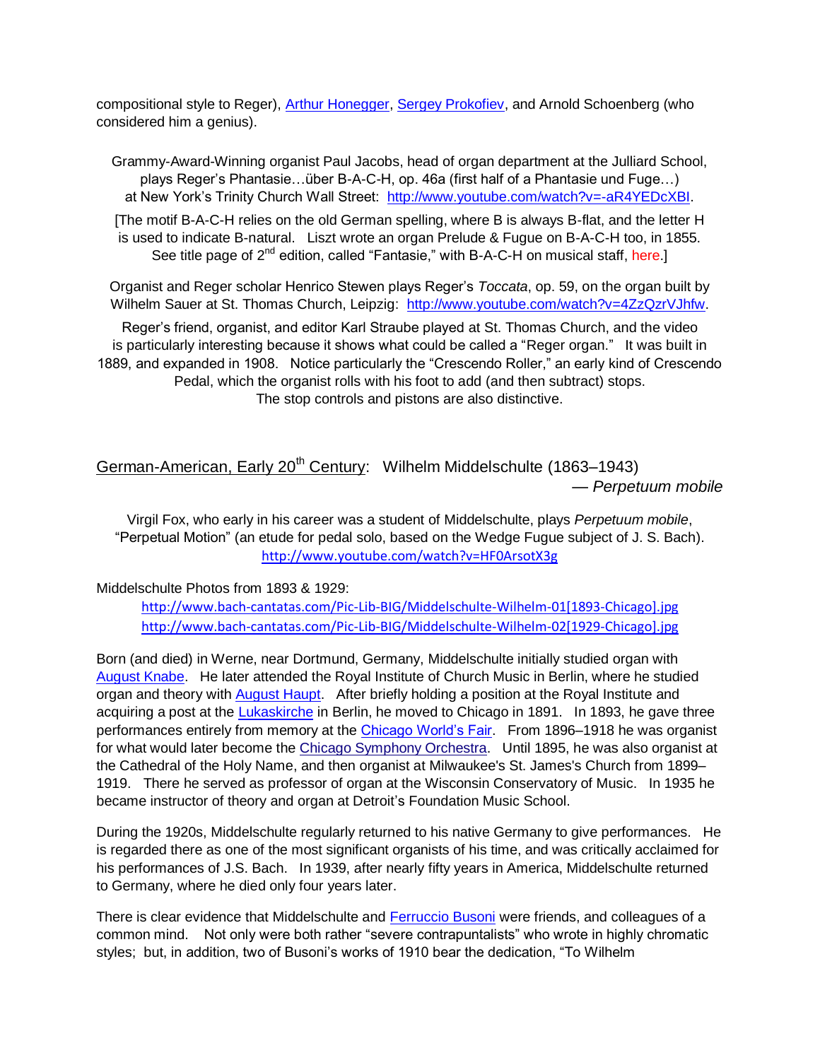compositional style to Reger), Arthur Honegger, Sergey Prokofiev, and Arnold Schoenberg (who considered him a genius).

Grammy-Award-Winning organist Paul Jacobs, head of organ department at the Julliard School, plays Reger's Phantasie…über B-A-C-H, op. 46a (first half of a Phantasie und Fuge…) at New York's Trinity Church Wall Street: http://www.youtube.com/watch?v=-aR4YEDcXBI.

[The motif B-A-C-H relies on the old German spelling, where B is always B-flat, and the letter H is used to indicate B-natural. Liszt wrote an organ Prelude & Fugue on B-A-C-H too, in 1855. See title page of 2nd edition, called "Fantasie," with B-A-C-H on musical staff, here.]

Organist and Reger scholar Henrico Stewen plays Reger's *Toccata*, op. 59, on the organ built by Wilhelm Sauer at St. Thomas Church, Leipzig: http://www.youtube.com/watch?v=4ZzQzrVJhfw.

Reger's friend, organist, and editor Karl Straube played at St. Thomas Church, and the video is particularly interesting because it shows what could be called a "Reger organ." It was built in 1889, and expanded in 1908. Notice particularly the "Crescendo Roller," an early kind of Crescendo Pedal, which the organist rolls with his foot to add (and then subtract) stops. The stop controls and pistons are also distinctive.

## German-American, Early 20th Century: Wilhelm Middelschulte (1863–1943) — *Perpetuum mobile*

Virgil Fox, who early in his career was a student of Middelschulte, plays *Perpetuum mobile*, "Perpetual Motion" (an etude for pedal solo, based on the Wedge Fugue subject of J. S. Bach). http://www.youtube.com/watch?v=HF0ArsotX3g

Middelschulte Photos from 1893 & 1929:

http://www.bach-cantatas.com/Pic-Lib-BIG/Middelschulte-Wilhelm-01[1893-Chicago].jpg
http://www.bach-cantatas.com/Pic-Lib-BIG/Middelschulte-Wilhelm-02[1929-Chicago].jpg

Born (and died) in Werne, near Dortmund, Germany, Middelschulte initially studied organ with August Knabe. He later attended the Royal Institute of Church Music in Berlin, where he studied organ and theory with August Haupt. After briefly holding a position at the Royal Institute and acquiring a post at the Lukaskirche in Berlin, he moved to Chicago in 1891. In 1893, he gave three performances entirely from memory at the Chicago World's Fair. From 1896–1918 he was organist for what would later become the Chicago Symphony Orchestra. Until 1895, he was also organist at the Cathedral of the Holy Name, and then organist at Milwaukee's St. James's Church from 1899–1919. There he served as professor of organ at the Wisconsin Conservatory of Music. In 1935 he became instructor of theory and organ at Detroit's Foundation Music School.

During the 1920s, Middelschulte regularly returned to his native Germany to give performances. He is regarded there as one of the most significant organists of his time, and was critically acclaimed for his performances of J.S. Bach. In 1939, after nearly fifty years in America, Middelschulte returned to Germany, where he died only four years later.

There is clear evidence that Middelschulte and Ferruccio Busoni were friends, and colleagues of a common mind. Not only were both rather "severe contrapuntalists" who wrote in highly chromatic styles; but, in addition, two of Busoni's works of 1910 bear the dedication, "To Wilhelm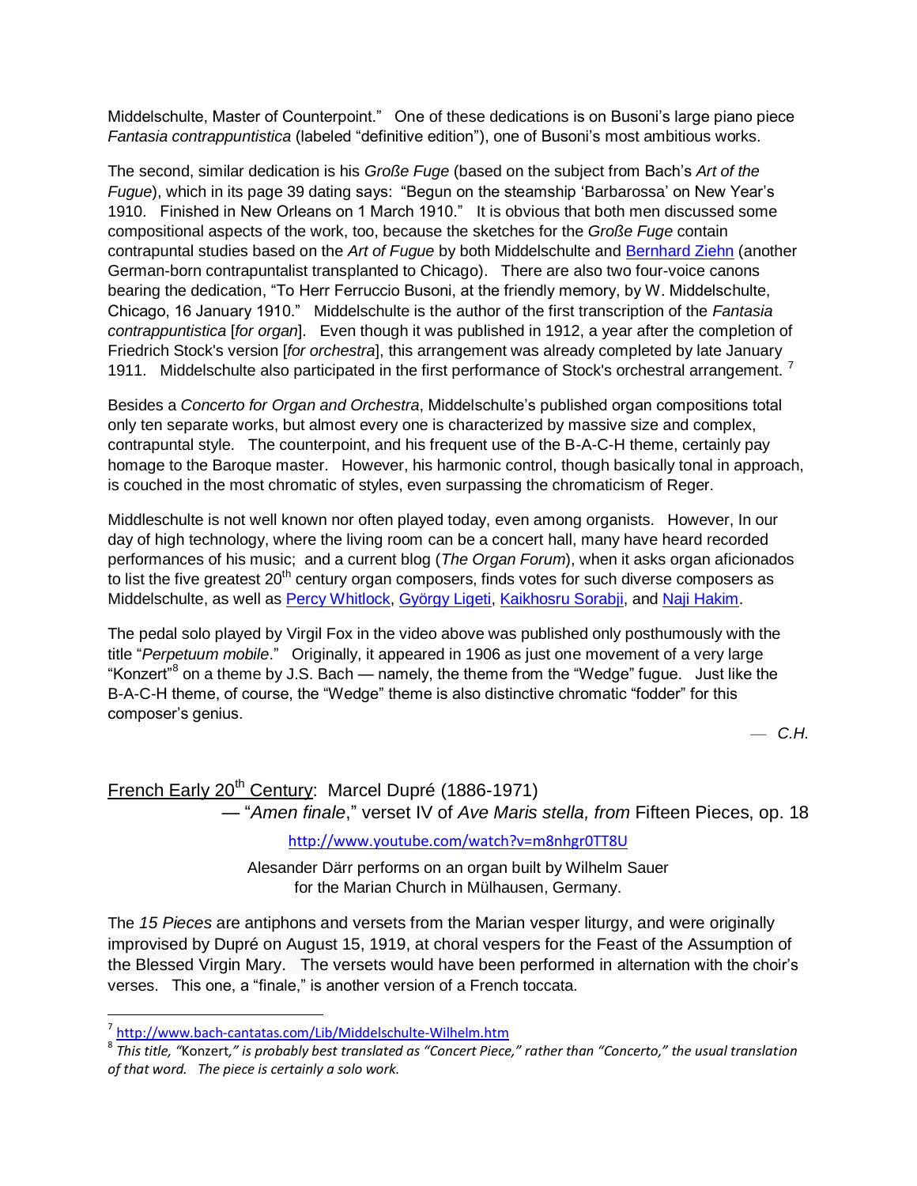Middelschulte, Master of Counterpoint." One of these dedications is on Busoni's large piano piece *Fantasia contrappuntistica* (labeled "definitive edition"), one of Busoni's most ambitious works.

The second, similar dedication is his *Große Fuge* (based on the subject from Bach's *Art of the Fugue*), which in its page 39 dating says: "Begun on the steamship 'Barbarossa' on New Year's 1910. Finished in New Orleans on 1 March 1910." It is obvious that both men discussed some compositional aspects of the work, too, because the sketches for the *Große Fuge* contain contrapuntal studies based on the *Art of Fugue* by both Middelschulte and Bernhard Ziehn (another German-born contrapuntalist transplanted to Chicago). There are also two four-voice canons bearing the dedication, "To Herr Ferruccio Busoni, at the friendly memory, by W. Middelschulte, Chicago, 16 January 1910." Middelschulte is the author of the first transcription of the *Fantasia contrappuntistica* [*for organ*]. Even though it was published in 1912, a year after the completion of Friedrich Stock's version [*for orchestra*], this arrangement was already completed by late January 1911. Middelschulte also participated in the first performance of Stock's orchestral arrangement. [7]

Besides a *Concerto for Organ and Orchestra*, Middelschulte's published organ compositions total only ten separate works, but almost every one is characterized by massive size and complex, contrapuntal style. The counterpoint, and his frequent use of the B-A-C-H theme, certainly pay homage to the Baroque master. However, his harmonic control, though basically tonal in approach, is couched in the most chromatic of styles, even surpassing the chromaticism of Reger.

Middleschulte is not well known nor often played today, even among organists. However, In our day of high technology, where the living room can be a concert hall, many have heard recorded performances of his music; and a current blog (*The Organ Forum*), when it asks organ aficionados to list the five greatest 20th century organ composers, finds votes for such diverse composers as Middelschulte, as well as Percy Whitlock, György Ligeti, Kaikhosru Sorabji, and Naji Hakim.

The pedal solo played by Virgil Fox in the video above was published only posthumously with the title "*Perpetuum mobile*." Originally, it appeared in 1906 as just one movement of a very large "Konzert"[8] on a theme by J.S. Bach — namely, the theme from the "Wedge" fugue. Just like the B-A-C-H theme, of course, the "Wedge" theme is also distinctive chromatic "fodder" for this composer's genius.

— *C.H.*

## French Early 20th Century: Marcel Dupré (1886-1971)

— "*Amen finale*," verset IV of *Ave Maris stella, from* Fifteen Pieces, op. 18

http://www.youtube.com/watch?v=m8nhgr0TT8U

Alesander Därr performs on an organ built by Wilhelm Sauer for the Marian Church in Mülhausen, Germany.

The *15 Pieces* are antiphons and versets from the Marian vesper liturgy, and were originally improvised by Dupré on August 15, 1919, at choral vespers for the Feast of the Assumption of the Blessed Virgin Mary. The versets would have been performed in alternation with the choir's verses. This one, a "finale," is another version of a French toccata.

---

[7] http://www.bach-cantatas.com/Lib/Middelschulte-Wilhelm.htm

[8] *This title, "*Konzert*," is probably best translated as "Concert Piece," rather than "Concerto," the usual translation of that word. The piece is certainly a solo work.*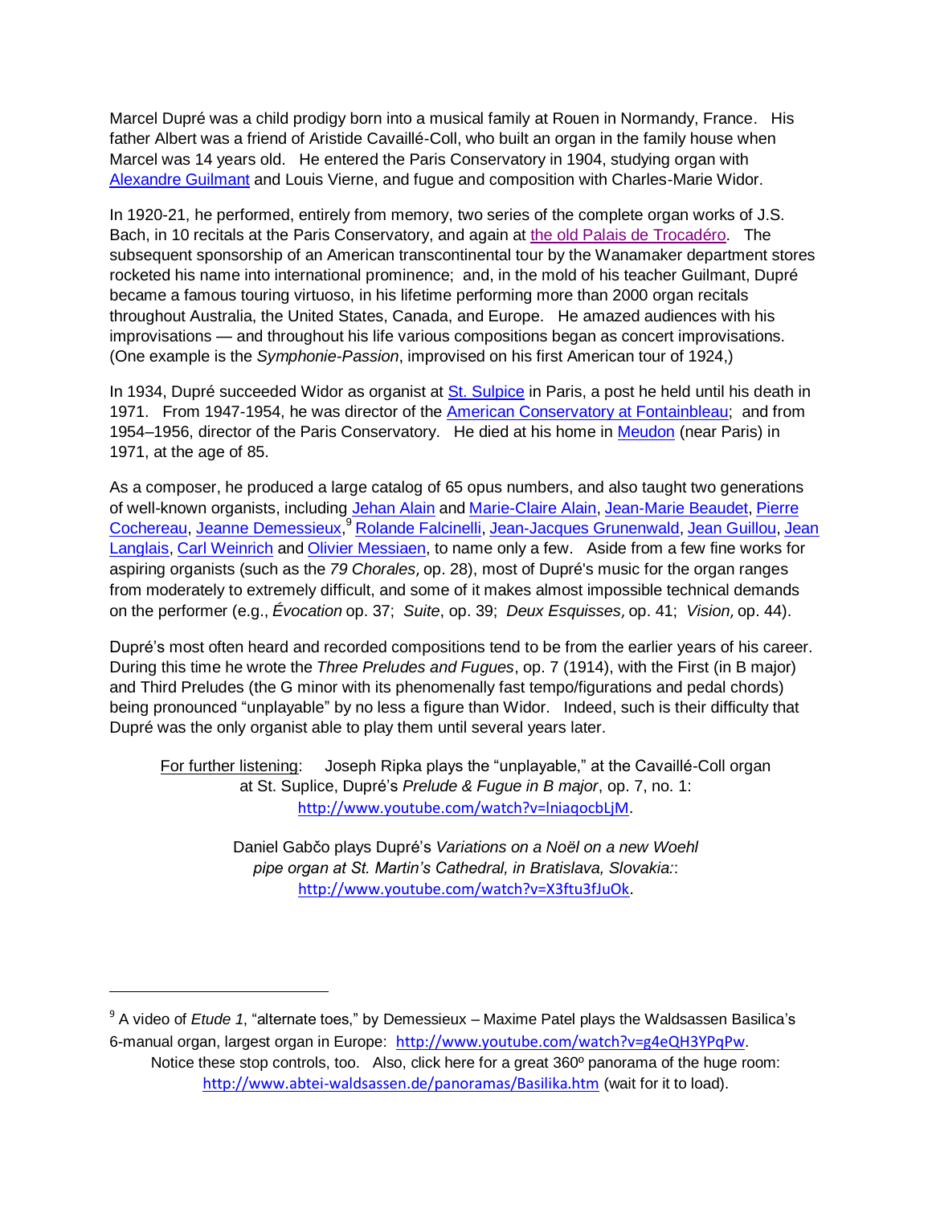Marcel Dupré was a child prodigy born into a musical family at Rouen in Normandy, France. His father Albert was a friend of Aristide Cavaillé-Coll, who built an organ in the family house when Marcel was 14 years old. He entered the Paris Conservatory in 1904, studying organ with Alexandre Guilmant and Louis Vierne, and fugue and composition with Charles-Marie Widor.

In 1920-21, he performed, entirely from memory, two series of the complete organ works of J.S. Bach, in 10 recitals at the Paris Conservatory, and again at the old Palais de Trocadéro. The subsequent sponsorship of an American transcontinental tour by the Wanamaker department stores rocketed his name into international prominence; and, in the mold of his teacher Guilmant, Dupré became a famous touring virtuoso, in his lifetime performing more than 2000 organ recitals throughout Australia, the United States, Canada, and Europe. He amazed audiences with his improvisations — and throughout his life various compositions began as concert improvisations. (One example is the *Symphonie-Passion*, improvised on his first American tour of 1924,)

In 1934, Dupré succeeded Widor as organist at St. Sulpice in Paris, a post he held until his death in 1971. From 1947-1954, he was director of the American Conservatory at Fontainbleau; and from 1954–1956, director of the Paris Conservatory. He died at his home in Meudon (near Paris) in 1971, at the age of 85.

As a composer, he produced a large catalog of 65 opus numbers, and also taught two generations of well-known organists, including Jehan Alain and Marie-Claire Alain, Jean-Marie Beaudet, Pierre Cochereau, Jeanne Demessieux,[9] Rolande Falcinelli, Jean-Jacques Grunenwald, Jean Guillou, Jean Langlais, Carl Weinrich and Olivier Messiaen, to name only a few. Aside from a few fine works for aspiring organists (such as the *79 Chorales,* op. 28), most of Dupré's music for the organ ranges from moderately to extremely difficult, and some of it makes almost impossible technical demands on the performer (e.g., *Évocation* op. 37; *Suite*, op. 39; *Deux Esquisses,* op. 41; *Vision,* op. 44).

Dupré's most often heard and recorded compositions tend to be from the earlier years of his career. During this time he wrote the *Three Preludes and Fugues*, op. 7 (1914), with the First (in B major) and Third Preludes (the G minor with its phenomenally fast tempo/figurations and pedal chords) being pronounced "unplayable" by no less a figure than Widor. Indeed, such is their difficulty that Dupré was the only organist able to play them until several years later.

For further listening: Joseph Ripka plays the "unplayable," at the Cavaillé-Coll organ at St. Suplice, Dupré's *Prelude & Fugue in B major*, op. 7, no. 1: http://www.youtube.com/watch?v=lniaqocbLjM.

Daniel Gabčo plays Dupré's *Variations on a Noël on a new Woehl pipe organ at St. Martin's Cathedral, in Bratislava, Slovakia:*: http://www.youtube.com/watch?v=X3ftu3fJuOk.

---

[9] A video of *Etude 1*, "alternate toes," by Demessieux – Maxime Patel plays the Waldsassen Basilica's 6-manual organ, largest organ in Europe: http://www.youtube.com/watch?v=g4eQH3YPqPw. Notice these stop controls, too. Also, click here for a great 360º panorama of the huge room: http://www.abtei-waldsassen.de/panoramas/Basilika.htm (wait for it to load).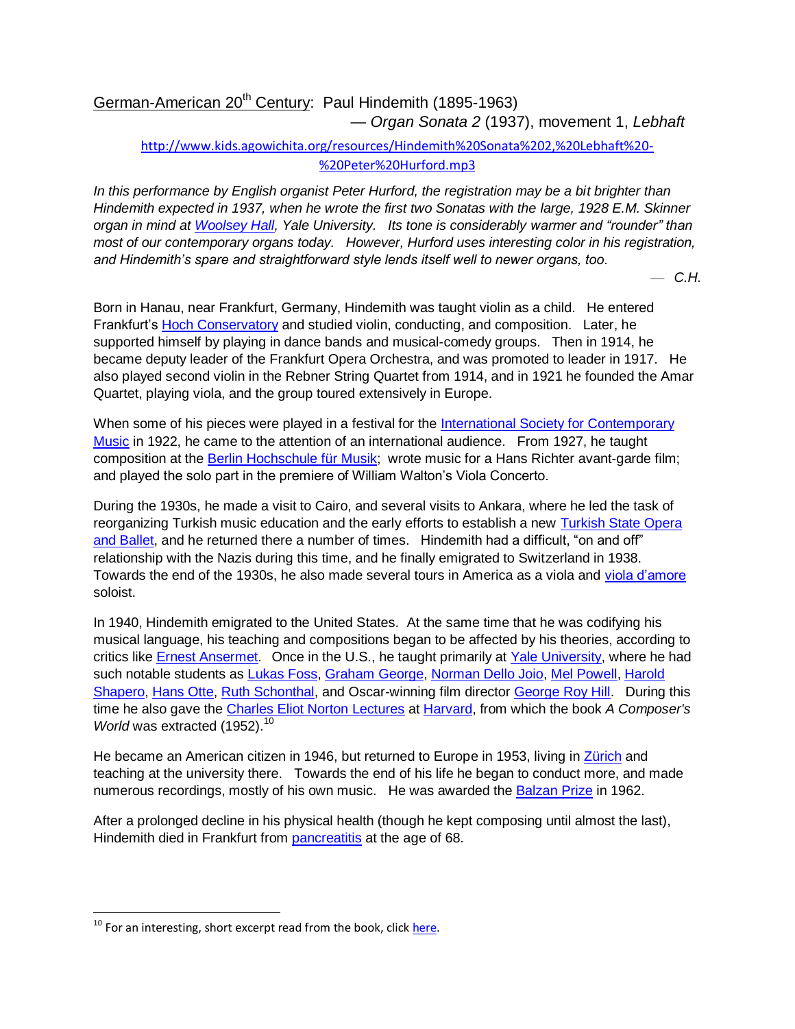<u>German-American 20th Century</u>: Paul Hindemith (1895-1963)

— *Organ Sonata 2* (1937), movement 1, *Lebhaft*

http://www.kids.agowichita.org/resources/Hindemith%20Sonata%202,%20Lebhaft%20-%20Peter%20Hurford.mp3

*In this performance by English organist Peter Hurford, the registration may be a bit brighter than Hindemith expected in 1937, when he wrote the first two Sonatas with the large, 1928 E.M. Skinner organ in mind at Woolsey Hall, Yale University. Its tone is considerably warmer and "rounder" than most of our contemporary organs today. However, Hurford uses interesting color in his registration, and Hindemith's spare and straightforward style lends itself well to newer organs, too.*

— *C.H.*

Born in Hanau, near Frankfurt, Germany, Hindemith was taught violin as a child. He entered Frankfurt's Hoch Conservatory and studied violin, conducting, and composition. Later, he supported himself by playing in dance bands and musical-comedy groups. Then in 1914, he became deputy leader of the Frankfurt Opera Orchestra, and was promoted to leader in 1917. He also played second violin in the Rebner String Quartet from 1914, and in 1921 he founded the Amar Quartet, playing viola, and the group toured extensively in Europe.

When some of his pieces were played in a festival for the International Society for Contemporary Music in 1922, he came to the attention of an international audience. From 1927, he taught composition at the Berlin Hochschule für Musik; wrote music for a Hans Richter avant-garde film; and played the solo part in the premiere of William Walton's Viola Concerto.

During the 1930s, he made a visit to Cairo, and several visits to Ankara, where he led the task of reorganizing Turkish music education and the early efforts to establish a new Turkish State Opera and Ballet, and he returned there a number of times. Hindemith had a difficult, "on and off" relationship with the Nazis during this time, and he finally emigrated to Switzerland in 1938. Towards the end of the 1930s, he also made several tours in America as a viola and viola d'amore soloist.

In 1940, Hindemith emigrated to the United States. At the same time that he was codifying his musical language, his teaching and compositions began to be affected by his theories, according to critics like Ernest Ansermet. Once in the U.S., he taught primarily at Yale University, where he had such notable students as Lukas Foss, Graham George, Norman Dello Joio, Mel Powell, Harold Shapero, Hans Otte, Ruth Schonthal, and Oscar-winning film director George Roy Hill. During this time he also gave the Charles Eliot Norton Lectures at Harvard, from which the book *A Composer's World* was extracted (1952).[10]

He became an American citizen in 1946, but returned to Europe in 1953, living in Zürich and teaching at the university there. Towards the end of his life he began to conduct more, and made numerous recordings, mostly of his own music. He was awarded the Balzan Prize in 1962.

After a prolonged decline in his physical health (though he kept composing until almost the last), Hindemith died in Frankfurt from pancreatitis at the age of 68.

---

[10] For an interesting, short excerpt read from the book, click here.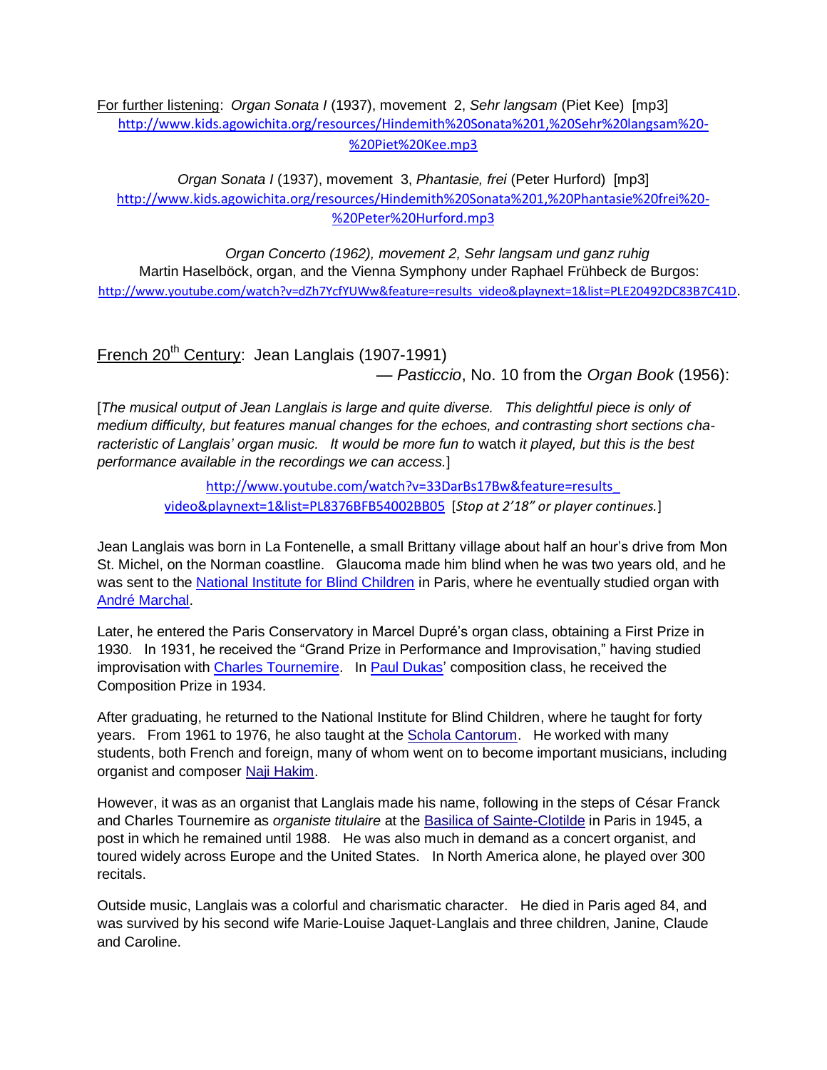For further listening: *Organ Sonata I* (1937), movement 2, *Sehr langsam* (Piet Kee) [mp3]
http://www.kids.agowichita.org/resources/Hindemith%20Sonata%201,%20Sehr%20langsam%20-%20Piet%20Kee.mp3

*Organ Sonata I* (1937), movement 3, *Phantasie, frei* (Peter Hurford) [mp3]
http://www.kids.agowichita.org/resources/Hindemith%20Sonata%201,%20Phantasie%20frei%20-%20Peter%20Hurford.mp3

*Organ Concerto (1962), movement 2, Sehr langsam und ganz ruhig*
Martin Haselböck, organ, and the Vienna Symphony under Raphael Frühbeck de Burgos:
http://www.youtube.com/watch?v=dZh7YcfYUWw&feature=results_video&playnext=1&list=PLE20492DC83B7C41D.

## French 20th Century: Jean Langlais (1907-1991)

— *Pasticcio*, No. 10 from the *Organ Book* (1956):

[*The musical output of Jean Langlais is large and quite diverse. This delightful piece is only of medium difficulty, but features manual changes for the echoes, and contrasting short sections characteristic of Langlais' organ music. It would be more fun to* watch *it played, but this is the best performance available in the recordings we can access.*]

http://www.youtube.com/watch?v=33DarBs17Bw&feature=results_video&playnext=1&list=PL8376BFB54002BB05 [*Stop at 2'18" or player continues.*]

Jean Langlais was born in La Fontenelle, a small Brittany village about half an hour's drive from Mon St. Michel, on the Norman coastline. Glaucoma made him blind when he was two years old, and he was sent to the National Institute for Blind Children in Paris, where he eventually studied organ with André Marchal.

Later, he entered the Paris Conservatory in Marcel Dupré's organ class, obtaining a First Prize in 1930. In 1931, he received the "Grand Prize in Performance and Improvisation," having studied improvisation with Charles Tournemire. In Paul Dukas' composition class, he received the Composition Prize in 1934.

After graduating, he returned to the National Institute for Blind Children, where he taught for forty years. From 1961 to 1976, he also taught at the Schola Cantorum. He worked with many students, both French and foreign, many of whom went on to become important musicians, including organist and composer Naji Hakim.

However, it was as an organist that Langlais made his name, following in the steps of César Franck and Charles Tournemire as *organiste titulaire* at the Basilica of Sainte-Clotilde in Paris in 1945, a post in which he remained until 1988. He was also much in demand as a concert organist, and toured widely across Europe and the United States. In North America alone, he played over 300 recitals.

Outside music, Langlais was a colorful and charismatic character. He died in Paris aged 84, and was survived by his second wife Marie-Louise Jaquet-Langlais and three children, Janine, Claude and Caroline.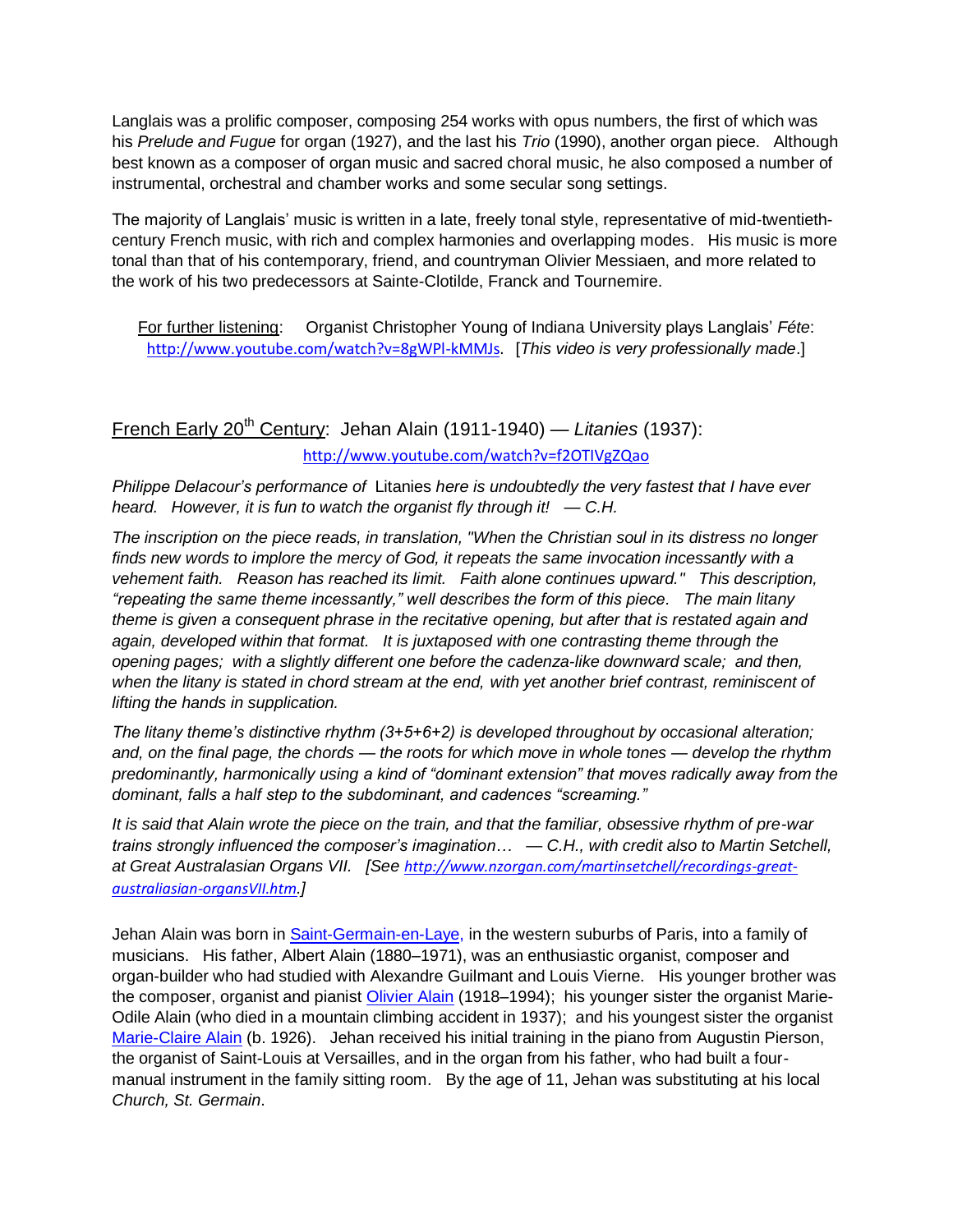Langlais was a prolific composer, composing 254 works with opus numbers, the first of which was his *Prelude and Fugue* for organ (1927), and the last his *Trio* (1990), another organ piece. Although best known as a composer of organ music and sacred choral music, he also composed a number of instrumental, orchestral and chamber works and some secular song settings.

The majority of Langlais' music is written in a late, freely tonal style, representative of mid-twentieth-century French music, with rich and complex harmonies and overlapping modes. His music is more tonal than that of his contemporary, friend, and countryman Olivier Messiaen, and more related to the work of his two predecessors at Sainte-Clotilde, Franck and Tournemire.

> For further listening: Organist Christopher Young of Indiana University plays Langlais' *Féte*: http://www.youtube.com/watch?v=8gWPl-kMMJs. [*This video is very professionally made*.]

## French Early 20th Century: Jehan Alain (1911-1940) — *Litanies* (1937):

http://www.youtube.com/watch?v=f2OTIVgZQao

*Philippe Delacour's performance of* Litanies *here is undoubtedly the very fastest that I have ever heard. However, it is fun to watch the organist fly through it! — C.H.*

*The inscription on the piece reads, in translation, "When the Christian soul in its distress no longer finds new words to implore the mercy of God, it repeats the same invocation incessantly with a vehement faith. Reason has reached its limit. Faith alone continues upward." This description, "repeating the same theme incessantly," well describes the form of this piece. The main litany theme is given a consequent phrase in the recitative opening, but after that is restated again and again, developed within that format. It is juxtaposed with one contrasting theme through the opening pages; with a slightly different one before the cadenza-like downward scale; and then, when the litany is stated in chord stream at the end, with yet another brief contrast, reminiscent of lifting the hands in supplication.*

*The litany theme's distinctive rhythm (3+5+6+2) is developed throughout by occasional alteration; and, on the final page, the chords — the roots for which move in whole tones — develop the rhythm predominantly, harmonically using a kind of "dominant extension" that moves radically away from the dominant, falls a half step to the subdominant, and cadences "screaming."*

*It is said that Alain wrote the piece on the train, and that the familiar, obsessive rhythm of pre-war trains strongly influenced the composer's imagination… — C.H., with credit also to Martin Setchell, at Great Australasian Organs VII. [See http://www.nzorgan.com/martinsetchell/recordings-great-australiasian-organsVII.htm.]*

Jehan Alain was born in Saint-Germain-en-Laye, in the western suburbs of Paris, into a family of musicians. His father, Albert Alain (1880–1971), was an enthusiastic organist, composer and organ-builder who had studied with Alexandre Guilmant and Louis Vierne. His younger brother was the composer, organist and pianist Olivier Alain (1918–1994); his younger sister the organist Marie-Odile Alain (who died in a mountain climbing accident in 1937); and his youngest sister the organist Marie-Claire Alain (b. 1926). Jehan received his initial training in the piano from Augustin Pierson, the organist of Saint-Louis at Versailles, and in the organ from his father, who had built a four-manual instrument in the family sitting room. By the age of 11, Jehan was substituting at his local *Church, St. Germain*.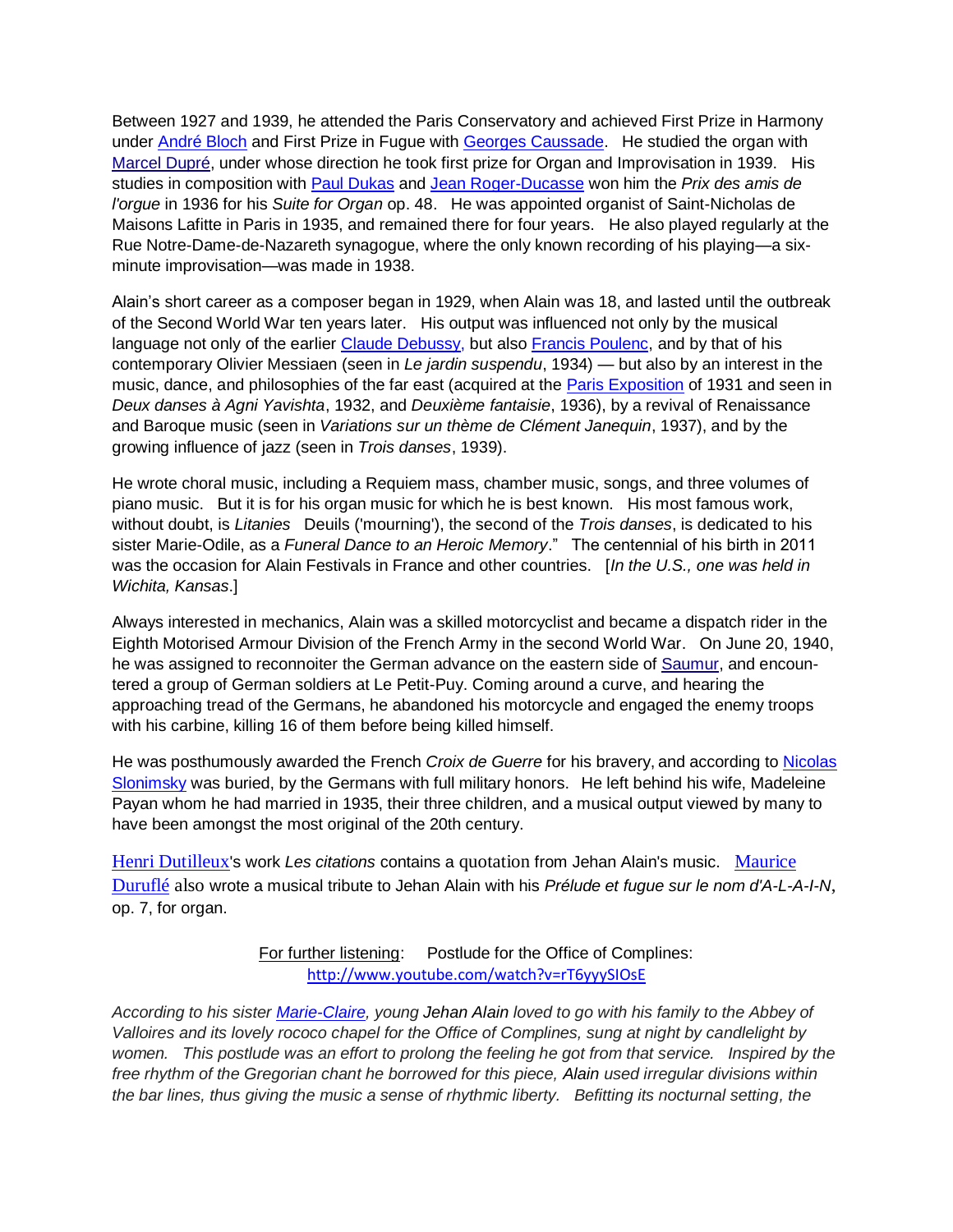Between 1927 and 1939, he attended the Paris Conservatory and achieved First Prize in Harmony under André Bloch and First Prize in Fugue with Georges Caussade. He studied the organ with Marcel Dupré, under whose direction he took first prize for Organ and Improvisation in 1939. His studies in composition with Paul Dukas and Jean Roger-Ducasse won him the *Prix des amis de l'orgue* in 1936 for his *Suite for Organ* op. 48. He was appointed organist of Saint-Nicholas de Maisons Lafitte in Paris in 1935, and remained there for four years. He also played regularly at the Rue Notre-Dame-de-Nazareth synagogue, where the only known recording of his playing—a six-minute improvisation—was made in 1938.

Alain's short career as a composer began in 1929, when Alain was 18, and lasted until the outbreak of the Second World War ten years later. His output was influenced not only by the musical language not only of the earlier Claude Debussy, but also Francis Poulenc, and by that of his contemporary Olivier Messiaen (seen in *Le jardin suspendu*, 1934) — but also by an interest in the music, dance, and philosophies of the far east (acquired at the Paris Exposition of 1931 and seen in *Deux danses à Agni Yavishta*, 1932, and *Deuxième fantaisie*, 1936), by a revival of Renaissance and Baroque music (seen in *Variations sur un thème de Clément Janequin*, 1937), and by the growing influence of jazz (seen in *Trois danses*, 1939).

He wrote choral music, including a Requiem mass, chamber music, songs, and three volumes of piano music. But it is for his organ music for which he is best known. His most famous work, without doubt, is *Litanies* Deuils ('mourning'), the second of the *Trois danses*, is dedicated to his sister Marie-Odile, as a *Funeral Dance to an Heroic Memory*." The centennial of his birth in 2011 was the occasion for Alain Festivals in France and other countries. [*In the U.S., one was held in Wichita, Kansas*.]

Always interested in mechanics, Alain was a skilled motorcyclist and became a dispatch rider in the Eighth Motorised Armour Division of the French Army in the second World War. On June 20, 1940, he was assigned to reconnoiter the German advance on the eastern side of Saumur, and encountered a group of German soldiers at Le Petit-Puy. Coming around a curve, and hearing the approaching tread of the Germans, he abandoned his motorcycle and engaged the enemy troops with his carbine, killing 16 of them before being killed himself.

He was posthumously awarded the French *Croix de Guerre* for his bravery, and according to Nicolas Slonimsky was buried, by the Germans with full military honors. He left behind his wife, Madeleine Payan whom he had married in 1935, their three children, and a musical output viewed by many to have been amongst the most original of the 20th century.

Henri Dutilleux's work *Les citations* contains a quotation from Jehan Alain's music. Maurice Duruflé also wrote a musical tribute to Jehan Alain with his *Prélude et fugue sur le nom d'A-L-A-I-N*, op. 7, for organ.

For further listening: Postlude for the Office of Complines:
http://www.youtube.com/watch?v=rT6yyySIOsE

*According to his sister Marie-Claire, young Jehan Alain loved to go with his family to the Abbey of Valloires and its lovely rococo chapel for the Office of Complines, sung at night by candlelight by women. This postlude was an effort to prolong the feeling he got from that service. Inspired by the free rhythm of the Gregorian chant he borrowed for this piece, Alain used irregular divisions within the bar lines, thus giving the music a sense of rhythmic liberty. Befitting its nocturnal setting, the*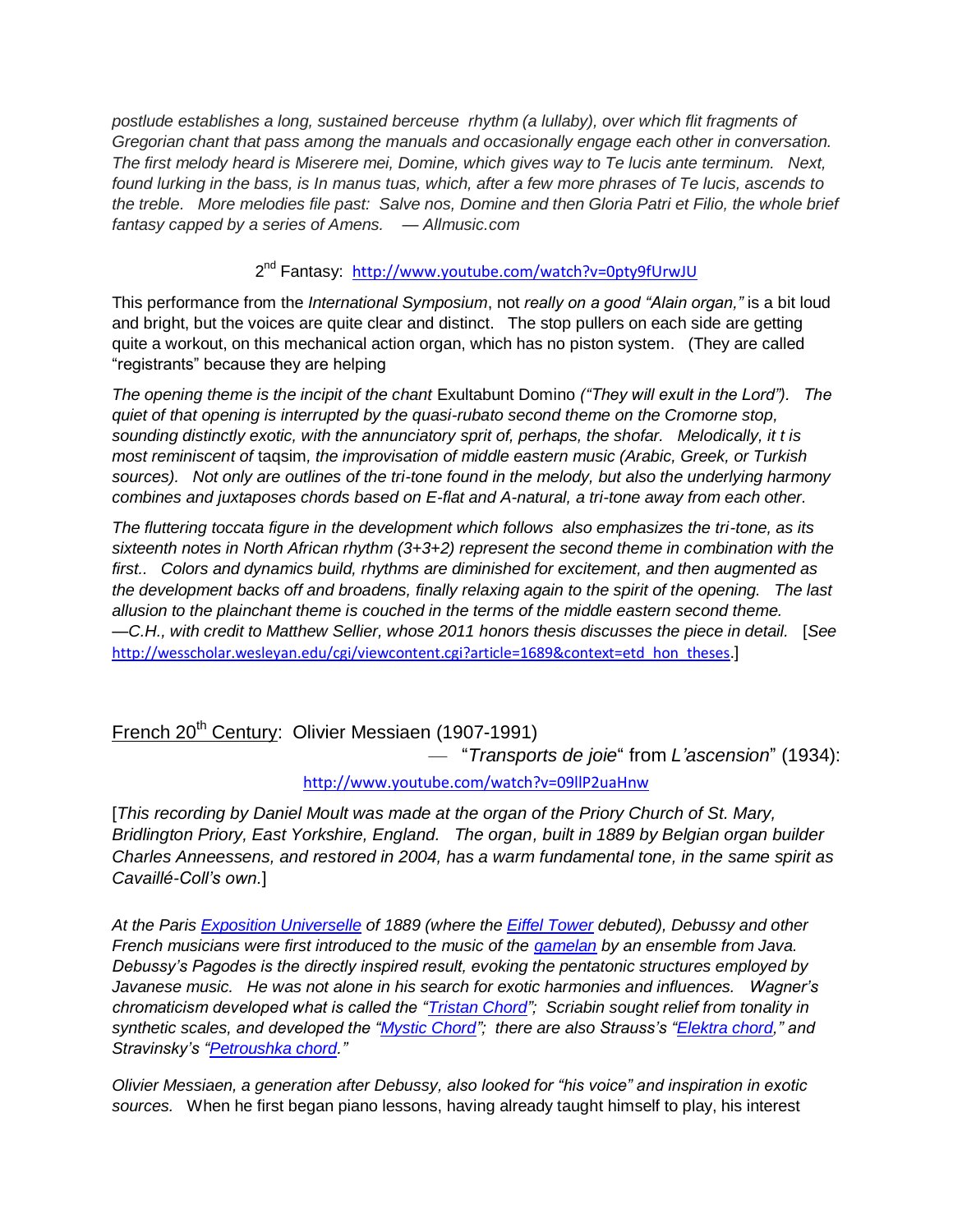*postlude establishes a long, sustained berceuse rhythm (a lullaby), over which flit fragments of Gregorian chant that pass among the manuals and occasionally engage each other in conversation. The first melody heard is Miserere mei, Domine, which gives way to Te lucis ante terminum. Next, found lurking in the bass, is In manus tuas, which, after a few more phrases of Te lucis, ascends to the treble. More melodies file past: Salve nos, Domine and then Gloria Patri et Filio, the whole brief fantasy capped by a series of Amens. — Allmusic.com*

2nd Fantasy: http://www.youtube.com/watch?v=0pty9fUrwJU

This performance from the *International Symposium*, not *really on a good "Alain organ,"* is a bit loud and bright, but the voices are quite clear and distinct. The stop pullers on each side are getting quite a workout, on this mechanical action organ, which has no piston system. (They are called "registrants" because they are helping

*The opening theme is the incipit of the chant* Exultabunt Domino *("They will exult in the Lord"). The quiet of that opening is interrupted by the quasi-rubato second theme on the Cromorne stop, sounding distinctly exotic, with the annunciatory sprit of, perhaps, the shofar. Melodically, it t is most reminiscent of* taqsim*, the improvisation of middle eastern music (Arabic, Greek, or Turkish sources). Not only are outlines of the tri-tone found in the melody, but also the underlying harmony combines and juxtaposes chords based on E-flat and A-natural, a tri-tone away from each other.*

*The fluttering toccata figure in the development which follows also emphasizes the tri-tone, as its sixteenth notes in North African rhythm (3+3+2) represent the second theme in combination with the first.. Colors and dynamics build, rhythms are diminished for excitement, and then augmented as the development backs off and broadens, finally relaxing again to the spirit of the opening. The last allusion to the plainchant theme is couched in the terms of the middle eastern second theme. —C.H., with credit to Matthew Sellier, whose 2011 honors thesis discusses the piece in detail.* [*See* http://wesscholar.wesleyan.edu/cgi/viewcontent.cgi?article=1689&context=etd_hon_theses.]

French 20th Century: Olivier Messiaen (1907-1991)

— "*Transports de joie*" from *L'ascension*" (1934):

http://www.youtube.com/watch?v=09llP2uaHnw

[*This recording by Daniel Moult was made at the organ of the Priory Church of St. Mary, Bridlington Priory, East Yorkshire, England. The organ, built in 1889 by Belgian organ builder Charles Anneessens, and restored in 2004, has a warm fundamental tone, in the same spirit as Cavaillé-Coll's own.*]

*At the Paris Exposition Universelle of 1889 (where the Eiffel Tower debuted), Debussy and other French musicians were first introduced to the music of the gamelan by an ensemble from Java. Debussy's Pagodes is the directly inspired result, evoking the pentatonic structures employed by Javanese music. He was not alone in his search for exotic harmonies and influences. Wagner's chromaticism developed what is called the "Tristan Chord"; Scriabin sought relief from tonality in synthetic scales, and developed the "Mystic Chord"; there are also Strauss's "Elektra chord," and Stravinsky's "Petroushka chord."*

*Olivier Messiaen, a generation after Debussy, also looked for "his voice" and inspiration in exotic sources.* When he first began piano lessons, having already taught himself to play, his interest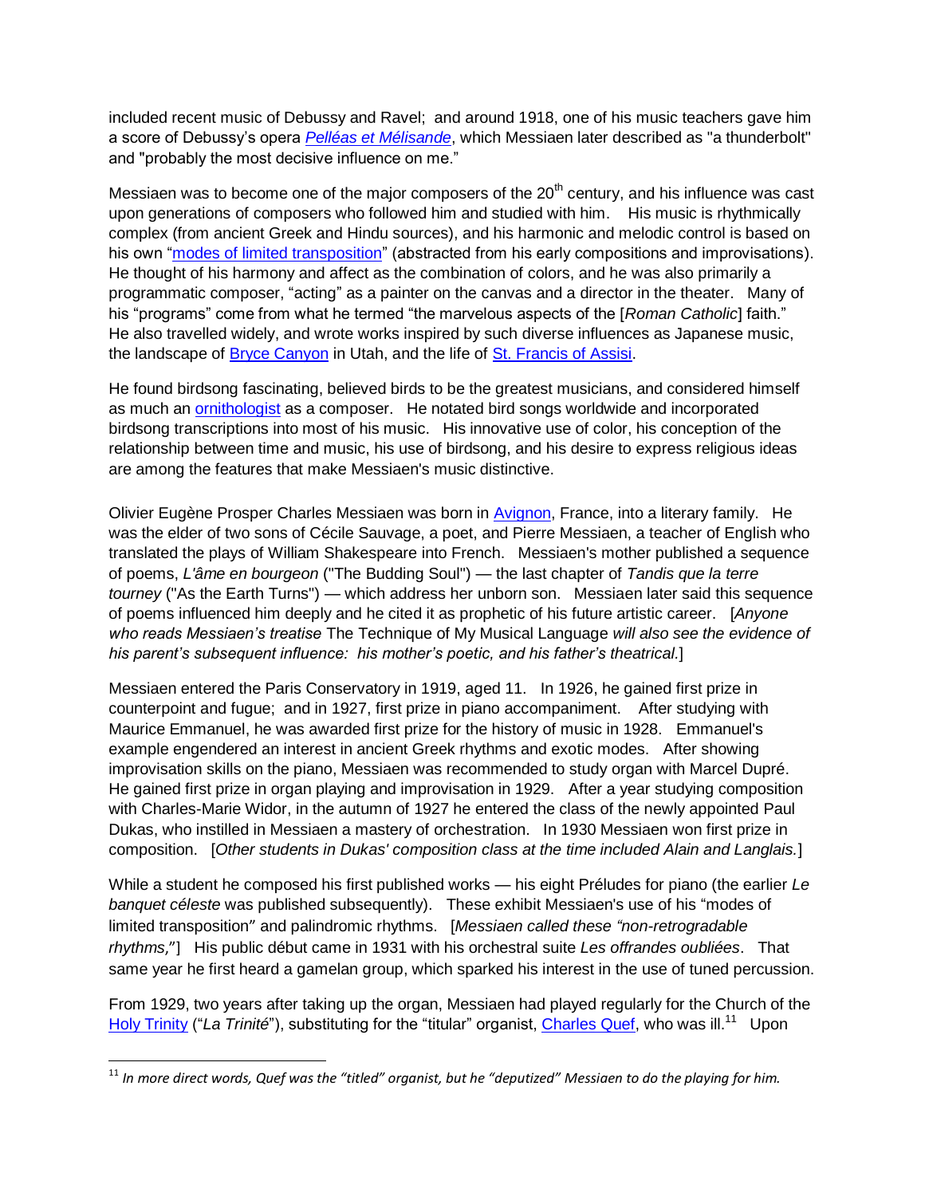included recent music of Debussy and Ravel; and around 1918, one of his music teachers gave him a score of Debussy's opera *Pelléas et Mélisande*, which Messiaen later described as "a thunderbolt" and "probably the most decisive influence on me."

Messiaen was to become one of the major composers of the 20th century, and his influence was cast upon generations of composers who followed him and studied with him. His music is rhythmically complex (from ancient Greek and Hindu sources), and his harmonic and melodic control is based on his own "modes of limited transposition" (abstracted from his early compositions and improvisations). He thought of his harmony and affect as the combination of colors, and he was also primarily a programmatic composer, "acting" as a painter on the canvas and a director in the theater. Many of his "programs" come from what he termed "the marvelous aspects of the [*Roman Catholic*] faith." He also travelled widely, and wrote works inspired by such diverse influences as Japanese music, the landscape of Bryce Canyon in Utah, and the life of St. Francis of Assisi.

He found birdsong fascinating, believed birds to be the greatest musicians, and considered himself as much an ornithologist as a composer. He notated bird songs worldwide and incorporated birdsong transcriptions into most of his music. His innovative use of color, his conception of the relationship between time and music, his use of birdsong, and his desire to express religious ideas are among the features that make Messiaen's music distinctive.

Olivier Eugène Prosper Charles Messiaen was born in Avignon, France, into a literary family. He was the elder of two sons of Cécile Sauvage, a poet, and Pierre Messiaen, a teacher of English who translated the plays of William Shakespeare into French. Messiaen's mother published a sequence of poems, *L'âme en bourgeon* ("The Budding Soul") — the last chapter of *Tandis que la terre tourney* ("As the Earth Turns") — which address her unborn son. Messiaen later said this sequence of poems influenced him deeply and he cited it as prophetic of his future artistic career. [*Anyone who reads Messiaen's treatise* The Technique of My Musical Language *will also see the evidence of his parent's subsequent influence: his mother's poetic, and his father's theatrical.*]

Messiaen entered the Paris Conservatory in 1919, aged 11. In 1926, he gained first prize in counterpoint and fugue; and in 1927, first prize in piano accompaniment. After studying with Maurice Emmanuel, he was awarded first prize for the history of music in 1928. Emmanuel's example engendered an interest in ancient Greek rhythms and exotic modes. After showing improvisation skills on the piano, Messiaen was recommended to study organ with Marcel Dupré. He gained first prize in organ playing and improvisation in 1929. After a year studying composition with Charles-Marie Widor, in the autumn of 1927 he entered the class of the newly appointed Paul Dukas, who instilled in Messiaen a mastery of orchestration. In 1930 Messiaen won first prize in composition. [*Other students in Dukas' composition class at the time included Alain and Langlais.*]

While a student he composed his first published works — his eight Préludes for piano (the earlier *Le banquet céleste* was published subsequently). These exhibit Messiaen's use of his "modes of limited transposition" and palindromic rhythms. [*Messiaen called these "non-retrogradable rhythms,"*] His public début came in 1931 with his orchestral suite *Les offrandes oubliées*. That same year he first heard a gamelan group, which sparked his interest in the use of tuned percussion.

From 1929, two years after taking up the organ, Messiaen had played regularly for the Church of the Holy Trinity ("*La Trinité*"), substituting for the "titular" organist, Charles Quef, who was ill.[11] Upon

[11] *In more direct words, Quef was the "titled" organist, but he "deputized" Messiaen to do the playing for him.*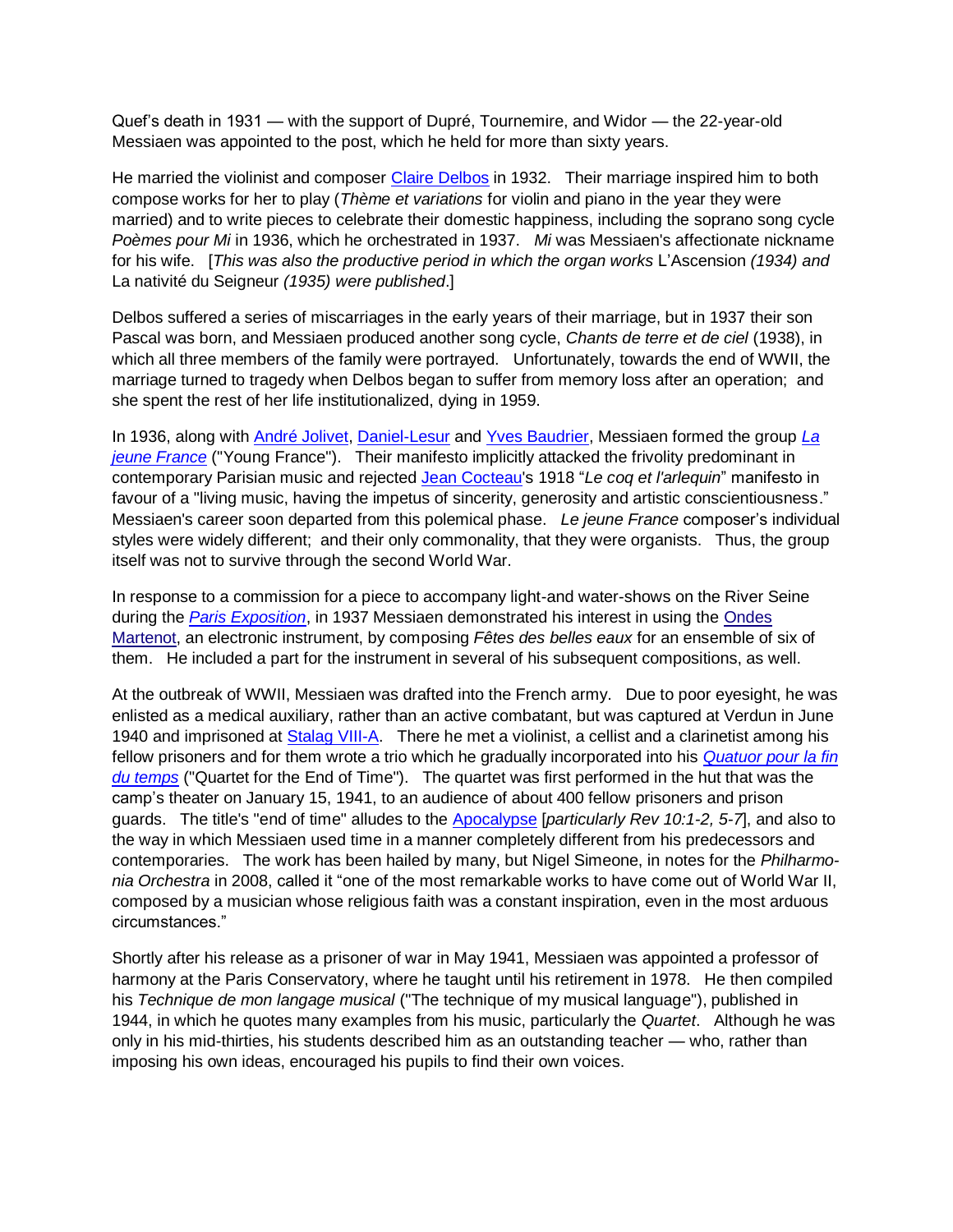Quef's death in 1931 — with the support of Dupré, Tournemire, and Widor — the 22-year-old Messiaen was appointed to the post, which he held for more than sixty years.

He married the violinist and composer Claire Delbos in 1932. Their marriage inspired him to both compose works for her to play (*Thème et variations* for violin and piano in the year they were married) and to write pieces to celebrate their domestic happiness, including the soprano song cycle *Poèmes pour Mi* in 1936, which he orchestrated in 1937. *Mi* was Messiaen's affectionate nickname for his wife. [*This was also the productive period in which the organ works* L'Ascension *(1934) and* La nativité du Seigneur *(1935) were published*.]

Delbos suffered a series of miscarriages in the early years of their marriage, but in 1937 their son Pascal was born, and Messiaen produced another song cycle, *Chants de terre et de ciel* (1938), in which all three members of the family were portrayed. Unfortunately, towards the end of WWII, the marriage turned to tragedy when Delbos began to suffer from memory loss after an operation; and she spent the rest of her life institutionalized, dying in 1959.

In 1936, along with André Jolivet, Daniel-Lesur and Yves Baudrier, Messiaen formed the group *La jeune France* ("Young France"). Their manifesto implicitly attacked the frivolity predominant in contemporary Parisian music and rejected Jean Cocteau's 1918 "*Le coq et l'arlequin*" manifesto in favour of a "living music, having the impetus of sincerity, generosity and artistic conscientiousness." Messiaen's career soon departed from this polemical phase. *Le jeune France* composer's individual styles were widely different; and their only commonality, that they were organists. Thus, the group itself was not to survive through the second World War.

In response to a commission for a piece to accompany light-and water-shows on the River Seine during the *Paris Exposition*, in 1937 Messiaen demonstrated his interest in using the Ondes Martenot, an electronic instrument, by composing *Fêtes des belles eaux* for an ensemble of six of them. He included a part for the instrument in several of his subsequent compositions, as well.

At the outbreak of WWII, Messiaen was drafted into the French army. Due to poor eyesight, he was enlisted as a medical auxiliary, rather than an active combatant, but was captured at Verdun in June 1940 and imprisoned at Stalag VIII-A. There he met a violinist, a cellist and a clarinetist among his fellow prisoners and for them wrote a trio which he gradually incorporated into his *Quatuor pour la fin du temps* ("Quartet for the End of Time"). The quartet was first performed in the hut that was the camp's theater on January 15, 1941, to an audience of about 400 fellow prisoners and prison guards. The title's "end of time" alludes to the Apocalypse [*particularly Rev 10:1-2, 5-7*], and also to the way in which Messiaen used time in a manner completely different from his predecessors and contemporaries. The work has been hailed by many, but Nigel Simeone, in notes for the *Philharmonia Orchestra* in 2008, called it "one of the most remarkable works to have come out of World War II, composed by a musician whose religious faith was a constant inspiration, even in the most arduous circumstances."

Shortly after his release as a prisoner of war in May 1941, Messiaen was appointed a professor of harmony at the Paris Conservatory, where he taught until his retirement in 1978. He then compiled his *Technique de mon langage musical* ("The technique of my musical language"), published in 1944, in which he quotes many examples from his music, particularly the *Quartet*. Although he was only in his mid-thirties, his students described him as an outstanding teacher — who, rather than imposing his own ideas, encouraged his pupils to find their own voices.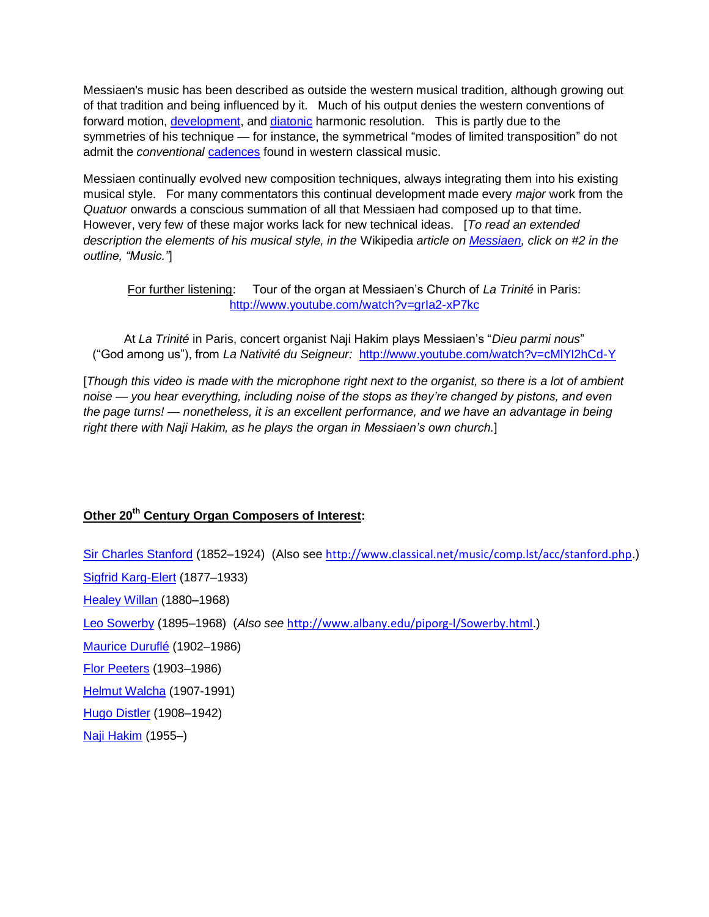Messiaen's music has been described as outside the western musical tradition, although growing out of that tradition and being influenced by it. Much of his output denies the western conventions of forward motion, development, and diatonic harmonic resolution. This is partly due to the symmetries of his technique — for instance, the symmetrical "modes of limited transposition" do not admit the *conventional* cadences found in western classical music.

Messiaen continually evolved new composition techniques, always integrating them into his existing musical style. For many commentators this continual development made every *major* work from the *Quatuor* onwards a conscious summation of all that Messiaen had composed up to that time. However, very few of these major works lack for new technical ideas. [*To read an extended description the elements of his musical style, in the* Wikipedia *article on Messiaen, click on #2 in the outline, "Music."*]

For further listening: Tour of the organ at Messiaen's Church of *La Trinité* in Paris: http://www.youtube.com/watch?v=grIa2-xP7kc

At *La Trinité* in Paris, concert organist Naji Hakim plays Messiaen's "*Dieu parmi nous*" ("God among us"), from *La Nativité du Seigneur:* http://www.youtube.com/watch?v=cMlYI2hCd-Y

[*Though this video is made with the microphone right next to the organist, so there is a lot of ambient noise — you hear everything, including noise of the stops as they're changed by pistons, and even the page turns! — nonetheless, it is an excellent performance, and we have an advantage in being right there with Naji Hakim, as he plays the organ in Messiaen's own church.*]

**Other 20th Century Organ Composers of Interest:**

Sir Charles Stanford (1852–1924) (Also see http://www.classical.net/music/comp.lst/acc/stanford.php.)

Sigfrid Karg-Elert (1877–1933)

Healey Willan (1880–1968)

Leo Sowerby (1895–1968) (*Also see* http://www.albany.edu/piporg-l/Sowerby.html.)

Maurice Duruflé (1902–1986)

Flor Peeters (1903–1986)

Helmut Walcha (1907-1991)

Hugo Distler (1908–1942)

Naji Hakim (1955–)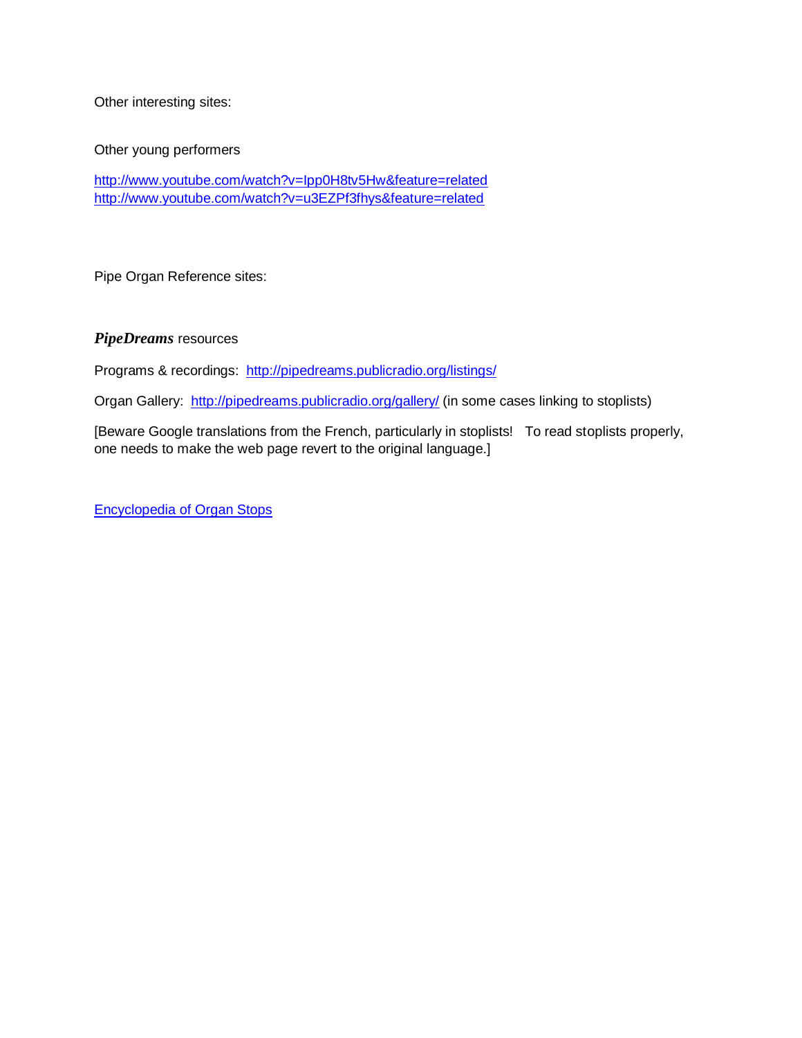Other interesting sites:

Other young performers

http://www.youtube.com/watch?v=Ipp0H8tv5Hw&feature=related
http://www.youtube.com/watch?v=u3EZPf3fhys&feature=related

Pipe Organ Reference sites:

***PipeDreams*** resources

Programs & recordings: http://pipedreams.publicradio.org/listings/

Organ Gallery: http://pipedreams.publicradio.org/gallery/ (in some cases linking to stoplists)

[Beware Google translations from the French, particularly in stoplists! To read stoplists properly, one needs to make the web page revert to the original language.]

Encyclopedia of Organ Stops